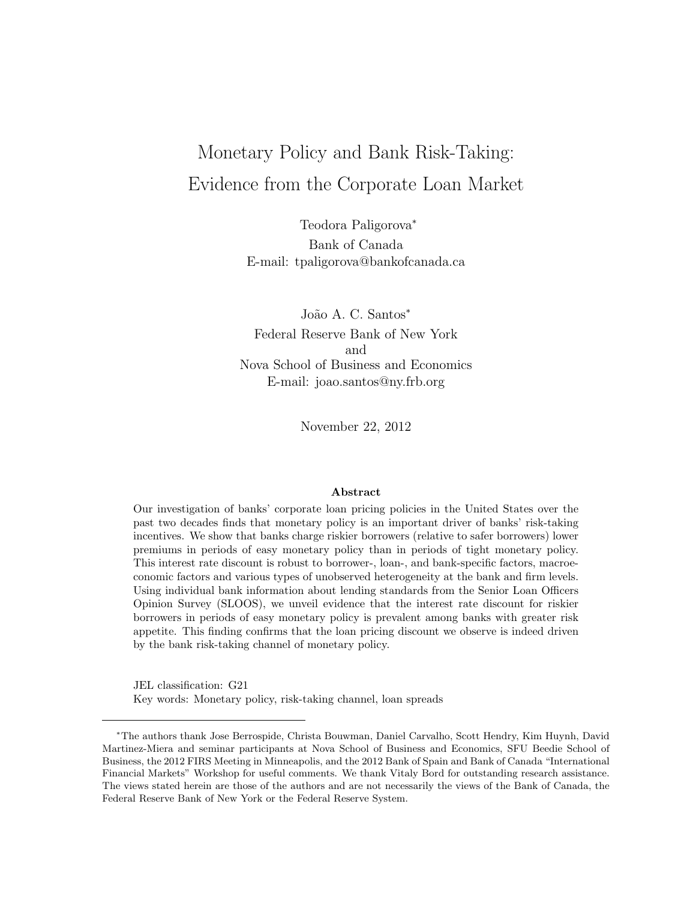# Monetary Policy and Bank Risk-Taking: Evidence from the Corporate Loan Market

Teodora Paligorova*
Bank of Canada
E-mail: tpaligorova@bankofcanada.ca

João A. C. Santos*
Federal Reserve Bank of New York
and
Nova School of Business and Economics
E-mail: joao.santos@ny.frb.org

November 22, 2012

### Abstract

Our investigation of banks' corporate loan pricing policies in the United States over the past two decades finds that monetary policy is an important driver of banks' risk-taking incentives. We show that banks charge riskier borrowers (relative to safer borrowers) lower premiums in periods of easy monetary policy than in periods of tight monetary policy. This interest rate discount is robust to borrower-, loan-, and bank-specific factors, macroeconomic factors and various types of unobserved heterogeneity at the bank and firm levels. Using individual bank information about lending standards from the Senior Loan Officers Opinion Survey (SLOOS), we unveil evidence that the interest rate discount for riskier borrowers in periods of easy monetary policy is prevalent among banks with greater risk appetite. This finding confirms that the loan pricing discount we observe is indeed driven by the bank risk-taking channel of monetary policy.

JEL classification: G21
Key words: Monetary policy, risk-taking channel, loan spreads

---

*The authors thank Jose Berrospide, Christa Bouwman, Daniel Carvalho, Scott Hendry, Kim Huynh, David Martinez-Miera and seminar participants at Nova School of Business and Economics, SFU Beedie School of Business, the 2012 FIRS Meeting in Minneapolis, and the 2012 Bank of Spain and Bank of Canada "International Financial Markets" Workshop for useful comments. We thank Vitaly Bord for outstanding research assistance. The views stated herein are those of the authors and are not necessarily the views of the Bank of Canada, the Federal Reserve Bank of New York or the Federal Reserve System.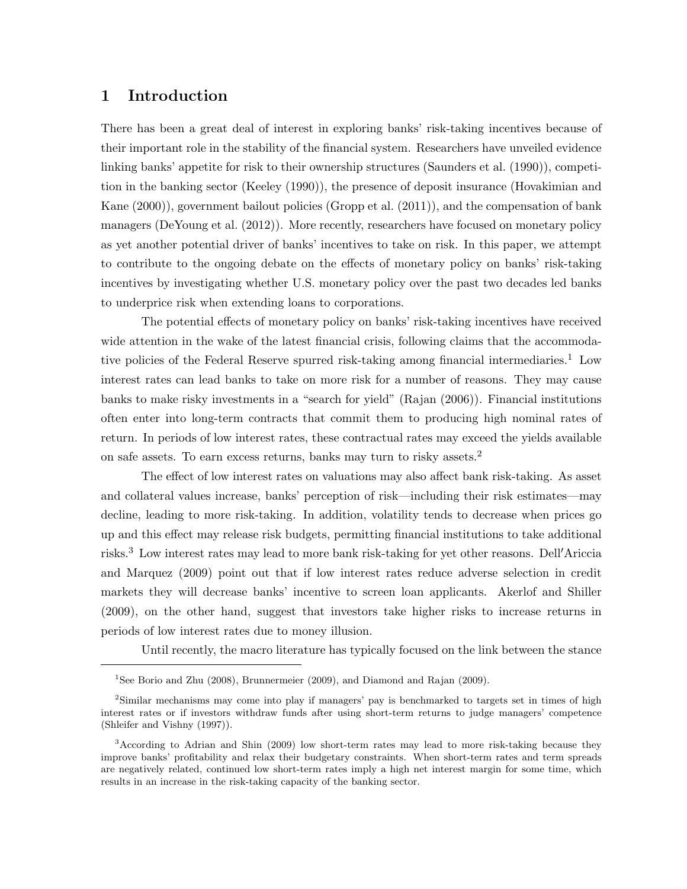# 1 Introduction

There has been a great deal of interest in exploring banks' risk-taking incentives because of their important role in the stability of the financial system. Researchers have unveiled evidence linking banks' appetite for risk to their ownership structures (Saunders et al. (1990)), competition in the banking sector (Keeley (1990)), the presence of deposit insurance (Hovakimian and Kane (2000)), government bailout policies (Gropp et al. (2011)), and the compensation of bank managers (DeYoung et al. (2012)). More recently, researchers have focused on monetary policy as yet another potential driver of banks' incentives to take on risk. In this paper, we attempt to contribute to the ongoing debate on the effects of monetary policy on banks' risk-taking incentives by investigating whether U.S. monetary policy over the past two decades led banks to underprice risk when extending loans to corporations.

The potential effects of monetary policy on banks' risk-taking incentives have received wide attention in the wake of the latest financial crisis, following claims that the accommodative policies of the Federal Reserve spurred risk-taking among financial intermediaries.[1] Low interest rates can lead banks to take on more risk for a number of reasons. They may cause banks to make risky investments in a "search for yield" (Rajan (2006)). Financial institutions often enter into long-term contracts that commit them to producing high nominal rates of return. In periods of low interest rates, these contractual rates may exceed the yields available on safe assets. To earn excess returns, banks may turn to risky assets.[2]

The effect of low interest rates on valuations may also affect bank risk-taking. As asset and collateral values increase, banks' perception of risk—including their risk estimates—may decline, leading to more risk-taking. In addition, volatility tends to decrease when prices go up and this effect may release risk budgets, permitting financial institutions to take additional risks.[3] Low interest rates may lead to more bank risk-taking for yet other reasons. Dell′Ariccia and Marquez (2009) point out that if low interest rates reduce adverse selection in credit markets they will decrease banks' incentive to screen loan applicants. Akerlof and Shiller (2009), on the other hand, suggest that investors take higher risks to increase returns in periods of low interest rates due to money illusion.

Until recently, the macro literature has typically focused on the link between the stance

[1] See Borio and Zhu (2008), Brunnermeier (2009), and Diamond and Rajan (2009).

[2] Similar mechanisms may come into play if managers' pay is benchmarked to targets set in times of high interest rates or if investors withdraw funds after using short-term returns to judge managers' competence (Shleifer and Vishny (1997)).

[3] According to Adrian and Shin (2009) low short-term rates may lead to more risk-taking because they improve banks' profitability and relax their budgetary constraints. When short-term rates and term spreads are negatively related, continued low short-term rates imply a high net interest margin for some time, which results in an increase in the risk-taking capacity of the banking sector.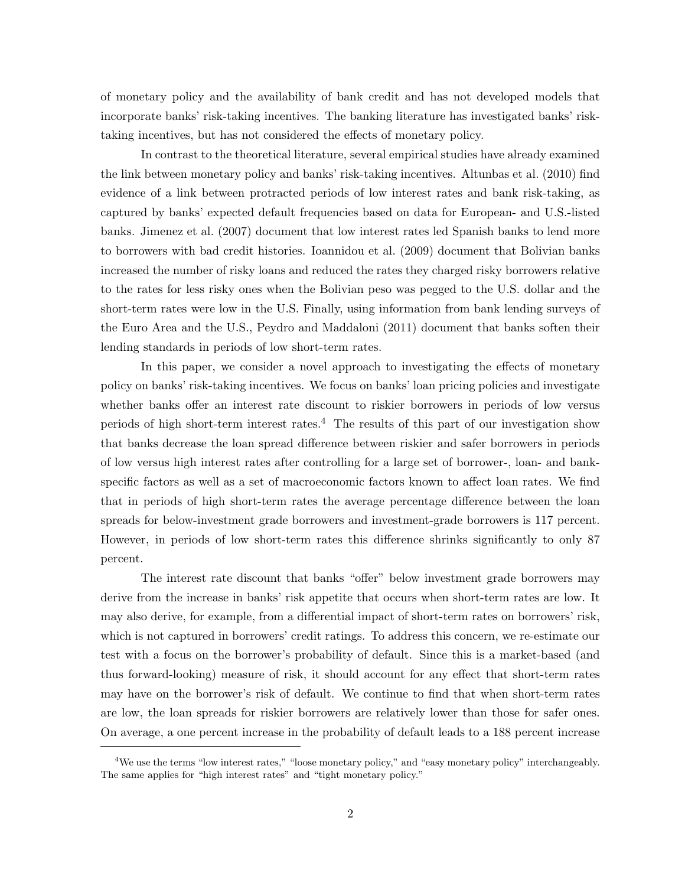of monetary policy and the availability of bank credit and has not developed models that incorporate banks' risk-taking incentives. The banking literature has investigated banks' risk-taking incentives, but has not considered the effects of monetary policy.

In contrast to the theoretical literature, several empirical studies have already examined the link between monetary policy and banks' risk-taking incentives. Altunbas et al. (2010) find evidence of a link between protracted periods of low interest rates and bank risk-taking, as captured by banks' expected default frequencies based on data for European- and U.S.-listed banks. Jimenez et al. (2007) document that low interest rates led Spanish banks to lend more to borrowers with bad credit histories. Ioannidou et al. (2009) document that Bolivian banks increased the number of risky loans and reduced the rates they charged risky borrowers relative to the rates for less risky ones when the Bolivian peso was pegged to the U.S. dollar and the short-term rates were low in the U.S. Finally, using information from bank lending surveys of the Euro Area and the U.S., Peydro and Maddaloni (2011) document that banks soften their lending standards in periods of low short-term rates.

In this paper, we consider a novel approach to investigating the effects of monetary policy on banks' risk-taking incentives. We focus on banks' loan pricing policies and investigate whether banks offer an interest rate discount to riskier borrowers in periods of low versus periods of high short-term interest rates.[4] The results of this part of our investigation show that banks decrease the loan spread difference between riskier and safer borrowers in periods of low versus high interest rates after controlling for a large set of borrower-, loan- and bank-specific factors as well as a set of macroeconomic factors known to affect loan rates. We find that in periods of high short-term rates the average percentage difference between the loan spreads for below-investment grade borrowers and investment-grade borrowers is 117 percent. However, in periods of low short-term rates this difference shrinks significantly to only 87 percent.

The interest rate discount that banks "offer" below investment grade borrowers may derive from the increase in banks' risk appetite that occurs when short-term rates are low. It may also derive, for example, from a differential impact of short-term rates on borrowers' risk, which is not captured in borrowers' credit ratings. To address this concern, we re-estimate our test with a focus on the borrower's probability of default. Since this is a market-based (and thus forward-looking) measure of risk, it should account for any effect that short-term rates may have on the borrower's risk of default. We continue to find that when short-term rates are low, the loan spreads for riskier borrowers are relatively lower than those for safer ones. On average, a one percent increase in the probability of default leads to a 188 percent increase

[4] We use the terms "low interest rates," "loose monetary policy," and "easy monetary policy" interchangeably. The same applies for "high interest rates" and "tight monetary policy."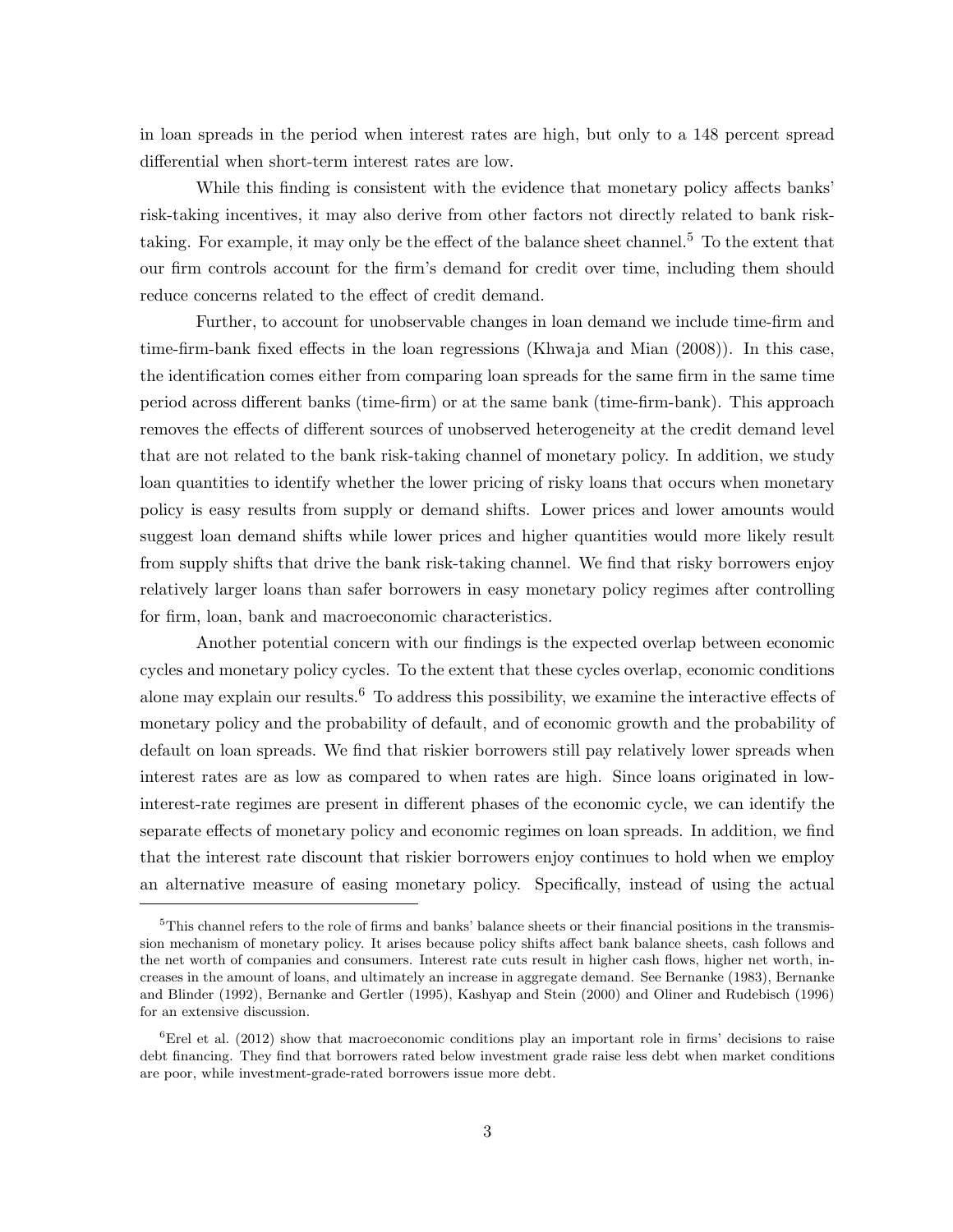in loan spreads in the period when interest rates are high, but only to a 148 percent spread differential when short-term interest rates are low.

While this finding is consistent with the evidence that monetary policy affects banks' risk-taking incentives, it may also derive from other factors not directly related to bank risk-taking. For example, it may only be the effect of the balance sheet channel.[5] To the extent that our firm controls account for the firm's demand for credit over time, including them should reduce concerns related to the effect of credit demand.

Further, to account for unobservable changes in loan demand we include time-firm and time-firm-bank fixed effects in the loan regressions (Khwaja and Mian (2008)). In this case, the identification comes either from comparing loan spreads for the same firm in the same time period across different banks (time-firm) or at the same bank (time-firm-bank). This approach removes the effects of different sources of unobserved heterogeneity at the credit demand level that are not related to the bank risk-taking channel of monetary policy. In addition, we study loan quantities to identify whether the lower pricing of risky loans that occurs when monetary policy is easy results from supply or demand shifts. Lower prices and lower amounts would suggest loan demand shifts while lower prices and higher quantities would more likely result from supply shifts that drive the bank risk-taking channel. We find that risky borrowers enjoy relatively larger loans than safer borrowers in easy monetary policy regimes after controlling for firm, loan, bank and macroeconomic characteristics.

Another potential concern with our findings is the expected overlap between economic cycles and monetary policy cycles. To the extent that these cycles overlap, economic conditions alone may explain our results.[6] To address this possibility, we examine the interactive effects of monetary policy and the probability of default, and of economic growth and the probability of default on loan spreads. We find that riskier borrowers still pay relatively lower spreads when interest rates are as low as compared to when rates are high. Since loans originated in low-interest-rate regimes are present in different phases of the economic cycle, we can identify the separate effects of monetary policy and economic regimes on loan spreads. In addition, we find that the interest rate discount that riskier borrowers enjoy continues to hold when we employ an alternative measure of easing monetary policy. Specifically, instead of using the actual

[5] This channel refers to the role of firms and banks' balance sheets or their financial positions in the transmission mechanism of monetary policy. It arises because policy shifts affect bank balance sheets, cash follows and the net worth of companies and consumers. Interest rate cuts result in higher cash flows, higher net worth, increases in the amount of loans, and ultimately an increase in aggregate demand. See Bernanke (1983), Bernanke and Blinder (1992), Bernanke and Gertler (1995), Kashyap and Stein (2000) and Oliner and Rudebisch (1996) for an extensive discussion.

[6] Erel et al. (2012) show that macroeconomic conditions play an important role in firms' decisions to raise debt financing. They find that borrowers rated below investment grade raise less debt when market conditions are poor, while investment-grade-rated borrowers issue more debt.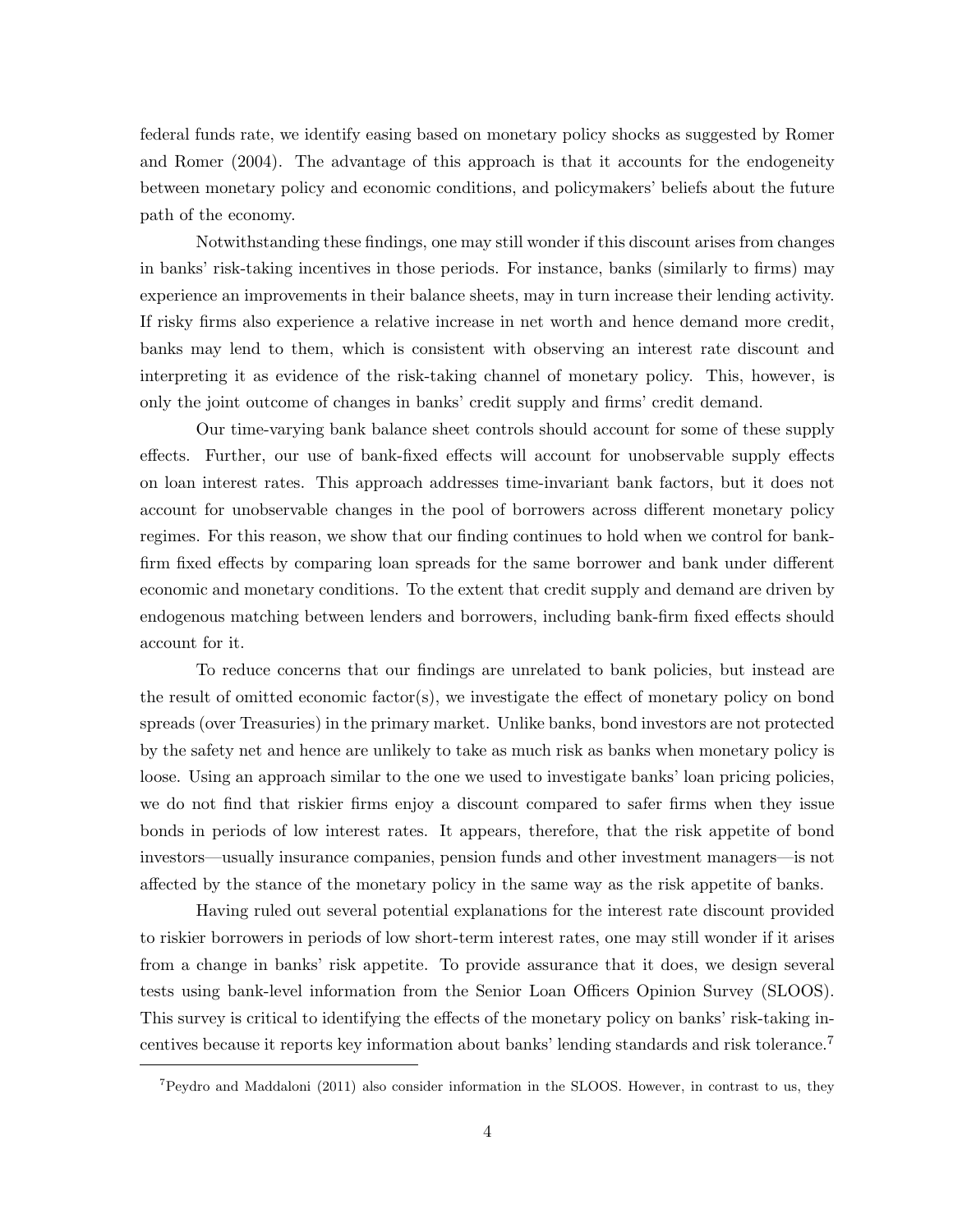federal funds rate, we identify easing based on monetary policy shocks as suggested by Romer and Romer (2004). The advantage of this approach is that it accounts for the endogeneity between monetary policy and economic conditions, and policymakers' beliefs about the future path of the economy.

Notwithstanding these findings, one may still wonder if this discount arises from changes in banks' risk-taking incentives in those periods. For instance, banks (similarly to firms) may experience an improvements in their balance sheets, may in turn increase their lending activity. If risky firms also experience a relative increase in net worth and hence demand more credit, banks may lend to them, which is consistent with observing an interest rate discount and interpreting it as evidence of the risk-taking channel of monetary policy. This, however, is only the joint outcome of changes in banks' credit supply and firms' credit demand.

Our time-varying bank balance sheet controls should account for some of these supply effects. Further, our use of bank-fixed effects will account for unobservable supply effects on loan interest rates. This approach addresses time-invariant bank factors, but it does not account for unobservable changes in the pool of borrowers across different monetary policy regimes. For this reason, we show that our finding continues to hold when we control for bank-firm fixed effects by comparing loan spreads for the same borrower and bank under different economic and monetary conditions. To the extent that credit supply and demand are driven by endogenous matching between lenders and borrowers, including bank-firm fixed effects should account for it.

To reduce concerns that our findings are unrelated to bank policies, but instead are the result of omitted economic factor(s), we investigate the effect of monetary policy on bond spreads (over Treasuries) in the primary market. Unlike banks, bond investors are not protected by the safety net and hence are unlikely to take as much risk as banks when monetary policy is loose. Using an approach similar to the one we used to investigate banks' loan pricing policies, we do not find that riskier firms enjoy a discount compared to safer firms when they issue bonds in periods of low interest rates. It appears, therefore, that the risk appetite of bond investors—usually insurance companies, pension funds and other investment managers—is not affected by the stance of the monetary policy in the same way as the risk appetite of banks.

Having ruled out several potential explanations for the interest rate discount provided to riskier borrowers in periods of low short-term interest rates, one may still wonder if it arises from a change in banks' risk appetite. To provide assurance that it does, we design several tests using bank-level information from the Senior Loan Officers Opinion Survey (SLOOS). This survey is critical to identifying the effects of the monetary policy on banks' risk-taking incentives because it reports key information about banks' lending standards and risk tolerance.[7]

[7] Peydro and Maddaloni (2011) also consider information in the SLOOS. However, in contrast to us, they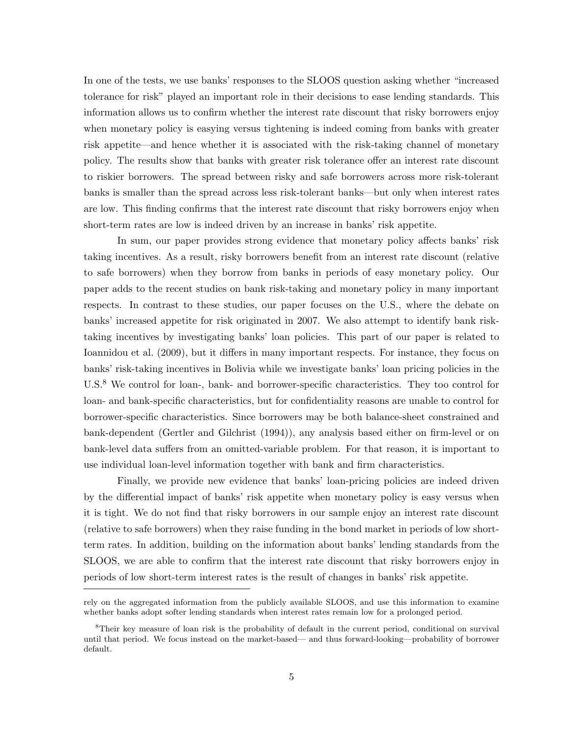In one of the tests, we use banks' responses to the SLOOS question asking whether "increased tolerance for risk" played an important role in their decisions to ease lending standards. This information allows us to confirm whether the interest rate discount that risky borrowers enjoy when monetary policy is easying versus tightening is indeed coming from banks with greater risk appetite—and hence whether it is associated with the risk-taking channel of monetary policy. The results show that banks with greater risk tolerance offer an interest rate discount to riskier borrowers. The spread between risky and safe borrowers across more risk-tolerant banks is smaller than the spread across less risk-tolerant banks—but only when interest rates are low. This finding confirms that the interest rate discount that risky borrowers enjoy when short-term rates are low is indeed driven by an increase in banks' risk appetite.

In sum, our paper provides strong evidence that monetary policy affects banks' risk taking incentives. As a result, risky borrowers benefit from an interest rate discount (relative to safe borrowers) when they borrow from banks in periods of easy monetary policy. Our paper adds to the recent studies on bank risk-taking and monetary policy in many important respects. In contrast to these studies, our paper focuses on the U.S., where the debate on banks' increased appetite for risk originated in 2007. We also attempt to identify bank risk-taking incentives by investigating banks' loan policies. This part of our paper is related to Ioannidou et al. (2009), but it differs in many important respects. For instance, they focus on banks' risk-taking incentives in Bolivia while we investigate banks' loan pricing policies in the U.S.[8] We control for loan-, bank- and borrower-specific characteristics. They too control for loan- and bank-specific characteristics, but for confidentiality reasons are unable to control for borrower-specific characteristics. Since borrowers may be both balance-sheet constrained and bank-dependent (Gertler and Gilchrist (1994)), any analysis based either on firm-level or on bank-level data suffers from an omitted-variable problem. For that reason, it is important to use individual loan-level information together with bank and firm characteristics.

Finally, we provide new evidence that banks' loan-pricing policies are indeed driven by the differential impact of banks' risk appetite when monetary policy is easy versus when it is tight. We do not find that risky borrowers in our sample enjoy an interest rate discount (relative to safe borrowers) when they raise funding in the bond market in periods of low short-term rates. In addition, building on the information about banks' lending standards from the SLOOS, we are able to confirm that the interest rate discount that risky borrowers enjoy in periods of low short-term interest rates is the result of changes in banks' risk appetite.

---

rely on the aggregated information from the publicly available SLOOS, and use this information to examine whether banks adopt softer lending standards when interest rates remain low for a prolonged period.

[8]Their key measure of loan risk is the probability of default in the current period, conditional on survival until that period. We focus instead on the market-based— and thus forward-looking—probability of borrower default.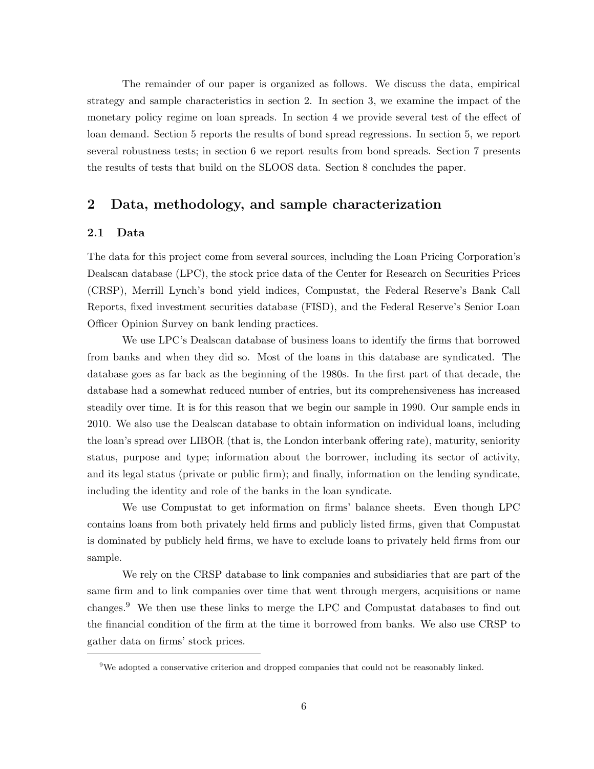The remainder of our paper is organized as follows. We discuss the data, empirical strategy and sample characteristics in section 2. In section 3, we examine the impact of the monetary policy regime on loan spreads. In section 4 we provide several test of the effect of loan demand. Section 5 reports the results of bond spread regressions. In section 5, we report several robustness tests; in section 6 we report results from bond spreads. Section 7 presents the results of tests that build on the SLOOS data. Section 8 concludes the paper.

## 2 Data, methodology, and sample characterization

### 2.1 Data

The data for this project come from several sources, including the Loan Pricing Corporation's Dealscan database (LPC), the stock price data of the Center for Research on Securities Prices (CRSP), Merrill Lynch's bond yield indices, Compustat, the Federal Reserve's Bank Call Reports, fixed investment securities database (FISD), and the Federal Reserve's Senior Loan Officer Opinion Survey on bank lending practices.

We use LPC's Dealscan database of business loans to identify the firms that borrowed from banks and when they did so. Most of the loans in this database are syndicated. The database goes as far back as the beginning of the 1980s. In the first part of that decade, the database had a somewhat reduced number of entries, but its comprehensiveness has increased steadily over time. It is for this reason that we begin our sample in 1990. Our sample ends in 2010. We also use the Dealscan database to obtain information on individual loans, including the loan's spread over LIBOR (that is, the London interbank offering rate), maturity, seniority status, purpose and type; information about the borrower, including its sector of activity, and its legal status (private or public firm); and finally, information on the lending syndicate, including the identity and role of the banks in the loan syndicate.

We use Compustat to get information on firms' balance sheets. Even though LPC contains loans from both privately held firms and publicly listed firms, given that Compustat is dominated by publicly held firms, we have to exclude loans to privately held firms from our sample.

We rely on the CRSP database to link companies and subsidiaries that are part of the same firm and to link companies over time that went through mergers, acquisitions or name changes.[9] We then use these links to merge the LPC and Compustat databases to find out the financial condition of the firm at the time it borrowed from banks. We also use CRSP to gather data on firms' stock prices.

[9]We adopted a conservative criterion and dropped companies that could not be reasonably linked.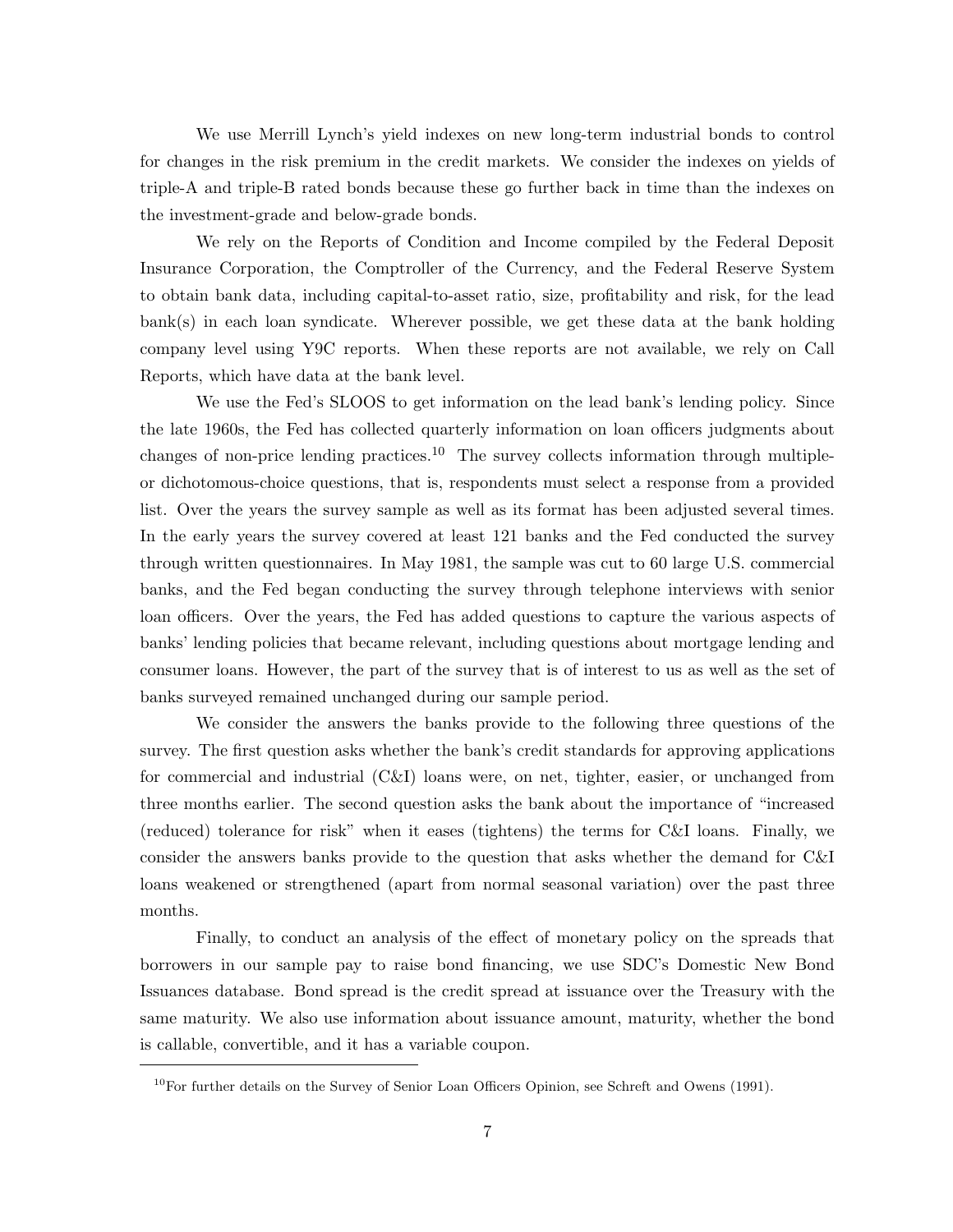We use Merrill Lynch's yield indexes on new long-term industrial bonds to control for changes in the risk premium in the credit markets. We consider the indexes on yields of triple-A and triple-B rated bonds because these go further back in time than the indexes on the investment-grade and below-grade bonds.

We rely on the Reports of Condition and Income compiled by the Federal Deposit Insurance Corporation, the Comptroller of the Currency, and the Federal Reserve System to obtain bank data, including capital-to-asset ratio, size, profitability and risk, for the lead bank(s) in each loan syndicate. Wherever possible, we get these data at the bank holding company level using Y9C reports. When these reports are not available, we rely on Call Reports, which have data at the bank level.

We use the Fed's SLOOS to get information on the lead bank's lending policy. Since the late 1960s, the Fed has collected quarterly information on loan officers judgments about changes of non-price lending practices.[10] The survey collects information through multiple- or dichotomous-choice questions, that is, respondents must select a response from a provided list. Over the years the survey sample as well as its format has been adjusted several times. In the early years the survey covered at least 121 banks and the Fed conducted the survey through written questionnaires. In May 1981, the sample was cut to 60 large U.S. commercial banks, and the Fed began conducting the survey through telephone interviews with senior loan officers. Over the years, the Fed has added questions to capture the various aspects of banks' lending policies that became relevant, including questions about mortgage lending and consumer loans. However, the part of the survey that is of interest to us as well as the set of banks surveyed remained unchanged during our sample period.

We consider the answers the banks provide to the following three questions of the survey. The first question asks whether the bank's credit standards for approving applications for commercial and industrial (C&I) loans were, on net, tighter, easier, or unchanged from three months earlier. The second question asks the bank about the importance of "increased (reduced) tolerance for risk" when it eases (tightens) the terms for C&I loans. Finally, we consider the answers banks provide to the question that asks whether the demand for C&I loans weakened or strengthened (apart from normal seasonal variation) over the past three months.

Finally, to conduct an analysis of the effect of monetary policy on the spreads that borrowers in our sample pay to raise bond financing, we use SDC's Domestic New Bond Issuances database. Bond spread is the credit spread at issuance over the Treasury with the same maturity. We also use information about issuance amount, maturity, whether the bond is callable, convertible, and it has a variable coupon.

---

[10] For further details on the Survey of Senior Loan Officers Opinion, see Schreft and Owens (1991).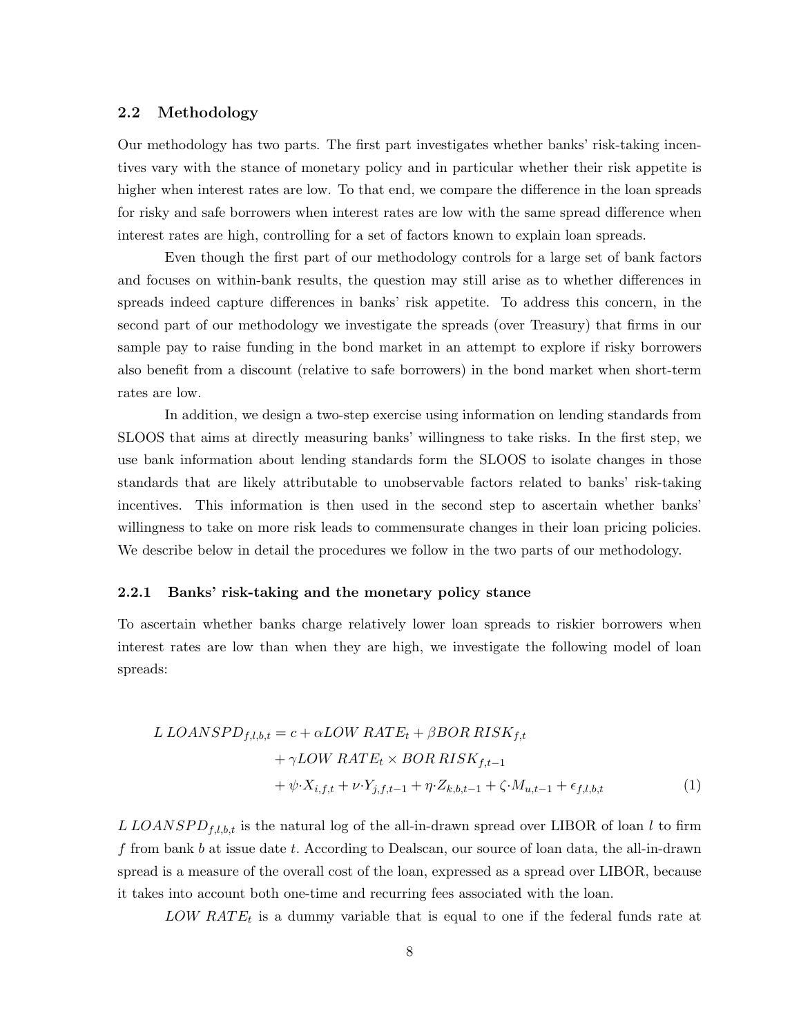### 2.2 Methodology

Our methodology has two parts. The first part investigates whether banks' risk-taking incentives vary with the stance of monetary policy and in particular whether their risk appetite is higher when interest rates are low. To that end, we compare the difference in the loan spreads for risky and safe borrowers when interest rates are low with the same spread difference when interest rates are high, controlling for a set of factors known to explain loan spreads.

Even though the first part of our methodology controls for a large set of bank factors and focuses on within-bank results, the question may still arise as to whether differences in spreads indeed capture differences in banks' risk appetite. To address this concern, in the second part of our methodology we investigate the spreads (over Treasury) that firms in our sample pay to raise funding in the bond market in an attempt to explore if risky borrowers also benefit from a discount (relative to safe borrowers) in the bond market when short-term rates are low.

In addition, we design a two-step exercise using information on lending standards from SLOOS that aims at directly measuring banks' willingness to take risks. In the first step, we use bank information about lending standards form the SLOOS to isolate changes in those standards that are likely attributable to unobservable factors related to banks' risk-taking incentives. This information is then used in the second step to ascertain whether banks' willingness to take on more risk leads to commensurate changes in their loan pricing policies. We describe below in detail the procedures we follow in the two parts of our methodology.

#### 2.2.1 Banks' risk-taking and the monetary policy stance

To ascertain whether banks charge relatively lower loan spreads to riskier borrowers when interest rates are low than when they are high, we investigate the following model of loan spreads:

$$
\begin{aligned}
L\,LOANSPD_{f,l,b,t} = {} & c + \alpha LOW\ RATE_t + \beta BOR\ RISK_{f,t} \\
& + \gamma LOW\ RATE_t \times BOR\ RISK_{f,t-1} \\
& + \psi \cdot X_{i,f,t} + \nu \cdot Y_{j,f,t-1} + \eta \cdot Z_{k,b,t-1} + \zeta \cdot M_{u,t-1} + \epsilon_{f,l,b,t} \qquad (1)
\end{aligned}
$$

$L\,LOANSPD_{f,l,b,t}$ is the natural log of the all-in-drawn spread over LIBOR of loan $l$ to firm $f$ from bank $b$ at issue date $t$. According to Dealscan, our source of loan data, the all-in-drawn spread is a measure of the overall cost of the loan, expressed as a spread over LIBOR, because it takes into account both one-time and recurring fees associated with the loan.

$LOW\ RATE_t$ is a dummy variable that is equal to one if the federal funds rate at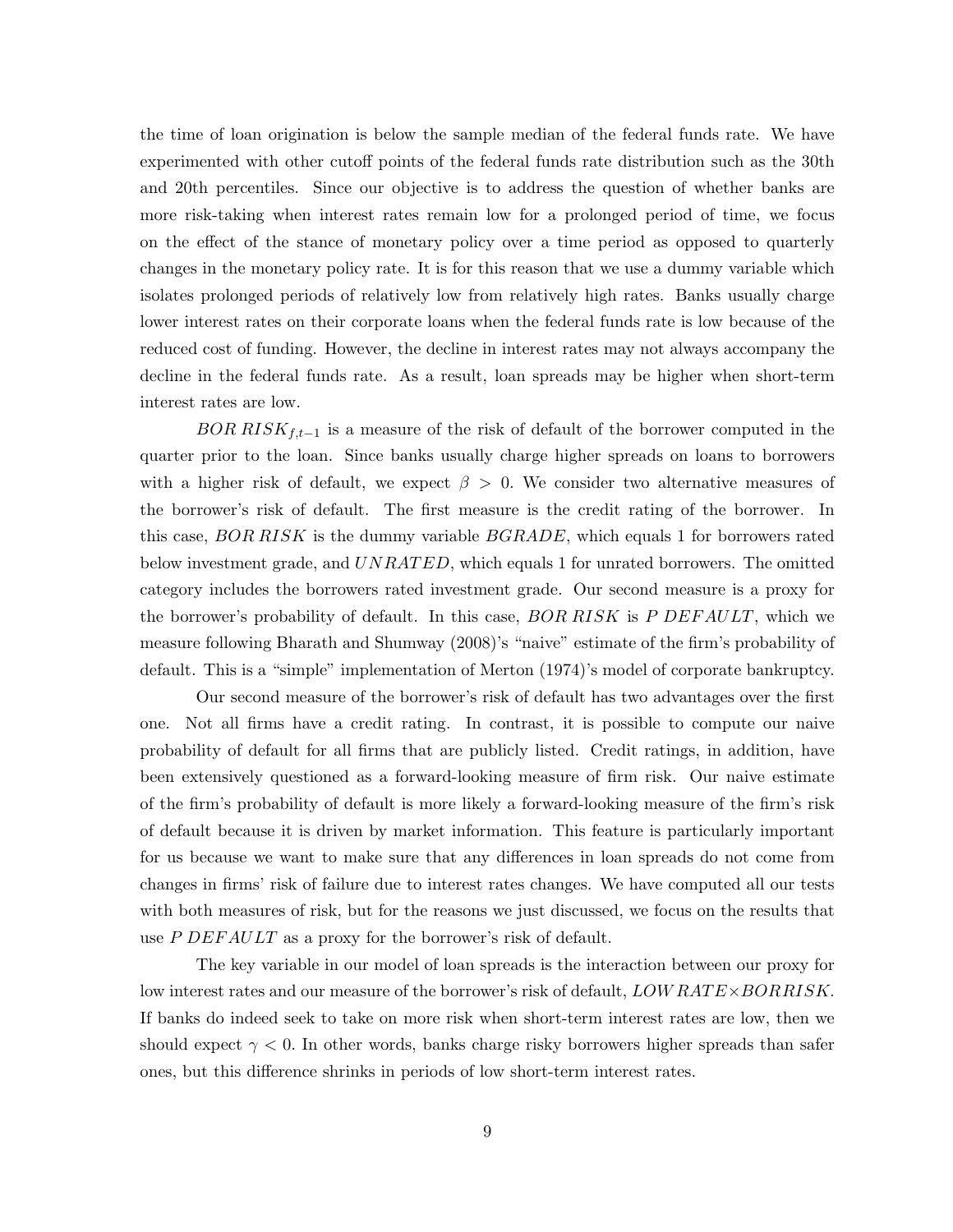the time of loan origination is below the sample median of the federal funds rate. We have experimented with other cutoff points of the federal funds rate distribution such as the 30th and 20th percentiles. Since our objective is to address the question of whether banks are more risk-taking when interest rates remain low for a prolonged period of time, we focus on the effect of the stance of monetary policy over a time period as opposed to quarterly changes in the monetary policy rate. It is for this reason that we use a dummy variable which isolates prolonged periods of relatively low from relatively high rates. Banks usually charge lower interest rates on their corporate loans when the federal funds rate is low because of the reduced cost of funding. However, the decline in interest rates may not always accompany the decline in the federal funds rate. As a result, loan spreads may be higher when short-term interest rates are low.

$BOR\,RISK_{f,t-1}$ is a measure of the risk of default of the borrower computed in the quarter prior to the loan. Since banks usually charge higher spreads on loans to borrowers with a higher risk of default, we expect $\beta > 0$. We consider two alternative measures of the borrower's risk of default. The first measure is the credit rating of the borrower. In this case, $BOR\,RISK$ is the dummy variable $BGRADE$, which equals 1 for borrowers rated below investment grade, and $UNRATED$, which equals 1 for unrated borrowers. The omitted category includes the borrowers rated investment grade. Our second measure is a proxy for the borrower's probability of default. In this case, $BOR\,RISK$ is $P\,DEFAULT$, which we measure following Bharath and Shumway (2008)'s "naive" estimate of the firm's probability of default. This is a "simple" implementation of Merton (1974)'s model of corporate bankruptcy.

Our second measure of the borrower's risk of default has two advantages over the first one. Not all firms have a credit rating. In contrast, it is possible to compute our naive probability of default for all firms that are publicly listed. Credit ratings, in addition, have been extensively questioned as a forward-looking measure of firm risk. Our naive estimate of the firm's probability of default is more likely a forward-looking measure of the firm's risk of default because it is driven by market information. This feature is particularly important for us because we want to make sure that any differences in loan spreads do not come from changes in firms' risk of failure due to interest rates changes. We have computed all our tests with both measures of risk, but for the reasons we just discussed, we focus on the results that use $P\,DEFAULT$ as a proxy for the borrower's risk of default.

The key variable in our model of loan spreads is the interaction between our proxy for low interest rates and our measure of the borrower's risk of default, $LOW\,RATE \times BORRISK$. If banks do indeed seek to take on more risk when short-term interest rates are low, then we should expect $\gamma < 0$. In other words, banks charge risky borrowers higher spreads than safer ones, but this difference shrinks in periods of low short-term interest rates.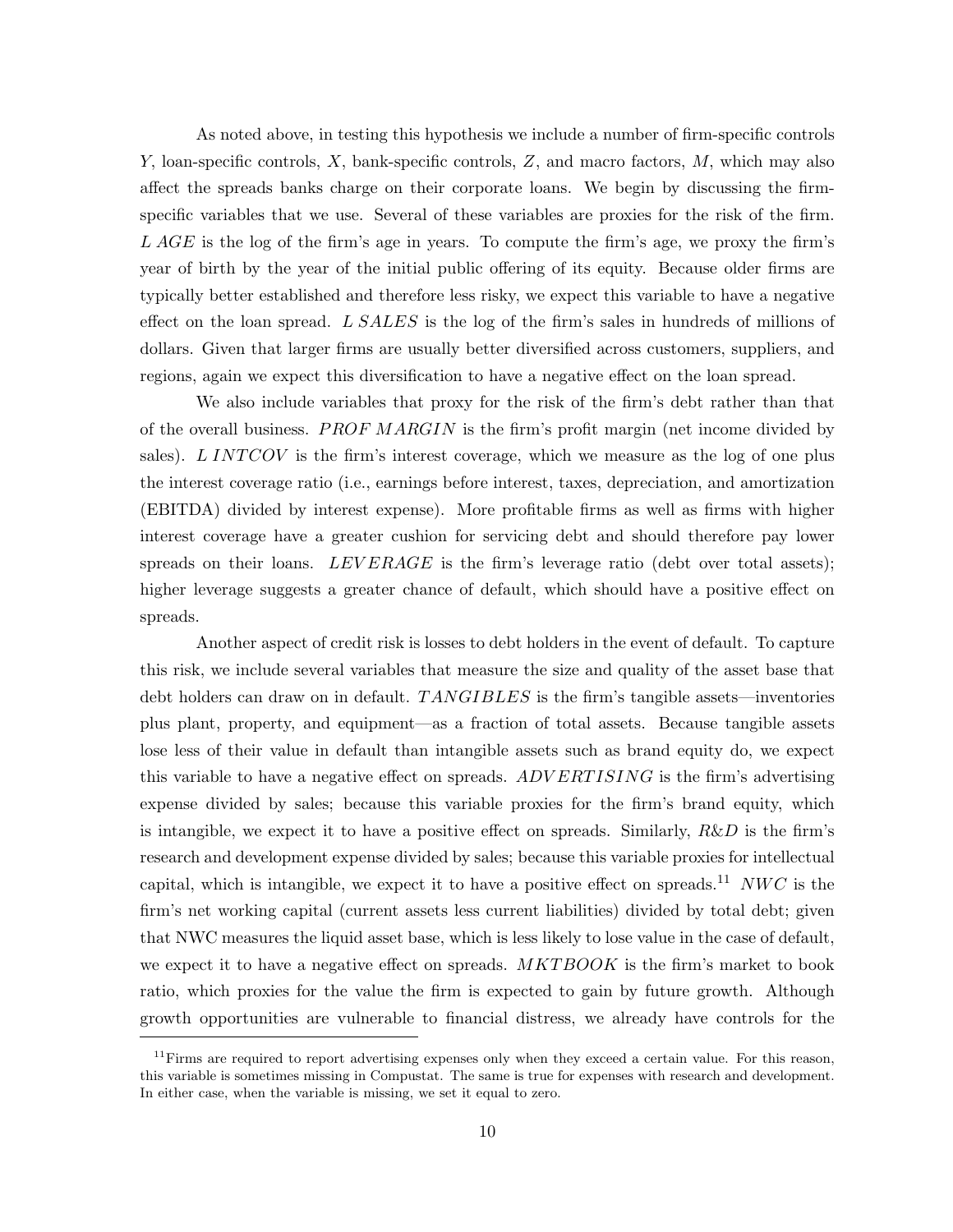As noted above, in testing this hypothesis we include a number of firm-specific controls $Y$, loan-specific controls, $X$, bank-specific controls, $Z$, and macro factors, $M$, which may also affect the spreads banks charge on their corporate loans. We begin by discussing the firm-specific variables that we use. Several of these variables are proxies for the risk of the firm. $L\ AGE$ is the log of the firm's age in years. To compute the firm's age, we proxy the firm's year of birth by the year of the initial public offering of its equity. Because older firms are typically better established and therefore less risky, we expect this variable to have a negative effect on the loan spread. $L\ SALES$ is the log of the firm's sales in hundreds of millions of dollars. Given that larger firms are usually better diversified across customers, suppliers, and regions, again we expect this diversification to have a negative effect on the loan spread.

We also include variables that proxy for the risk of the firm's debt rather than that of the overall business. $PROF\ MARGIN$ is the firm's profit margin (net income divided by sales). $L\ INTCOV$ is the firm's interest coverage, which we measure as the log of one plus the interest coverage ratio (i.e., earnings before interest, taxes, depreciation, and amortization (EBITDA) divided by interest expense). More profitable firms as well as firms with higher interest coverage have a greater cushion for servicing debt and should therefore pay lower spreads on their loans. $LEVERAGE$ is the firm's leverage ratio (debt over total assets); higher leverage suggests a greater chance of default, which should have a positive effect on spreads.

Another aspect of credit risk is losses to debt holders in the event of default. To capture this risk, we include several variables that measure the size and quality of the asset base that debt holders can draw on in default. $TANGIBLES$ is the firm's tangible assets—inventories plus plant, property, and equipment—as a fraction of total assets. Because tangible assets lose less of their value in default than intangible assets such as brand equity do, we expect this variable to have a negative effect on spreads. $ADVERTISING$ is the firm's advertising expense divided by sales; because this variable proxies for the firm's brand equity, which is intangible, we expect it to have a positive effect on spreads. Similarly, $R\&D$ is the firm's research and development expense divided by sales; because this variable proxies for intellectual capital, which is intangible, we expect it to have a positive effect on spreads.[11] $NWC$ is the firm's net working capital (current assets less current liabilities) divided by total debt; given that NWC measures the liquid asset base, which is less likely to lose value in the case of default, we expect it to have a negative effect on spreads. $MKTBOOK$ is the firm's market to book ratio, which proxies for the value the firm is expected to gain by future growth. Although growth opportunities are vulnerable to financial distress, we already have controls for the

[11] Firms are required to report advertising expenses only when they exceed a certain value. For this reason, this variable is sometimes missing in Compustat. The same is true for expenses with research and development. In either case, when the variable is missing, we set it equal to zero.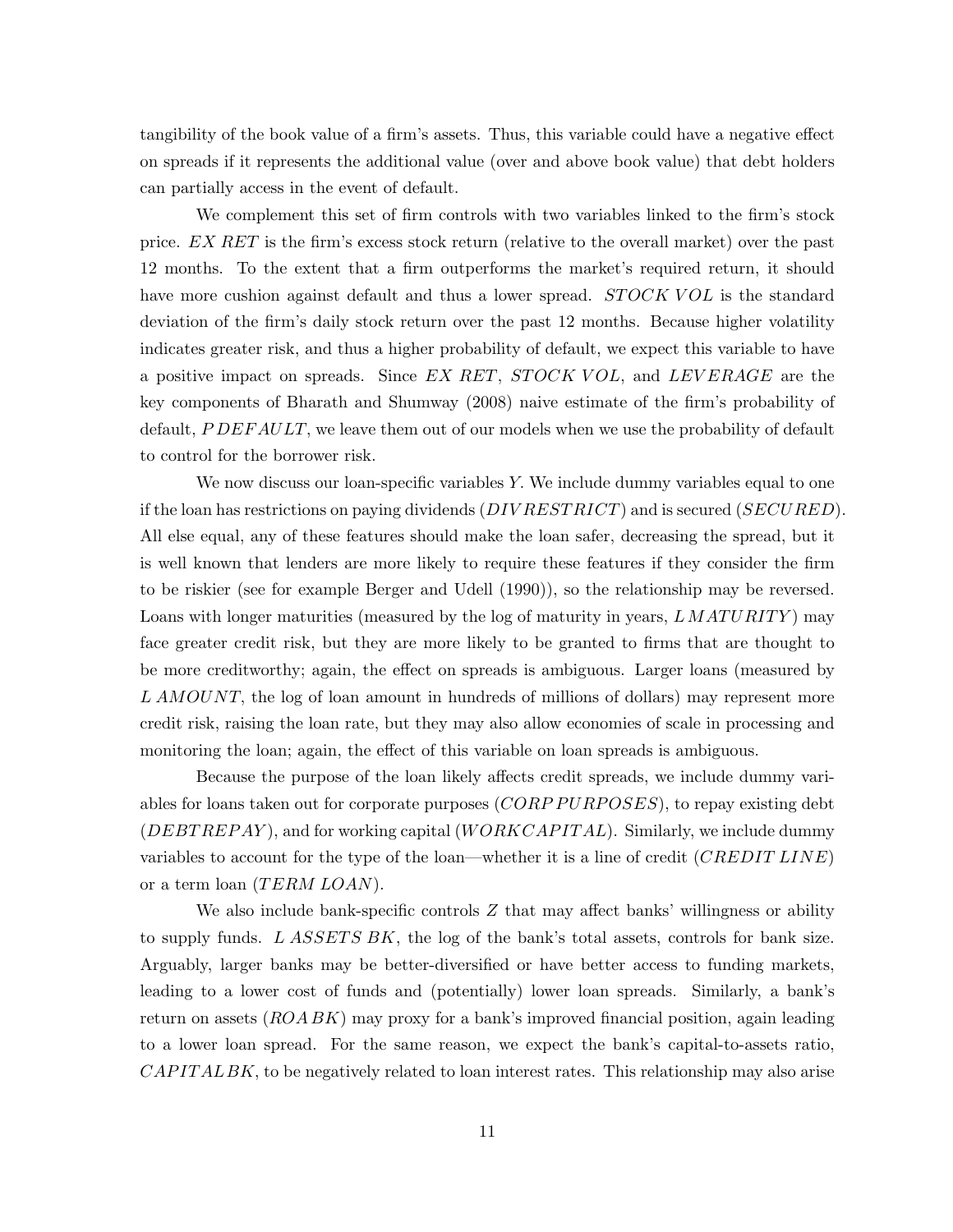tangibility of the book value of a firm's assets. Thus, this variable could have a negative effect on spreads if it represents the additional value (over and above book value) that debt holders can partially access in the event of default.

We complement this set of firm controls with two variables linked to the firm's stock price. $EX\ RET$ is the firm's excess stock return (relative to the overall market) over the past 12 months. To the extent that a firm outperforms the market's required return, it should have more cushion against default and thus a lower spread. $STOCK\ VOL$ is the standard deviation of the firm's daily stock return over the past 12 months. Because higher volatility indicates greater risk, and thus a higher probability of default, we expect this variable to have a positive impact on spreads. Since $EX\ RET$, $STOCK\ VOL$, and $LEVERAGE$ are the key components of Bharath and Shumway (2008) naive estimate of the firm's probability of default, $PDEFAULT$, we leave them out of our models when we use the probability of default to control for the borrower risk.

We now discuss our loan-specific variables $Y$. We include dummy variables equal to one if the loan has restrictions on paying dividends ($DIVRESTRICT$) and is secured ($SECURED$). All else equal, any of these features should make the loan safer, decreasing the spread, but it is well known that lenders are more likely to require these features if they consider the firm to be riskier (see for example Berger and Udell (1990)), so the relationship may be reversed. Loans with longer maturities (measured by the log of maturity in years, $L\,MATURITY$) may face greater credit risk, but they are more likely to be granted to firms that are thought to be more creditworthy; again, the effect on spreads is ambiguous. Larger loans (measured by $L\ AMOUNT$, the log of loan amount in hundreds of millions of dollars) may represent more credit risk, raising the loan rate, but they may also allow economies of scale in processing and monitoring the loan; again, the effect of this variable on loan spreads is ambiguous.

Because the purpose of the loan likely affects credit spreads, we include dummy variables for loans taken out for corporate purposes ($CORP\,PURPOSES$), to repay existing debt ($DEBTREPAY$), and for working capital ($WORKCAPITAL$). Similarly, we include dummy variables to account for the type of the loan—whether it is a line of credit ($CREDIT\ LINE$) or a term loan ($TERM\ LOAN$).

We also include bank-specific controls $Z$ that may affect banks' willingness or ability to supply funds. $L\ ASSETS\ BK$, the log of the bank's total assets, controls for bank size. Arguably, larger banks may be better-diversified or have better access to funding markets, leading to a lower cost of funds and (potentially) lower loan spreads. Similarly, a bank's return on assets ($ROA\,BK$) may proxy for a bank's improved financial position, again leading to a lower loan spread. For the same reason, we expect the bank's capital-to-assets ratio, $CAPITAL\,BK$, to be negatively related to loan interest rates. This relationship may also arise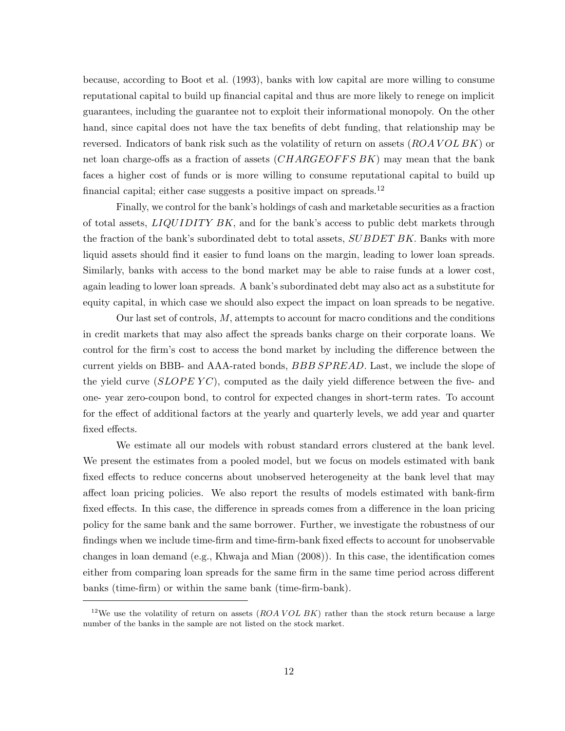because, according to Boot et al. (1993), banks with low capital are more willing to consume reputational capital to build up financial capital and thus are more likely to renege on implicit guarantees, including the guarantee not to exploit their informational monopoly. On the other hand, since capital does not have the tax benefits of debt funding, that relationship may be reversed. Indicators of bank risk such as the volatility of return on assets ($ROA\,VOL\,BK$) or net loan charge-offs as a fraction of assets ($CHARGEOFFS\,BK$) may mean that the bank faces a higher cost of funds or is more willing to consume reputational capital to build up financial capital; either case suggests a positive impact on spreads.[12]

Finally, we control for the bank's holdings of cash and marketable securities as a fraction of total assets, $LIQUIDITY\ BK$, and for the bank's access to public debt markets through the fraction of the bank's subordinated debt to total assets, $SUBDET\ BK$. Banks with more liquid assets should find it easier to fund loans on the margin, leading to lower loan spreads. Similarly, banks with access to the bond market may be able to raise funds at a lower cost, again leading to lower loan spreads. A bank's subordinated debt may also act as a substitute for equity capital, in which case we should also expect the impact on loan spreads to be negative.

Our last set of controls, $M$, attempts to account for macro conditions and the conditions in credit markets that may also affect the spreads banks charge on their corporate loans. We control for the firm's cost to access the bond market by including the difference between the current yields on BBB- and AAA-rated bonds, $BBB\,SPREAD$. Last, we include the slope of the yield curve ($SLOPE\,YC$), computed as the daily yield difference between the five- and one- year zero-coupon bond, to control for expected changes in short-term rates. To account for the effect of additional factors at the yearly and quarterly levels, we add year and quarter fixed effects.

We estimate all our models with robust standard errors clustered at the bank level. We present the estimates from a pooled model, but we focus on models estimated with bank fixed effects to reduce concerns about unobserved heterogeneity at the bank level that may affect loan pricing policies. We also report the results of models estimated with bank-firm fixed effects. In this case, the difference in spreads comes from a difference in the loan pricing policy for the same bank and the same borrower. Further, we investigate the robustness of our findings when we include time-firm and time-firm-bank fixed effects to account for unobservable changes in loan demand (e.g., Khwaja and Mian (2008)). In this case, the identification comes either from comparing loan spreads for the same firm in the same time period across different banks (time-firm) or within the same bank (time-firm-bank).

---

[12]We use the volatility of return on assets ($ROA\,VOL\,BK$) rather than the stock return because a large number of the banks in the sample are not listed on the stock market.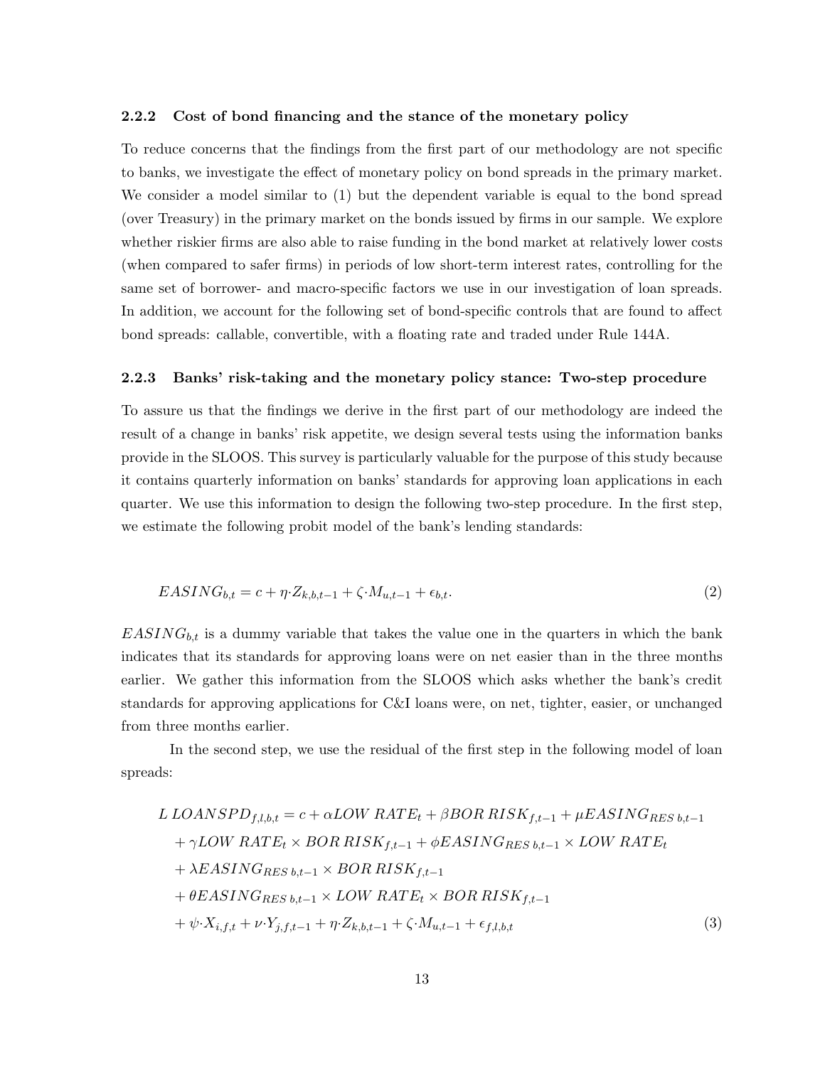### 2.2.2 Cost of bond financing and the stance of the monetary policy

To reduce concerns that the findings from the first part of our methodology are not specific to banks, we investigate the effect of monetary policy on bond spreads in the primary market. We consider a model similar to (1) but the dependent variable is equal to the bond spread (over Treasury) in the primary market on the bonds issued by firms in our sample. We explore whether riskier firms are also able to raise funding in the bond market at relatively lower costs (when compared to safer firms) in periods of low short-term interest rates, controlling for the same set of borrower- and macro-specific factors we use in our investigation of loan spreads. In addition, we account for the following set of bond-specific controls that are found to affect bond spreads: callable, convertible, with a floating rate and traded under Rule 144A.

### 2.2.3 Banks' risk-taking and the monetary policy stance: Two-step procedure

To assure us that the findings we derive in the first part of our methodology are indeed the result of a change in banks' risk appetite, we design several tests using the information banks provide in the SLOOS. This survey is particularly valuable for the purpose of this study because it contains quarterly information on banks' standards for approving loan applications in each quarter. We use this information to design the following two-step procedure. In the first step, we estimate the following probit model of the bank's lending standards:

$$EASING_{b,t} = c + \eta \cdot Z_{k,b,t-1} + \zeta \cdot M_{u,t-1} + \epsilon_{b,t}. \tag{2}$$

$EASING_{b,t}$ is a dummy variable that takes the value one in the quarters in which the bank indicates that its standards for approving loans were on net easier than in the three months earlier. We gather this information from the SLOOS which asks whether the bank's credit standards for approving applications for C&I loans were, on net, tighter, easier, or unchanged from three months earlier.

In the second step, we use the residual of the first step in the following model of loan spreads:

$$\begin{aligned}
L\,LOANSPD_{f,l,b,t} &= c + \alpha LOW\,RATE_t + \beta BOR\,RISK_{f,t-1} + \mu EASING_{RES\;b,t-1} \\
&+ \gamma LOW\,RATE_t \times BOR\,RISK_{f,t-1} + \phi EASING_{RES\;b,t-1} \times LOW\,RATE_t \\
&+ \lambda EASING_{RES\;b,t-1} \times BOR\,RISK_{f,t-1} \\
&+ \theta EASING_{RES\;b,t-1} \times LOW\,RATE_t \times BOR\,RISK_{f,t-1} \\
&+ \psi \cdot X_{i,f,t} + \nu \cdot Y_{j,f,t-1} + \eta \cdot Z_{k,b,t-1} + \zeta \cdot M_{u,t-1} + \epsilon_{f,l,b,t}
\end{aligned} \tag{3}$$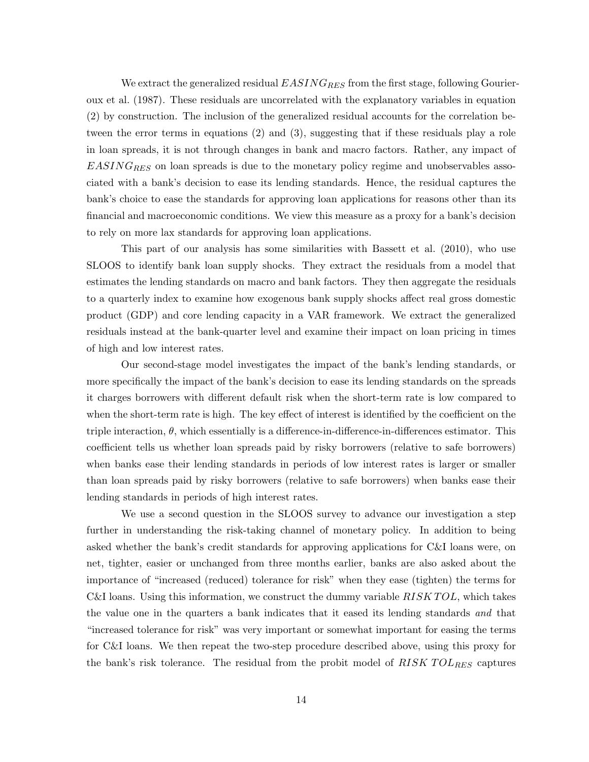We extract the generalized residual $EASING_{RES}$ from the first stage, following Gourieroux et al. (1987). These residuals are uncorrelated with the explanatory variables in equation (2) by construction. The inclusion of the generalized residual accounts for the correlation between the error terms in equations (2) and (3), suggesting that if these residuals play a role in loan spreads, it is not through changes in bank and macro factors. Rather, any impact of $EASING_{RES}$ on loan spreads is due to the monetary policy regime and unobservables associated with a bank's decision to ease its lending standards. Hence, the residual captures the bank's choice to ease the standards for approving loan applications for reasons other than its financial and macroeconomic conditions. We view this measure as a proxy for a bank's decision to rely on more lax standards for approving loan applications.

This part of our analysis has some similarities with Bassett et al. (2010), who use SLOOS to identify bank loan supply shocks. They extract the residuals from a model that estimates the lending standards on macro and bank factors. They then aggregate the residuals to a quarterly index to examine how exogenous bank supply shocks affect real gross domestic product (GDP) and core lending capacity in a VAR framework. We extract the generalized residuals instead at the bank-quarter level and examine their impact on loan pricing in times of high and low interest rates.

Our second-stage model investigates the impact of the bank's lending standards, or more specifically the impact of the bank's decision to ease its lending standards on the spreads it charges borrowers with different default risk when the short-term rate is low compared to when the short-term rate is high. The key effect of interest is identified by the coefficient on the triple interaction, $\theta$, which essentially is a difference-in-difference-in-differences estimator. This coefficient tells us whether loan spreads paid by risky borrowers (relative to safe borrowers) when banks ease their lending standards in periods of low interest rates is larger or smaller than loan spreads paid by risky borrowers (relative to safe borrowers) when banks ease their lending standards in periods of high interest rates.

We use a second question in the SLOOS survey to advance our investigation a step further in understanding the risk-taking channel of monetary policy. In addition to being asked whether the bank's credit standards for approving applications for C&I loans were, on net, tighter, easier or unchanged from three months earlier, banks are also asked about the importance of "increased (reduced) tolerance for risk" when they ease (tighten) the terms for C&I loans. Using this information, we construct the dummy variable $RISKTOL$, which takes the value one in the quarters a bank indicates that it eased its lending standards *and* that "increased tolerance for risk" was very important or somewhat important for easing the terms for C&I loans. We then repeat the two-step procedure described above, using this proxy for the bank's risk tolerance. The residual from the probit model of $RISK\ TOL_{RES}$ captures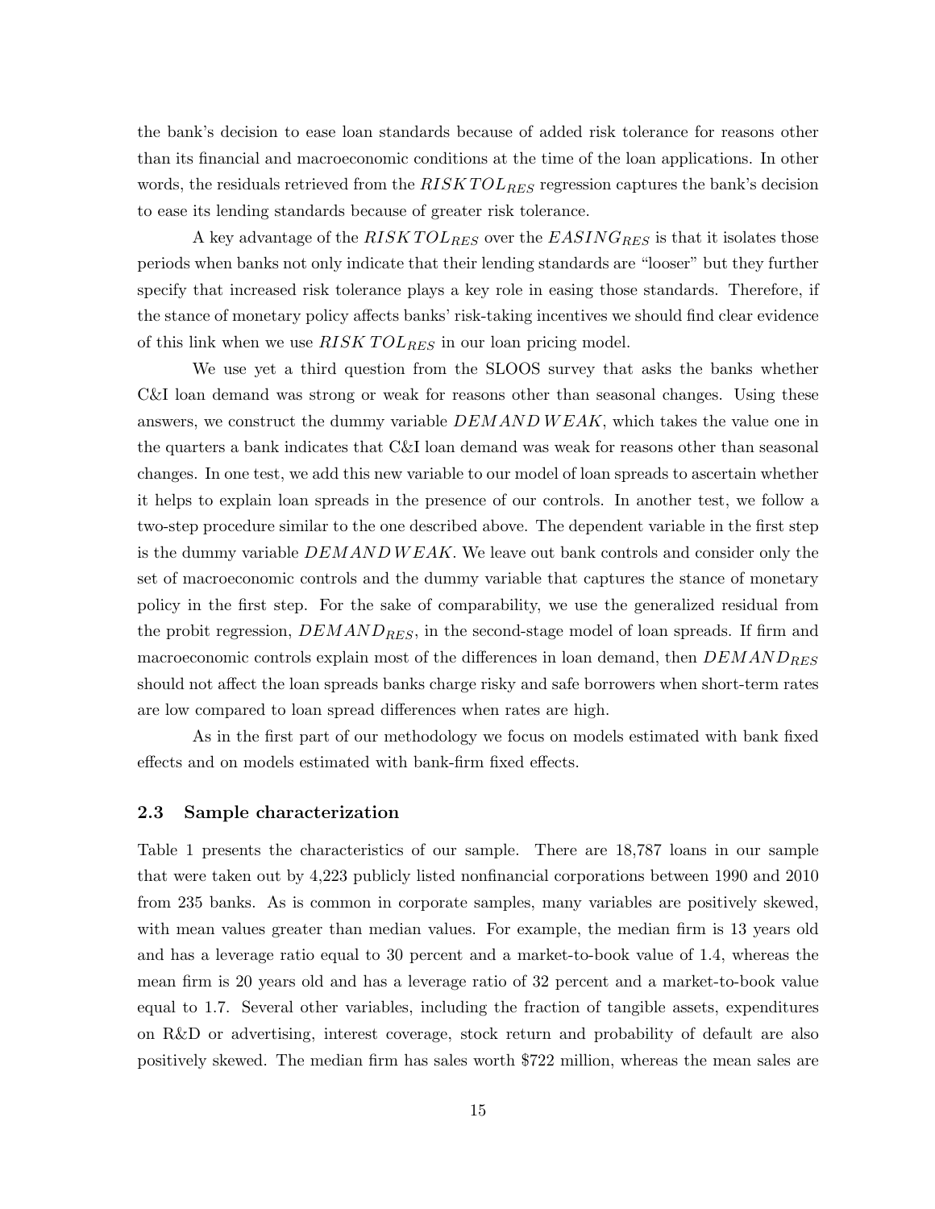the bank's decision to ease loan standards because of added risk tolerance for reasons other than its financial and macroeconomic conditions at the time of the loan applications. In other words, the residuals retrieved from the $RISKTOL_{RES}$ regression captures the bank's decision to ease its lending standards because of greater risk tolerance.

A key advantage of the $RISKTOL_{RES}$ over the $EASING_{RES}$ is that it isolates those periods when banks not only indicate that their lending standards are "looser" but they further specify that increased risk tolerance plays a key role in easing those standards. Therefore, if the stance of monetary policy affects banks' risk-taking incentives we should find clear evidence of this link when we use $RISKTOL_{RES}$ in our loan pricing model.

We use yet a third question from the SLOOS survey that asks the banks whether C&I loan demand was strong or weak for reasons other than seasonal changes. Using these answers, we construct the dummy variable $DEMANDWEAK$, which takes the value one in the quarters a bank indicates that C&I loan demand was weak for reasons other than seasonal changes. In one test, we add this new variable to our model of loan spreads to ascertain whether it helps to explain loan spreads in the presence of our controls. In another test, we follow a two-step procedure similar to the one described above. The dependent variable in the first step is the dummy variable $DEMANDWEAK$. We leave out bank controls and consider only the set of macroeconomic controls and the dummy variable that captures the stance of monetary policy in the first step. For the sake of comparability, we use the generalized residual from the probit regression, $DEMAND_{RES}$, in the second-stage model of loan spreads. If firm and macroeconomic controls explain most of the differences in loan demand, then $DEMAND_{RES}$ should not affect the loan spreads banks charge risky and safe borrowers when short-term rates are low compared to loan spread differences when rates are high.

As in the first part of our methodology we focus on models estimated with bank fixed effects and on models estimated with bank-firm fixed effects.

### 2.3 Sample characterization

Table 1 presents the characteristics of our sample. There are 18,787 loans in our sample that were taken out by 4,223 publicly listed nonfinancial corporations between 1990 and 2010 from 235 banks. As is common in corporate samples, many variables are positively skewed, with mean values greater than median values. For example, the median firm is 13 years old and has a leverage ratio equal to 30 percent and a market-to-book value of 1.4, whereas the mean firm is 20 years old and has a leverage ratio of 32 percent and a market-to-book value equal to 1.7. Several other variables, including the fraction of tangible assets, expenditures on R&D or advertising, interest coverage, stock return and probability of default are also positively skewed. The median firm has sales worth $722 million, whereas the mean sales are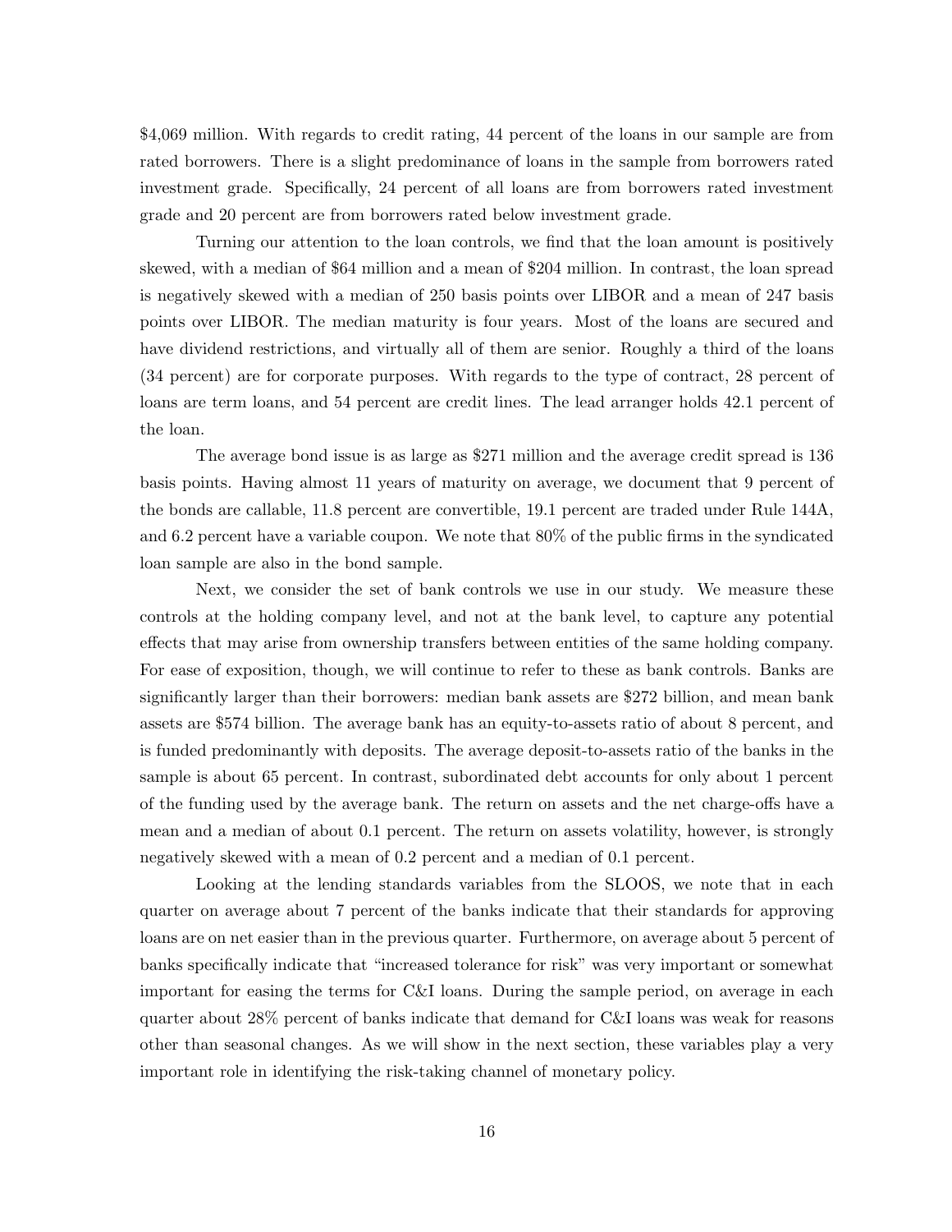$4,069 million. With regards to credit rating, 44 percent of the loans in our sample are from rated borrowers. There is a slight predominance of loans in the sample from borrowers rated investment grade. Specifically, 24 percent of all loans are from borrowers rated investment grade and 20 percent are from borrowers rated below investment grade.

Turning our attention to the loan controls, we find that the loan amount is positively skewed, with a median of $64 million and a mean of $204 million. In contrast, the loan spread is negatively skewed with a median of 250 basis points over LIBOR and a mean of 247 basis points over LIBOR. The median maturity is four years. Most of the loans are secured and have dividend restrictions, and virtually all of them are senior. Roughly a third of the loans (34 percent) are for corporate purposes. With regards to the type of contract, 28 percent of loans are term loans, and 54 percent are credit lines. The lead arranger holds 42.1 percent of the loan.

The average bond issue is as large as $271 million and the average credit spread is 136 basis points. Having almost 11 years of maturity on average, we document that 9 percent of the bonds are callable, 11.8 percent are convertible, 19.1 percent are traded under Rule 144A, and 6.2 percent have a variable coupon. We note that 80% of the public firms in the syndicated loan sample are also in the bond sample.

Next, we consider the set of bank controls we use in our study. We measure these controls at the holding company level, and not at the bank level, to capture any potential effects that may arise from ownership transfers between entities of the same holding company. For ease of exposition, though, we will continue to refer to these as bank controls. Banks are significantly larger than their borrowers: median bank assets are $272 billion, and mean bank assets are $574 billion. The average bank has an equity-to-assets ratio of about 8 percent, and is funded predominantly with deposits. The average deposit-to-assets ratio of the banks in the sample is about 65 percent. In contrast, subordinated debt accounts for only about 1 percent of the funding used by the average bank. The return on assets and the net charge-offs have a mean and a median of about 0.1 percent. The return on assets volatility, however, is strongly negatively skewed with a mean of 0.2 percent and a median of 0.1 percent.

Looking at the lending standards variables from the SLOOS, we note that in each quarter on average about 7 percent of the banks indicate that their standards for approving loans are on net easier than in the previous quarter. Furthermore, on average about 5 percent of banks specifically indicate that "increased tolerance for risk" was very important or somewhat important for easing the terms for C&I loans. During the sample period, on average in each quarter about 28% percent of banks indicate that demand for C&I loans was weak for reasons other than seasonal changes. As we will show in the next section, these variables play a very important role in identifying the risk-taking channel of monetary policy.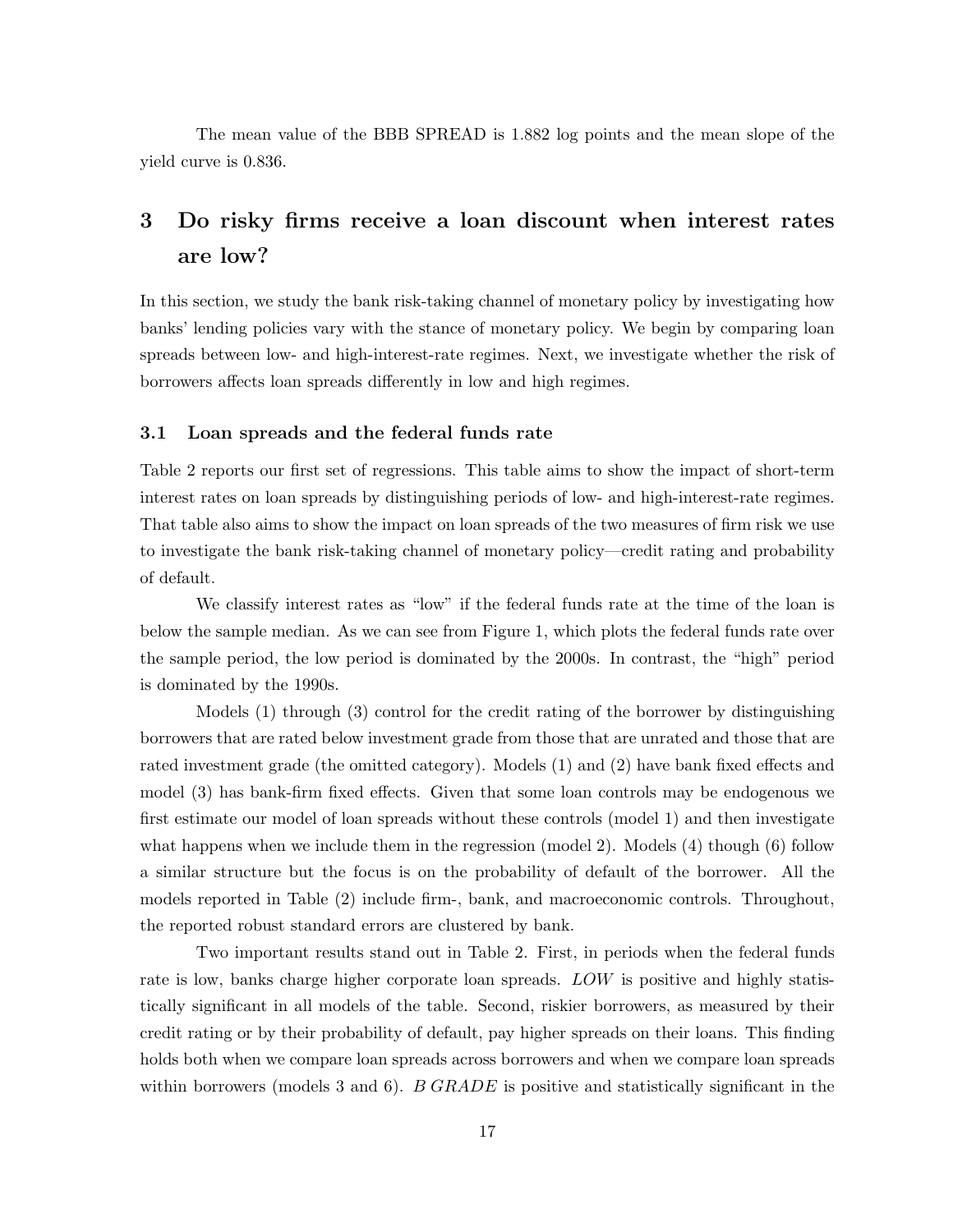The mean value of the BBB SPREAD is 1.882 log points and the mean slope of the yield curve is 0.836.

# 3 Do risky firms receive a loan discount when interest rates are low?

In this section, we study the bank risk-taking channel of monetary policy by investigating how banks' lending policies vary with the stance of monetary policy. We begin by comparing loan spreads between low- and high-interest-rate regimes. Next, we investigate whether the risk of borrowers affects loan spreads differently in low and high regimes.

## 3.1 Loan spreads and the federal funds rate

Table 2 reports our first set of regressions. This table aims to show the impact of short-term interest rates on loan spreads by distinguishing periods of low- and high-interest-rate regimes. That table also aims to show the impact on loan spreads of the two measures of firm risk we use to investigate the bank risk-taking channel of monetary policy—credit rating and probability of default.

We classify interest rates as "low" if the federal funds rate at the time of the loan is below the sample median. As we can see from Figure 1, which plots the federal funds rate over the sample period, the low period is dominated by the 2000s. In contrast, the "high" period is dominated by the 1990s.

Models (1) through (3) control for the credit rating of the borrower by distinguishing borrowers that are rated below investment grade from those that are unrated and those that are rated investment grade (the omitted category). Models (1) and (2) have bank fixed effects and model (3) has bank-firm fixed effects. Given that some loan controls may be endogenous we first estimate our model of loan spreads without these controls (model 1) and then investigate what happens when we include them in the regression (model 2). Models (4) though (6) follow a similar structure but the focus is on the probability of default of the borrower. All the models reported in Table (2) include firm-, bank, and macroeconomic controls. Throughout, the reported robust standard errors are clustered by bank.

Two important results stand out in Table 2. First, in periods when the federal funds rate is low, banks charge higher corporate loan spreads. *LOW* is positive and highly statistically significant in all models of the table. Second, riskier borrowers, as measured by their credit rating or by their probability of default, pay higher spreads on their loans. This finding holds both when we compare loan spreads across borrowers and when we compare loan spreads within borrowers (models 3 and 6). *B GRADE* is positive and statistically significant in the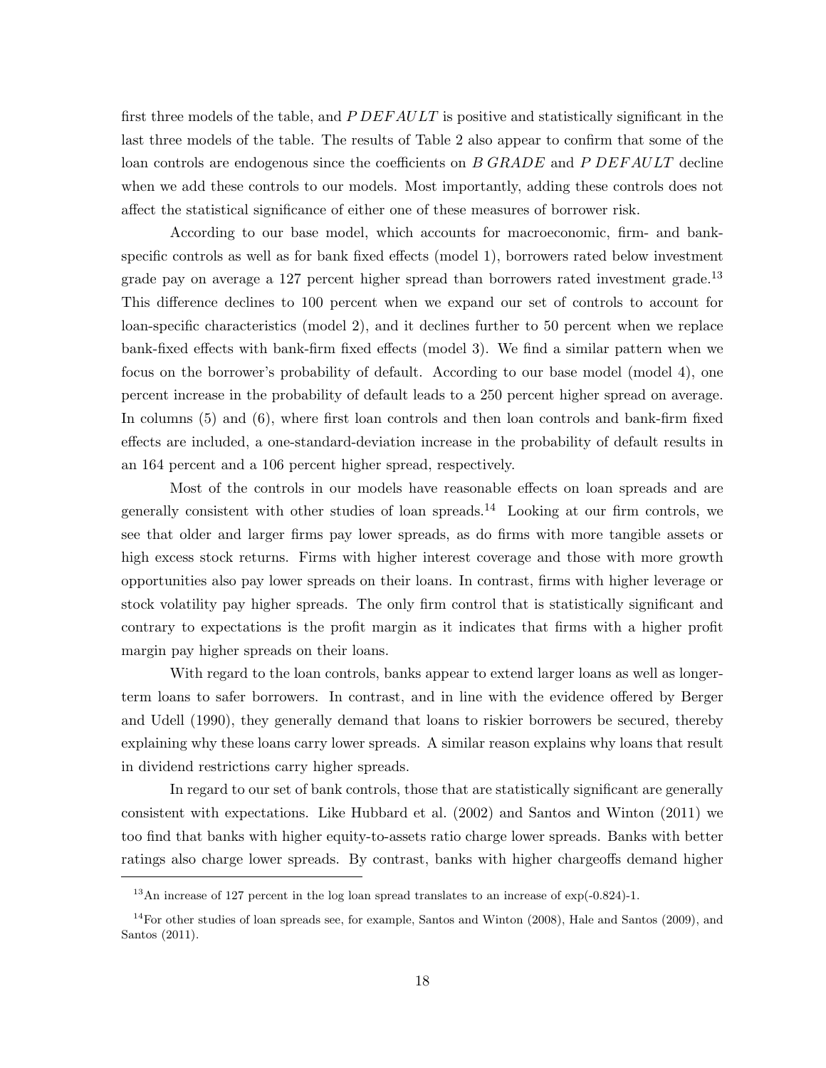first three models of the table, and $P\,DEFAULT$ is positive and statistically significant in the last three models of the table. The results of Table 2 also appear to confirm that some of the loan controls are endogenous since the coefficients on $B\,GRADE$ and $P\,DEFAULT$ decline when we add these controls to our models. Most importantly, adding these controls does not affect the statistical significance of either one of these measures of borrower risk.

According to our base model, which accounts for macroeconomic, firm- and bank-specific controls as well as for bank fixed effects (model 1), borrowers rated below investment grade pay on average a 127 percent higher spread than borrowers rated investment grade.[13] This difference declines to 100 percent when we expand our set of controls to account for loan-specific characteristics (model 2), and it declines further to 50 percent when we replace bank-fixed effects with bank-firm fixed effects (model 3). We find a similar pattern when we focus on the borrower's probability of default. According to our base model (model 4), one percent increase in the probability of default leads to a 250 percent higher spread on average. In columns (5) and (6), where first loan controls and then loan controls and bank-firm fixed effects are included, a one-standard-deviation increase in the probability of default results in an 164 percent and a 106 percent higher spread, respectively.

Most of the controls in our models have reasonable effects on loan spreads and are generally consistent with other studies of loan spreads.[14] Looking at our firm controls, we see that older and larger firms pay lower spreads, as do firms with more tangible assets or high excess stock returns. Firms with higher interest coverage and those with more growth opportunities also pay lower spreads on their loans. In contrast, firms with higher leverage or stock volatility pay higher spreads. The only firm control that is statistically significant and contrary to expectations is the profit margin as it indicates that firms with a higher profit margin pay higher spreads on their loans.

With regard to the loan controls, banks appear to extend larger loans as well as longer-term loans to safer borrowers. In contrast, and in line with the evidence offered by Berger and Udell (1990), they generally demand that loans to riskier borrowers be secured, thereby explaining why these loans carry lower spreads. A similar reason explains why loans that result in dividend restrictions carry higher spreads.

In regard to our set of bank controls, those that are statistically significant are generally consistent with expectations. Like Hubbard et al. (2002) and Santos and Winton (2011) we too find that banks with higher equity-to-assets ratio charge lower spreads. Banks with better ratings also charge lower spreads. By contrast, banks with higher chargeoffs demand higher

---

[13] An increase of 127 percent in the log loan spread translates to an increase of exp(-0.824)-1.

[14] For other studies of loan spreads see, for example, Santos and Winton (2008), Hale and Santos (2009), and Santos (2011).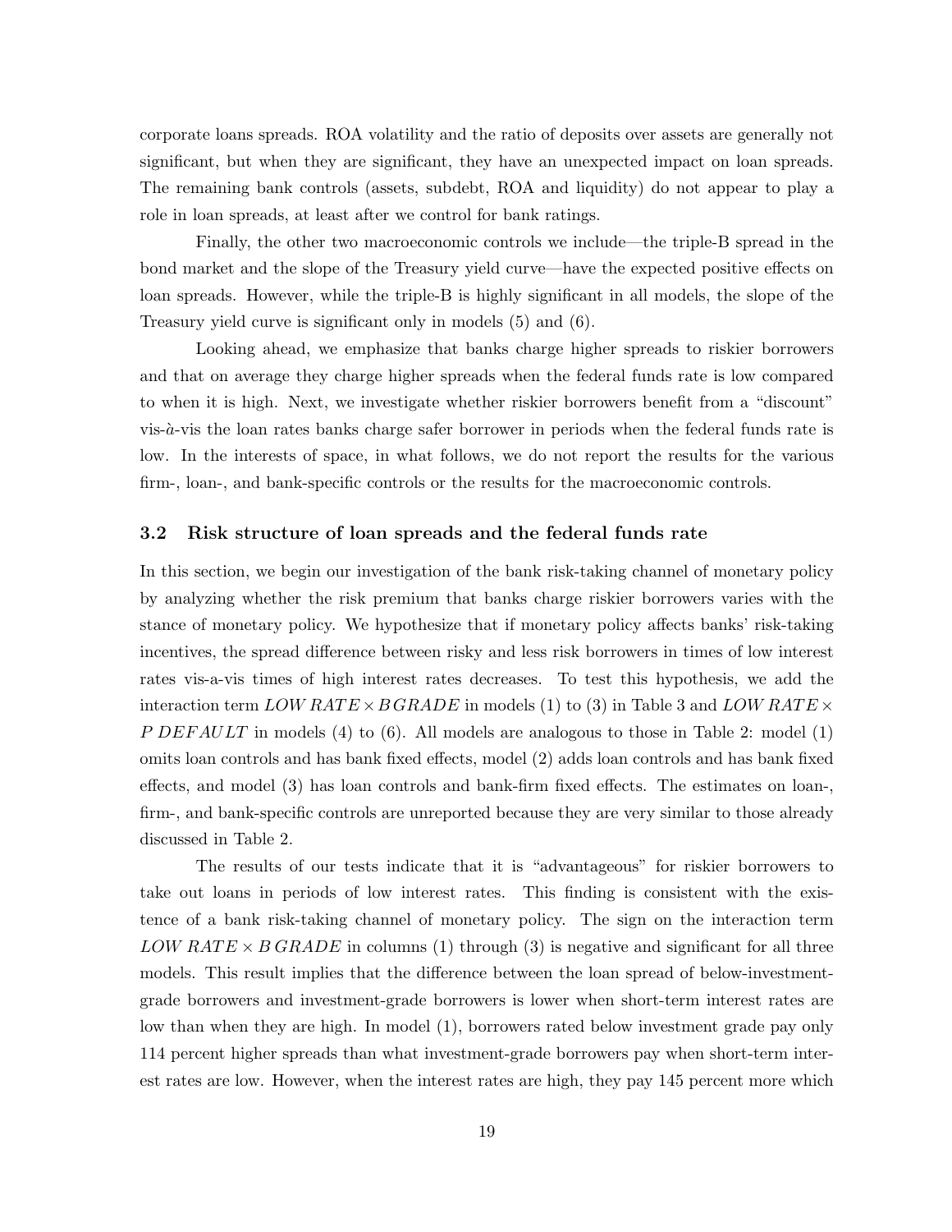corporate loans spreads. ROA volatility and the ratio of deposits over assets are generally not significant, but when they are significant, they have an unexpected impact on loan spreads. The remaining bank controls (assets, subdebt, ROA and liquidity) do not appear to play a role in loan spreads, at least after we control for bank ratings.

Finally, the other two macroeconomic controls we include—the triple-B spread in the bond market and the slope of the Treasury yield curve—have the expected positive effects on loan spreads. However, while the triple-B is highly significant in all models, the slope of the Treasury yield curve is significant only in models (5) and (6).

Looking ahead, we emphasize that banks charge higher spreads to riskier borrowers and that on average they charge higher spreads when the federal funds rate is low compared to when it is high. Next, we investigate whether riskier borrowers benefit from a "discount" vis-à-vis the loan rates banks charge safer borrower in periods when the federal funds rate is low. In the interests of space, in what follows, we do not report the results for the various firm-, loan-, and bank-specific controls or the results for the macroeconomic controls.

### 3.2 Risk structure of loan spreads and the federal funds rate

In this section, we begin our investigation of the bank risk-taking channel of monetary policy by analyzing whether the risk premium that banks charge riskier borrowers varies with the stance of monetary policy. We hypothesize that if monetary policy affects banks' risk-taking incentives, the spread difference between risky and less risk borrowers in times of low interest rates vis-a-vis times of high interest rates decreases. To test this hypothesis, we add the interaction term $LOW\ RATE \times B\,GRADE$ in models (1) to (3) in Table 3 and $LOW\ RATE \times P\ DEFAULT$ in models (4) to (6). All models are analogous to those in Table 2: model (1) omits loan controls and has bank fixed effects, model (2) adds loan controls and has bank fixed effects, and model (3) has loan controls and bank-firm fixed effects. The estimates on loan-, firm-, and bank-specific controls are unreported because they are very similar to those already discussed in Table 2.

The results of our tests indicate that it is "advantageous" for riskier borrowers to take out loans in periods of low interest rates. This finding is consistent with the existence of a bank risk-taking channel of monetary policy. The sign on the interaction term $LOW\ RATE \times B\,GRADE$ in columns (1) through (3) is negative and significant for all three models. This result implies that the difference between the loan spread of below-investment-grade borrowers and investment-grade borrowers is lower when short-term interest rates are low than when they are high. In model (1), borrowers rated below investment grade pay only 114 percent higher spreads than what investment-grade borrowers pay when short-term interest rates are low. However, when the interest rates are high, they pay 145 percent more which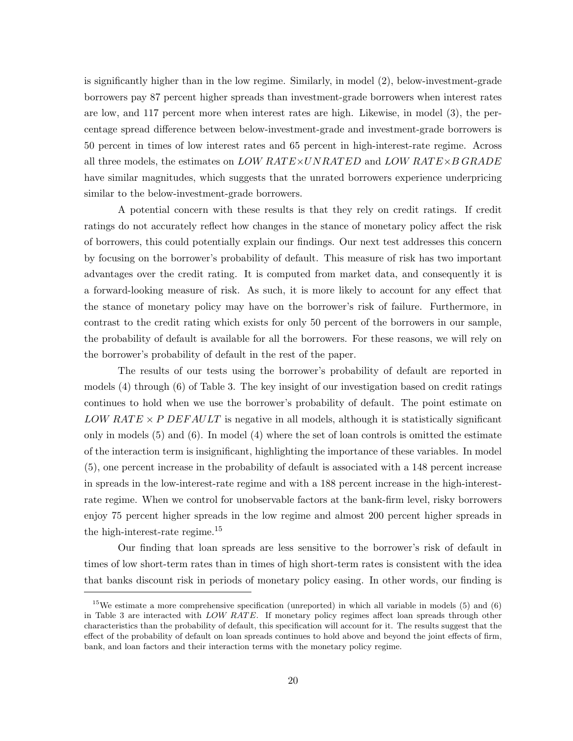is significantly higher than in the low regime. Similarly, in model (2), below-investment-grade borrowers pay 87 percent higher spreads than investment-grade borrowers when interest rates are low, and 117 percent more when interest rates are high. Likewise, in model (3), the percentage spread difference between below-investment-grade and investment-grade borrowers is 50 percent in times of low interest rates and 65 percent in high-interest-rate regime. Across all three models, the estimates on $LOW\ RATE \times UNRATED$ and $LOW\ RATE \times B\ GRADE$ have similar magnitudes, which suggests that the unrated borrowers experience underpricing similar to the below-investment-grade borrowers.

A potential concern with these results is that they rely on credit ratings. If credit ratings do not accurately reflect how changes in the stance of monetary policy affect the risk of borrowers, this could potentially explain our findings. Our next test addresses this concern by focusing on the borrower's probability of default. This measure of risk has two important advantages over the credit rating. It is computed from market data, and consequently it is a forward-looking measure of risk. As such, it is more likely to account for any effect that the stance of monetary policy may have on the borrower's risk of failure. Furthermore, in contrast to the credit rating which exists for only 50 percent of the borrowers in our sample, the probability of default is available for all the borrowers. For these reasons, we will rely on the borrower's probability of default in the rest of the paper.

The results of our tests using the borrower's probability of default are reported in models (4) through (6) of Table 3. The key insight of our investigation based on credit ratings continues to hold when we use the borrower's probability of default. The point estimate on $LOW\ RATE \times P\ DEFAULT$ is negative in all models, although it is statistically significant only in models (5) and (6). In model (4) where the set of loan controls is omitted the estimate of the interaction term is insignificant, highlighting the importance of these variables. In model (5), one percent increase in the probability of default is associated with a 148 percent increase in spreads in the low-interest-rate regime and with a 188 percent increase in the high-interest-rate regime. When we control for unobservable factors at the bank-firm level, risky borrowers enjoy 75 percent higher spreads in the low regime and almost 200 percent higher spreads in the high-interest-rate regime.[15]

Our finding that loan spreads are less sensitive to the borrower's risk of default in times of low short-term rates than in times of high short-term rates is consistent with the idea that banks discount risk in periods of monetary policy easing. In other words, our finding is

[15] We estimate a more comprehensive specification (unreported) in which all variable in models (5) and (6) in Table 3 are interacted with $LOW\ RATE$. If monetary policy regimes affect loan spreads through other characteristics than the probability of default, this specification will account for it. The results suggest that the effect of the probability of default on loan spreads continues to hold above and beyond the joint effects of firm, bank, and loan factors and their interaction terms with the monetary policy regime.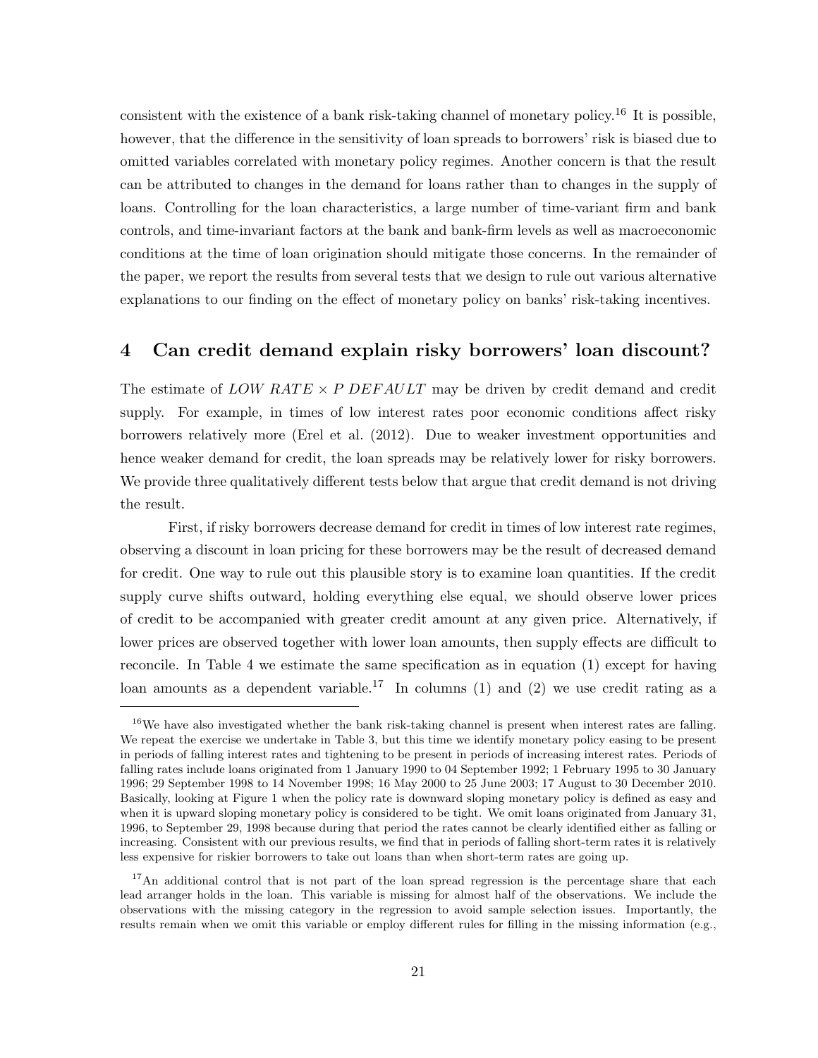consistent with the existence of a bank risk-taking channel of monetary policy.[16] It is possible, however, that the difference in the sensitivity of loan spreads to borrowers' risk is biased due to omitted variables correlated with monetary policy regimes. Another concern is that the result can be attributed to changes in the demand for loans rather than to changes in the supply of loans. Controlling for the loan characteristics, a large number of time-variant firm and bank controls, and time-invariant factors at the bank and bank-firm levels as well as macroeconomic conditions at the time of loan origination should mitigate those concerns. In the remainder of the paper, we report the results from several tests that we design to rule out various alternative explanations to our finding on the effect of monetary policy on banks' risk-taking incentives.

## 4 Can credit demand explain risky borrowers' loan discount?

The estimate of $LOW\ RATE \times P\ DEFAULT$ may be driven by credit demand and credit supply. For example, in times of low interest rates poor economic conditions affect risky borrowers relatively more (Erel et al. (2012). Due to weaker investment opportunities and hence weaker demand for credit, the loan spreads may be relatively lower for risky borrowers. We provide three qualitatively different tests below that argue that credit demand is not driving the result.

First, if risky borrowers decrease demand for credit in times of low interest rate regimes, observing a discount in loan pricing for these borrowers may be the result of decreased demand for credit. One way to rule out this plausible story is to examine loan quantities. If the credit supply curve shifts outward, holding everything else equal, we should observe lower prices of credit to be accompanied with greater credit amount at any given price. Alternatively, if lower prices are observed together with lower loan amounts, then supply effects are difficult to reconcile. In Table 4 we estimate the same specification as in equation (1) except for having loan amounts as a dependent variable.[17] In columns (1) and (2) we use credit rating as a

---

[16] We have also investigated whether the bank risk-taking channel is present when interest rates are falling. We repeat the exercise we undertake in Table 3, but this time we identify monetary policy easing to be present in periods of falling interest rates and tightening to be present in periods of increasing interest rates. Periods of falling rates include loans originated from 1 January 1990 to 04 September 1992; 1 February 1995 to 30 January 1996; 29 September 1998 to 14 November 1998; 16 May 2000 to 25 June 2003; 17 August to 30 December 2010. Basically, looking at Figure 1 when the policy rate is downward sloping monetary policy is defined as easy and when it is upward sloping monetary policy is considered to be tight. We omit loans originated from January 31, 1996, to September 29, 1998 because during that period the rates cannot be clearly identified either as falling or increasing. Consistent with our previous results, we find that in periods of falling short-term rates it is relatively less expensive for riskier borrowers to take out loans than when short-term rates are going up.

[17] An additional control that is not part of the loan spread regression is the percentage share that each lead arranger holds in the loan. This variable is missing for almost half of the observations. We include the observations with the missing category in the regression to avoid sample selection issues. Importantly, the results remain when we omit this variable or employ different rules for filling in the missing information (e.g.,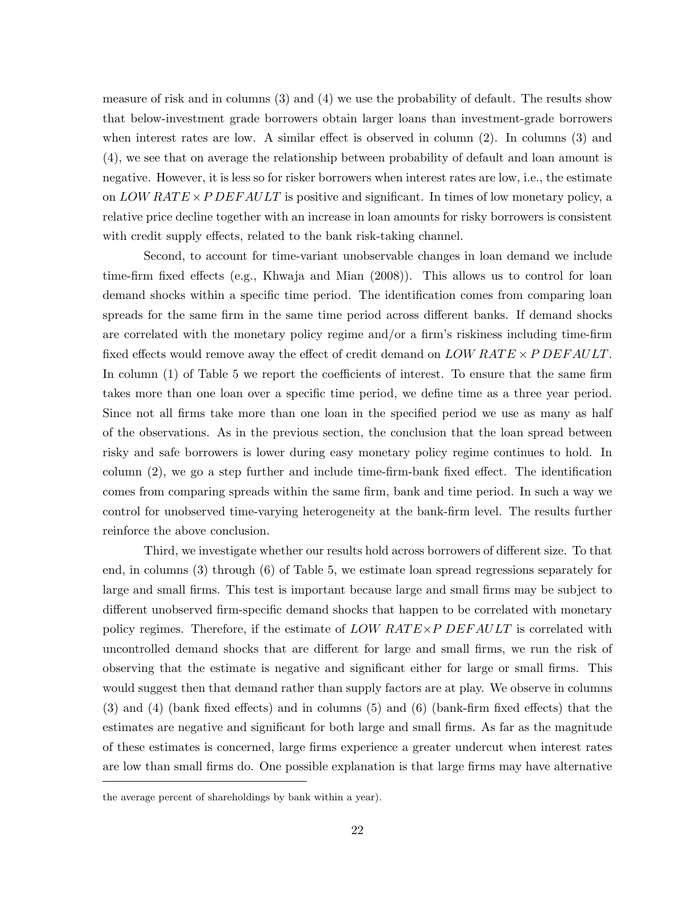measure of risk and in columns (3) and (4) we use the probability of default. The results show that below-investment grade borrowers obtain larger loans than investment-grade borrowers when interest rates are low. A similar effect is observed in column (2). In columns (3) and (4), we see that on average the relationship between probability of default and loan amount is negative. However, it is less so for risker borrowers when interest rates are low, i.e., the estimate on $LOW\ RATE \times P\ DEFAULT$ is positive and significant. In times of low monetary policy, a relative price decline together with an increase in loan amounts for risky borrowers is consistent with credit supply effects, related to the bank risk-taking channel.

Second, to account for time-variant unobservable changes in loan demand we include time-firm fixed effects (e.g., Khwaja and Mian (2008)). This allows us to control for loan demand shocks within a specific time period. The identification comes from comparing loan spreads for the same firm in the same time period across different banks. If demand shocks are correlated with the monetary policy regime and/or a firm's riskiness including time-firm fixed effects would remove away the effect of credit demand on $LOW\ RATE \times P\ DEFAULT$. In column (1) of Table 5 we report the coefficients of interest. To ensure that the same firm takes more than one loan over a specific time period, we define time as a three year period. Since not all firms take more than one loan in the specified period we use as many as half of the observations. As in the previous section, the conclusion that the loan spread between risky and safe borrowers is lower during easy monetary policy regime continues to hold. In column (2), we go a step further and include time-firm-bank fixed effect. The identification comes from comparing spreads within the same firm, bank and time period. In such a way we control for unobserved time-varying heterogeneity at the bank-firm level. The results further reinforce the above conclusion.

Third, we investigate whether our results hold across borrowers of different size. To that end, in columns (3) through (6) of Table 5, we estimate loan spread regressions separately for large and small firms. This test is important because large and small firms may be subject to different unobserved firm-specific demand shocks that happen to be correlated with monetary policy regimes. Therefore, if the estimate of $LOW\ RATE \times P\ DEFAULT$ is correlated with uncontrolled demand shocks that are different for large and small firms, we run the risk of observing that the estimate is negative and significant either for large or small firms. This would suggest then that demand rather than supply factors are at play. We observe in columns (3) and (4) (bank fixed effects) and in columns (5) and (6) (bank-firm fixed effects) that the estimates are negative and significant for both large and small firms. As far as the magnitude of these estimates is concerned, large firms experience a greater undercut when interest rates are low than small firms do. One possible explanation is that large firms may have alternative

the average percent of shareholdings by bank within a year).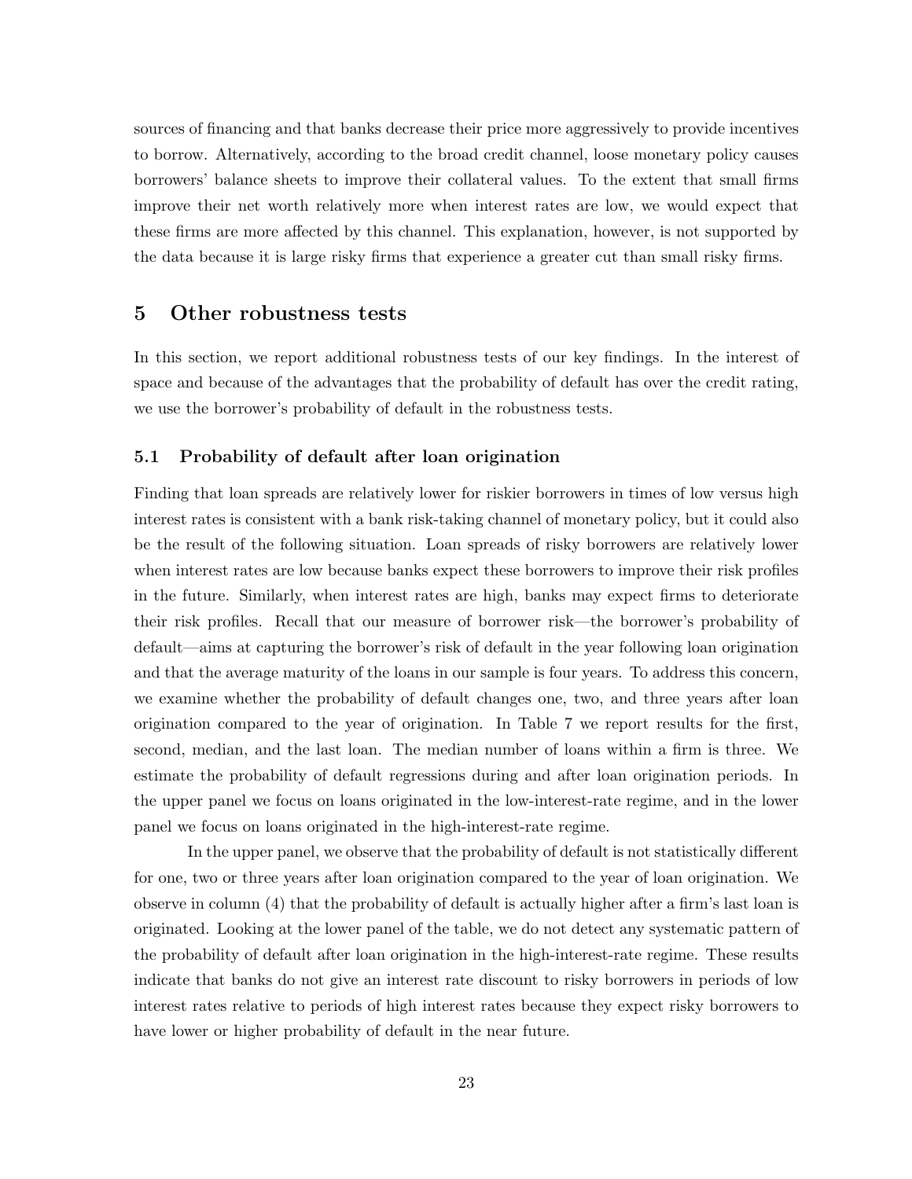sources of financing and that banks decrease their price more aggressively to provide incentives to borrow. Alternatively, according to the broad credit channel, loose monetary policy causes borrowers' balance sheets to improve their collateral values. To the extent that small firms improve their net worth relatively more when interest rates are low, we would expect that these firms are more affected by this channel. This explanation, however, is not supported by the data because it is large risky firms that experience a greater cut than small risky firms.

## 5 Other robustness tests

In this section, we report additional robustness tests of our key findings. In the interest of space and because of the advantages that the probability of default has over the credit rating, we use the borrower's probability of default in the robustness tests.

### 5.1 Probability of default after loan origination

Finding that loan spreads are relatively lower for riskier borrowers in times of low versus high interest rates is consistent with a bank risk-taking channel of monetary policy, but it could also be the result of the following situation. Loan spreads of risky borrowers are relatively lower when interest rates are low because banks expect these borrowers to improve their risk profiles in the future. Similarly, when interest rates are high, banks may expect firms to deteriorate their risk profiles. Recall that our measure of borrower risk—the borrower's probability of default—aims at capturing the borrower's risk of default in the year following loan origination and that the average maturity of the loans in our sample is four years. To address this concern, we examine whether the probability of default changes one, two, and three years after loan origination compared to the year of origination. In Table 7 we report results for the first, second, median, and the last loan. The median number of loans within a firm is three. We estimate the probability of default regressions during and after loan origination periods. In the upper panel we focus on loans originated in the low-interest-rate regime, and in the lower panel we focus on loans originated in the high-interest-rate regime.

In the upper panel, we observe that the probability of default is not statistically different for one, two or three years after loan origination compared to the year of loan origination. We observe in column (4) that the probability of default is actually higher after a firm's last loan is originated. Looking at the lower panel of the table, we do not detect any systematic pattern of the probability of default after loan origination in the high-interest-rate regime. These results indicate that banks do not give an interest rate discount to risky borrowers in periods of low interest rates relative to periods of high interest rates because they expect risky borrowers to have lower or higher probability of default in the near future.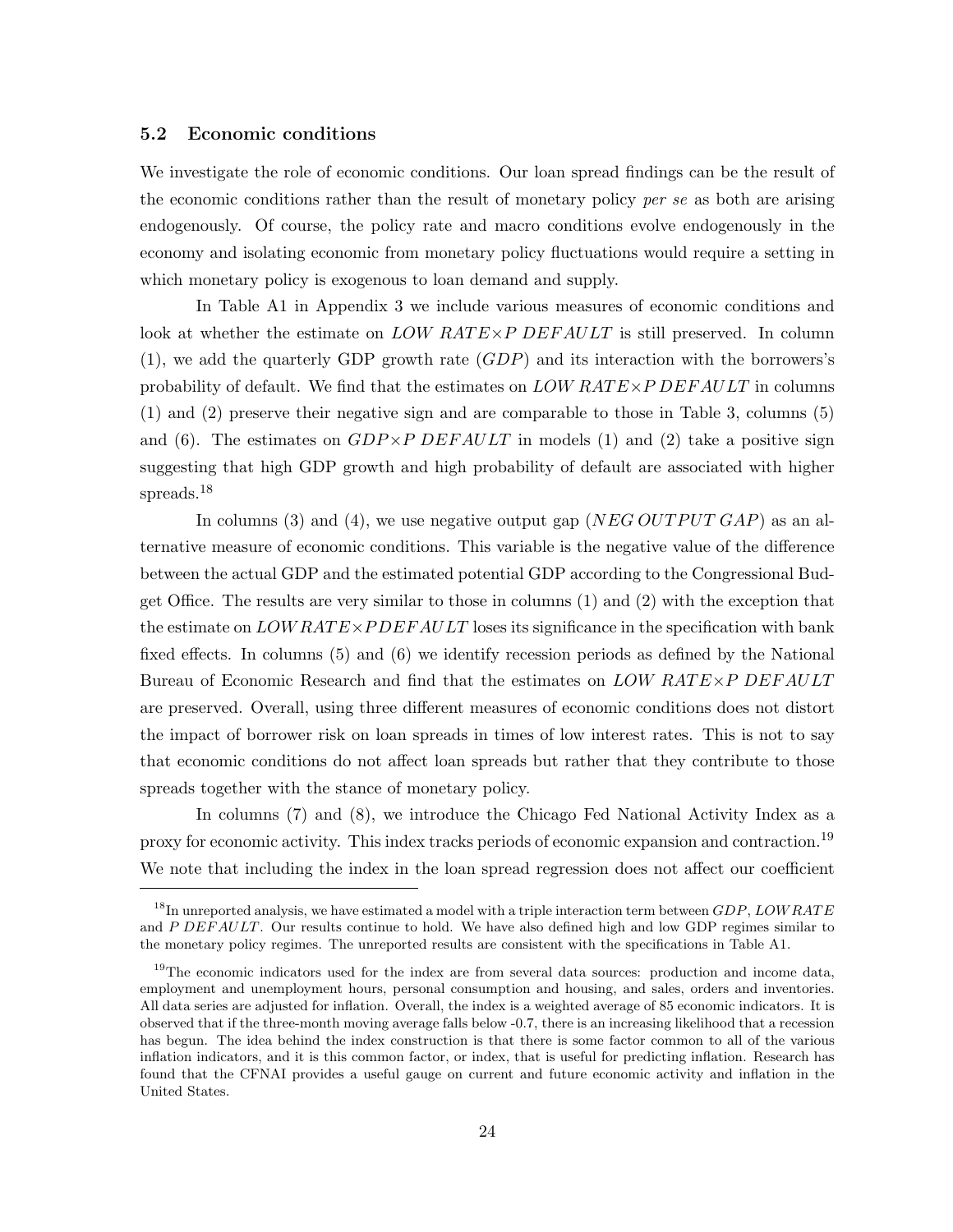### 5.2 Economic conditions

We investigate the role of economic conditions. Our loan spread findings can be the result of the economic conditions rather than the result of monetary policy *per se* as both are arising endogenously. Of course, the policy rate and macro conditions evolve endogenously in the economy and isolating economic from monetary policy fluctuations would require a setting in which monetary policy is exogenous to loan demand and supply.

In Table A1 in Appendix 3 we include various measures of economic conditions and look at whether the estimate on $LOW\ RATE \times P\ DEFAULT$ is still preserved. In column (1), we add the quarterly GDP growth rate ($GDP$) and its interaction with the borrowers's probability of default. We find that the estimates on $LOW\ RATE \times P\ DEFAULT$ in columns (1) and (2) preserve their negative sign and are comparable to those in Table 3, columns (5) and (6). The estimates on $GDP \times P\ DEFAULT$ in models (1) and (2) take a positive sign suggesting that high GDP growth and high probability of default are associated with higher spreads.[18]

In columns (3) and (4), we use negative output gap ($NEG\ OUTPUT\ GAP$) as an alternative measure of economic conditions. This variable is the negative value of the difference between the actual GDP and the estimated potential GDP according to the Congressional Budget Office. The results are very similar to those in columns (1) and (2) with the exception that the estimate on $LOW\,RATE \times P\,DEFAULT$ loses its significance in the specification with bank fixed effects. In columns (5) and (6) we identify recession periods as defined by the National Bureau of Economic Research and find that the estimates on $LOW\ RATE \times P\ DEFAULT$ are preserved. Overall, using three different measures of economic conditions does not distort the impact of borrower risk on loan spreads in times of low interest rates. This is not to say that economic conditions do not affect loan spreads but rather that they contribute to those spreads together with the stance of monetary policy.

In columns (7) and (8), we introduce the Chicago Fed National Activity Index as a proxy for economic activity. This index tracks periods of economic expansion and contraction.[19] We note that including the index in the loan spread regression does not affect our coefficient

---

[18] In unreported analysis, we have estimated a model with a triple interaction term between $GDP$, $LOW\,RATE$ and $P\ DEFAULT$. Our results continue to hold. We have also defined high and low GDP regimes similar to the monetary policy regimes. The unreported results are consistent with the specifications in Table A1.

[19] The economic indicators used for the index are from several data sources: production and income data, employment and unemployment hours, personal consumption and housing, and sales, orders and inventories. All data series are adjusted for inflation. Overall, the index is a weighted average of 85 economic indicators. It is observed that if the three-month moving average falls below -0.7, there is an increasing likelihood that a recession has begun. The idea behind the index construction is that there is some factor common to all of the various inflation indicators, and it is this common factor, or index, that is useful for predicting inflation. Research has found that the CFNAI provides a useful gauge on current and future economic activity and inflation in the United States.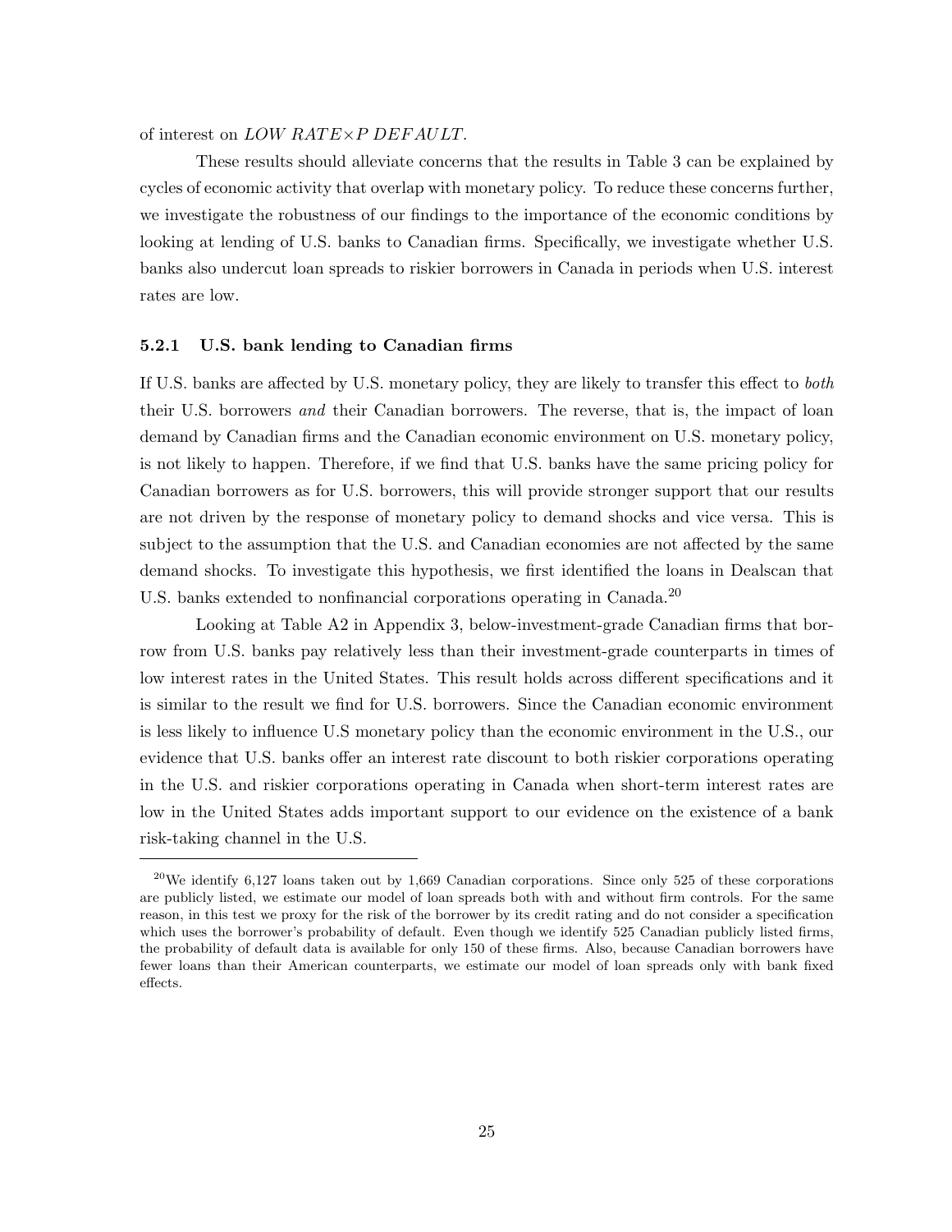of interest on $LOW\ RATE \times P\ DEFAULT$.

These results should alleviate concerns that the results in Table 3 can be explained by cycles of economic activity that overlap with monetary policy. To reduce these concerns further, we investigate the robustness of our findings to the importance of the economic conditions by looking at lending of U.S. banks to Canadian firms. Specifically, we investigate whether U.S. banks also undercut loan spreads to riskier borrowers in Canada in periods when U.S. interest rates are low.

### 5.2.1 U.S. bank lending to Canadian firms

If U.S. banks are affected by U.S. monetary policy, they are likely to transfer this effect to *both* their U.S. borrowers *and* their Canadian borrowers. The reverse, that is, the impact of loan demand by Canadian firms and the Canadian economic environment on U.S. monetary policy, is not likely to happen. Therefore, if we find that U.S. banks have the same pricing policy for Canadian borrowers as for U.S. borrowers, this will provide stronger support that our results are not driven by the response of monetary policy to demand shocks and vice versa. This is subject to the assumption that the U.S. and Canadian economies are not affected by the same demand shocks. To investigate this hypothesis, we first identified the loans in Dealscan that U.S. banks extended to nonfinancial corporations operating in Canada.[20]

Looking at Table A2 in Appendix 3, below-investment-grade Canadian firms that borrow from U.S. banks pay relatively less than their investment-grade counterparts in times of low interest rates in the United States. This result holds across different specifications and it is similar to the result we find for U.S. borrowers. Since the Canadian economic environment is less likely to influence U.S monetary policy than the economic environment in the U.S., our evidence that U.S. banks offer an interest rate discount to both riskier corporations operating in the U.S. and riskier corporations operating in Canada when short-term interest rates are low in the United States adds important support to our evidence on the existence of a bank risk-taking channel in the U.S.

[20]We identify 6,127 loans taken out by 1,669 Canadian corporations. Since only 525 of these corporations are publicly listed, we estimate our model of loan spreads both with and without firm controls. For the same reason, in this test we proxy for the risk of the borrower by its credit rating and do not consider a specification which uses the borrower's probability of default. Even though we identify 525 Canadian publicly listed firms, the probability of default data is available for only 150 of these firms. Also, because Canadian borrowers have fewer loans than their American counterparts, we estimate our model of loan spreads only with bank fixed effects.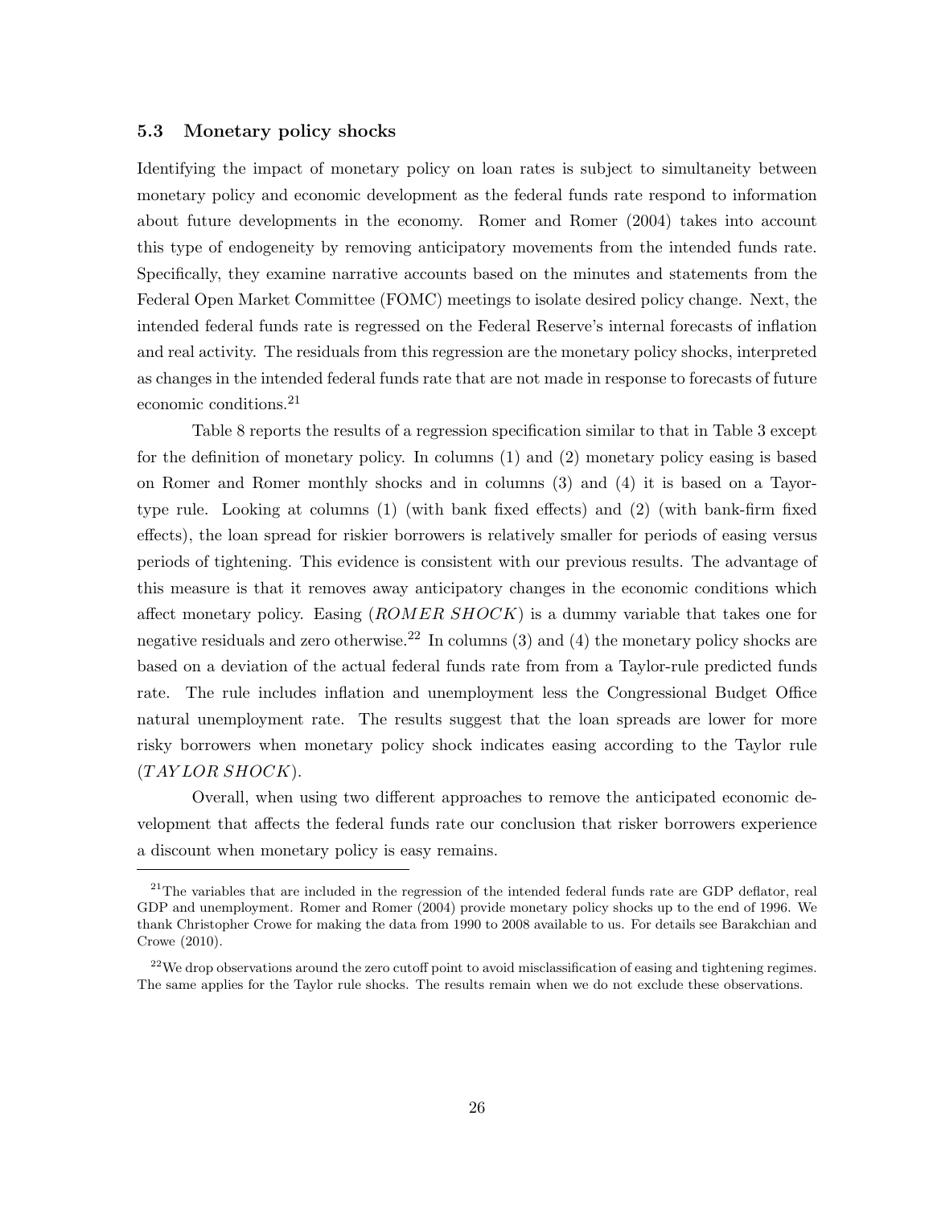### 5.3 Monetary policy shocks

Identifying the impact of monetary policy on loan rates is subject to simultaneity between monetary policy and economic development as the federal funds rate respond to information about future developments in the economy. Romer and Romer (2004) takes into account this type of endogeneity by removing anticipatory movements from the intended funds rate. Specifically, they examine narrative accounts based on the minutes and statements from the Federal Open Market Committee (FOMC) meetings to isolate desired policy change. Next, the intended federal funds rate is regressed on the Federal Reserve's internal forecasts of inflation and real activity. The residuals from this regression are the monetary policy shocks, interpreted as changes in the intended federal funds rate that are not made in response to forecasts of future economic conditions.[21]

Table 8 reports the results of a regression specification similar to that in Table 3 except for the definition of monetary policy. In columns (1) and (2) monetary policy easing is based on Romer and Romer monthly shocks and in columns (3) and (4) it is based on a Tayor-type rule. Looking at columns (1) (with bank fixed effects) and (2) (with bank-firm fixed effects), the loan spread for riskier borrowers is relatively smaller for periods of easing versus periods of tightening. This evidence is consistent with our previous results. The advantage of this measure is that it removes away anticipatory changes in the economic conditions which affect monetary policy. Easing ($ROMER\ SHOCK$) is a dummy variable that takes one for negative residuals and zero otherwise.[22] In columns (3) and (4) the monetary policy shocks are based on a deviation of the actual federal funds rate from from a Taylor-rule predicted funds rate. The rule includes inflation and unemployment less the Congressional Budget Office natural unemployment rate. The results suggest that the loan spreads are lower for more risky borrowers when monetary policy shock indicates easing according to the Taylor rule ($TAYLOR\ SHOCK$).

Overall, when using two different approaches to remove the anticipated economic development that affects the federal funds rate our conclusion that risker borrowers experience a discount when monetary policy is easy remains.

---

[21]The variables that are included in the regression of the intended federal funds rate are GDP deflator, real GDP and unemployment. Romer and Romer (2004) provide monetary policy shocks up to the end of 1996. We thank Christopher Crowe for making the data from 1990 to 2008 available to us. For details see Barakchian and Crowe (2010).

[22]We drop observations around the zero cutoff point to avoid misclassification of easing and tightening regimes. The same applies for the Taylor rule shocks. The results remain when we do not exclude these observations.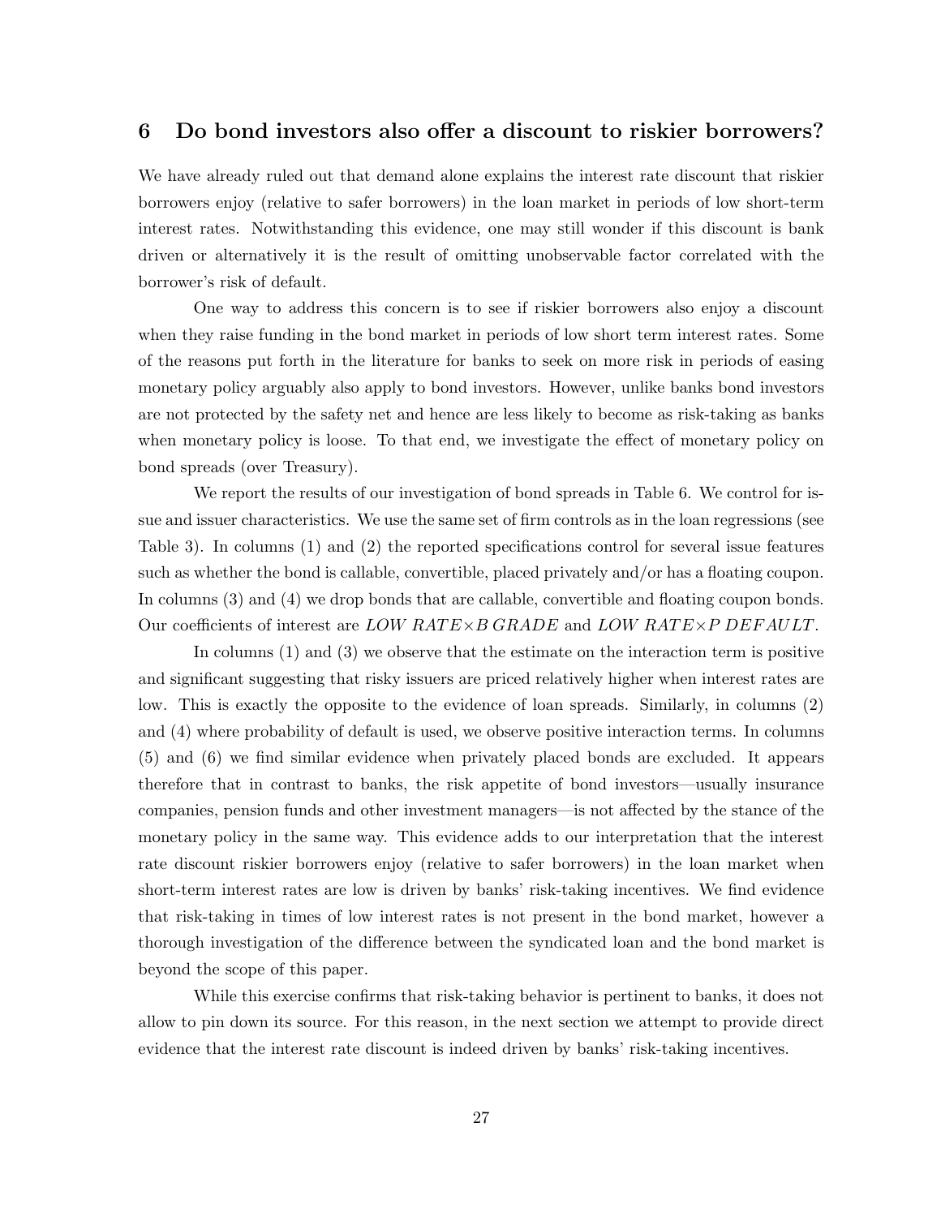## 6 Do bond investors also offer a discount to riskier borrowers?

We have already ruled out that demand alone explains the interest rate discount that riskier borrowers enjoy (relative to safer borrowers) in the loan market in periods of low short-term interest rates. Notwithstanding this evidence, one may still wonder if this discount is bank driven or alternatively it is the result of omitting unobservable factor correlated with the borrower's risk of default.

One way to address this concern is to see if riskier borrowers also enjoy a discount when they raise funding in the bond market in periods of low short term interest rates. Some of the reasons put forth in the literature for banks to seek on more risk in periods of easing monetary policy arguably also apply to bond investors. However, unlike banks bond investors are not protected by the safety net and hence are less likely to become as risk-taking as banks when monetary policy is loose. To that end, we investigate the effect of monetary policy on bond spreads (over Treasury).

We report the results of our investigation of bond spreads in Table 6. We control for issue and issuer characteristics. We use the same set of firm controls as in the loan regressions (see Table 3). In columns (1) and (2) the reported specifications control for several issue features such as whether the bond is callable, convertible, placed privately and/or has a floating coupon. In columns (3) and (4) we drop bonds that are callable, convertible and floating coupon bonds. Our coefficients of interest are $LOW\ RATE \times B\ GRADE$ and $LOW\ RATE \times P\ DEFAULT$.

In columns (1) and (3) we observe that the estimate on the interaction term is positive and significant suggesting that risky issuers are priced relatively higher when interest rates are low. This is exactly the opposite to the evidence of loan spreads. Similarly, in columns (2) and (4) where probability of default is used, we observe positive interaction terms. In columns (5) and (6) we find similar evidence when privately placed bonds are excluded. It appears therefore that in contrast to banks, the risk appetite of bond investors—usually insurance companies, pension funds and other investment managers—is not affected by the stance of the monetary policy in the same way. This evidence adds to our interpretation that the interest rate discount riskier borrowers enjoy (relative to safer borrowers) in the loan market when short-term interest rates are low is driven by banks' risk-taking incentives. We find evidence that risk-taking in times of low interest rates is not present in the bond market, however a thorough investigation of the difference between the syndicated loan and the bond market is beyond the scope of this paper.

While this exercise confirms that risk-taking behavior is pertinent to banks, it does not allow to pin down its source. For this reason, in the next section we attempt to provide direct evidence that the interest rate discount is indeed driven by banks' risk-taking incentives.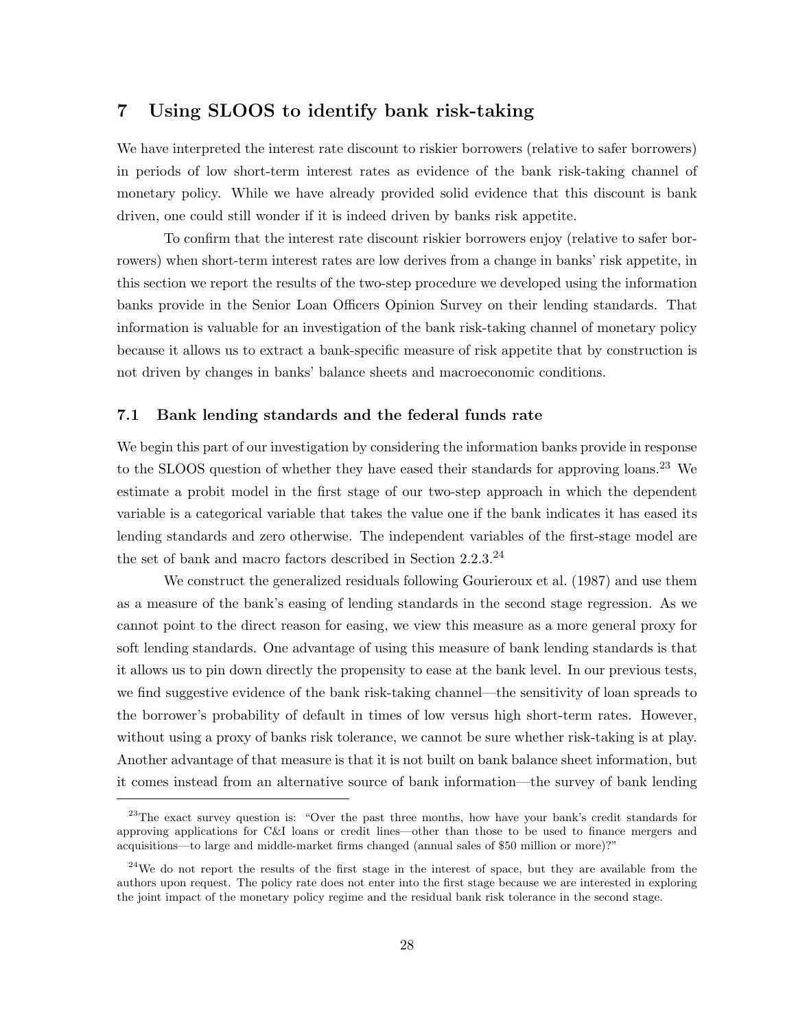## 7 Using SLOOS to identify bank risk-taking

We have interpreted the interest rate discount to riskier borrowers (relative to safer borrowers) in periods of low short-term interest rates as evidence of the bank risk-taking channel of monetary policy. While we have already provided solid evidence that this discount is bank driven, one could still wonder if it is indeed driven by banks risk appetite.

To confirm that the interest rate discount riskier borrowers enjoy (relative to safer borrowers) when short-term interest rates are low derives from a change in banks' risk appetite, in this section we report the results of the two-step procedure we developed using the information banks provide in the Senior Loan Officers Opinion Survey on their lending standards. That information is valuable for an investigation of the bank risk-taking channel of monetary policy because it allows us to extract a bank-specific measure of risk appetite that by construction is not driven by changes in banks' balance sheets and macroeconomic conditions.

### 7.1 Bank lending standards and the federal funds rate

We begin this part of our investigation by considering the information banks provide in response to the SLOOS question of whether they have eased their standards for approving loans.[23] We estimate a probit model in the first stage of our two-step approach in which the dependent variable is a categorical variable that takes the value one if the bank indicates it has eased its lending standards and zero otherwise. The independent variables of the first-stage model are the set of bank and macro factors described in Section 2.2.3.[24]

We construct the generalized residuals following Gourieroux et al. (1987) and use them as a measure of the bank's easing of lending standards in the second stage regression. As we cannot point to the direct reason for easing, we view this measure as a more general proxy for soft lending standards. One advantage of using this measure of bank lending standards is that it allows us to pin down directly the propensity to ease at the bank level. In our previous tests, we find suggestive evidence of the bank risk-taking channel—the sensitivity of loan spreads to the borrower's probability of default in times of low versus high short-term rates. However, without using a proxy of banks risk tolerance, we cannot be sure whether risk-taking is at play. Another advantage of that measure is that it is not built on bank balance sheet information, but it comes instead from an alternative source of bank information—the survey of bank lending

[23]The exact survey question is: "Over the past three months, how have your bank's credit standards for approving applications for C&I loans or credit lines—other than those to be used to finance mergers and acquisitions—to large and middle-market firms changed (annual sales of $50 million or more)?"

[24]We do not report the results of the first stage in the interest of space, but they are available from the authors upon request. The policy rate does not enter into the first stage because we are interested in exploring the joint impact of the monetary policy regime and the residual bank risk tolerance in the second stage.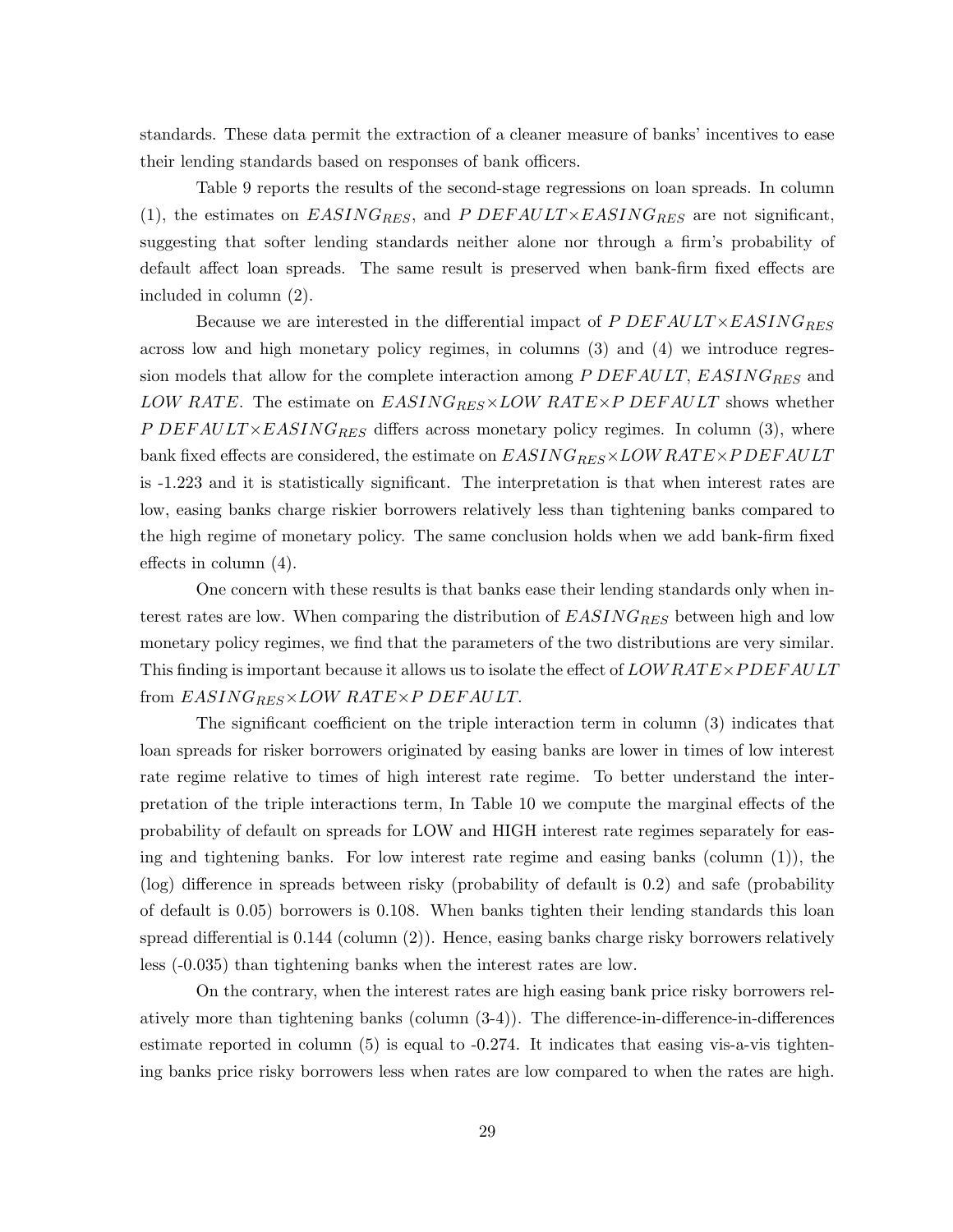standards. These data permit the extraction of a cleaner measure of banks' incentives to ease their lending standards based on responses of bank officers.

Table 9 reports the results of the second-stage regressions on loan spreads. In column (1), the estimates on $EASING_{RES}$, and $P\ DEFAULT{\times}EASING_{RES}$ are not significant, suggesting that softer lending standards neither alone nor through a firm's probability of default affect loan spreads. The same result is preserved when bank-firm fixed effects are included in column (2).

Because we are interested in the differential impact of $P\ DEFAULT{\times}EASING_{RES}$ across low and high monetary policy regimes, in columns (3) and (4) we introduce regression models that allow for the complete interaction among $P\ DEFAULT$, $EASING_{RES}$ and $LOW\ RATE$. The estimate on $EASING_{RES}{\times}LOW\ RATE{\times}P\ DEFAULT$ shows whether $P\ DEFAULT{\times}EASING_{RES}$ differs across monetary policy regimes. In column (3), where bank fixed effects are considered, the estimate on $EASING_{RES}{\times}LOW\,RATE{\times}P\,DEFAULT$ is -1.223 and it is statistically significant. The interpretation is that when interest rates are low, easing banks charge riskier borrowers relatively less than tightening banks compared to the high regime of monetary policy. The same conclusion holds when we add bank-firm fixed effects in column (4).

One concern with these results is that banks ease their lending standards only when interest rates are low. When comparing the distribution of $EASING_{RES}$ between high and low monetary policy regimes, we find that the parameters of the two distributions are very similar. This finding is important because it allows us to isolate the effect of $LOW\,RATE{\times}P\,DEFAULT$ from $EASING_{RES}{\times}LOW\ RATE{\times}P\ DEFAULT$.

The significant coefficient on the triple interaction term in column (3) indicates that loan spreads for risker borrowers originated by easing banks are lower in times of low interest rate regime relative to times of high interest rate regime. To better understand the interpretation of the triple interactions term, In Table 10 we compute the marginal effects of the probability of default on spreads for LOW and HIGH interest rate regimes separately for easing and tightening banks. For low interest rate regime and easing banks (column (1)), the (log) difference in spreads between risky (probability of default is 0.2) and safe (probability of default is 0.05) borrowers is 0.108. When banks tighten their lending standards this loan spread differential is 0.144 (column (2)). Hence, easing banks charge risky borrowers relatively less (-0.035) than tightening banks when the interest rates are low.

On the contrary, when the interest rates are high easing bank price risky borrowers relatively more than tightening banks (column (3-4)). The difference-in-difference-in-differences estimate reported in column (5) is equal to -0.274. It indicates that easing vis-a-vis tightening banks price risky borrowers less when rates are low compared to when the rates are high.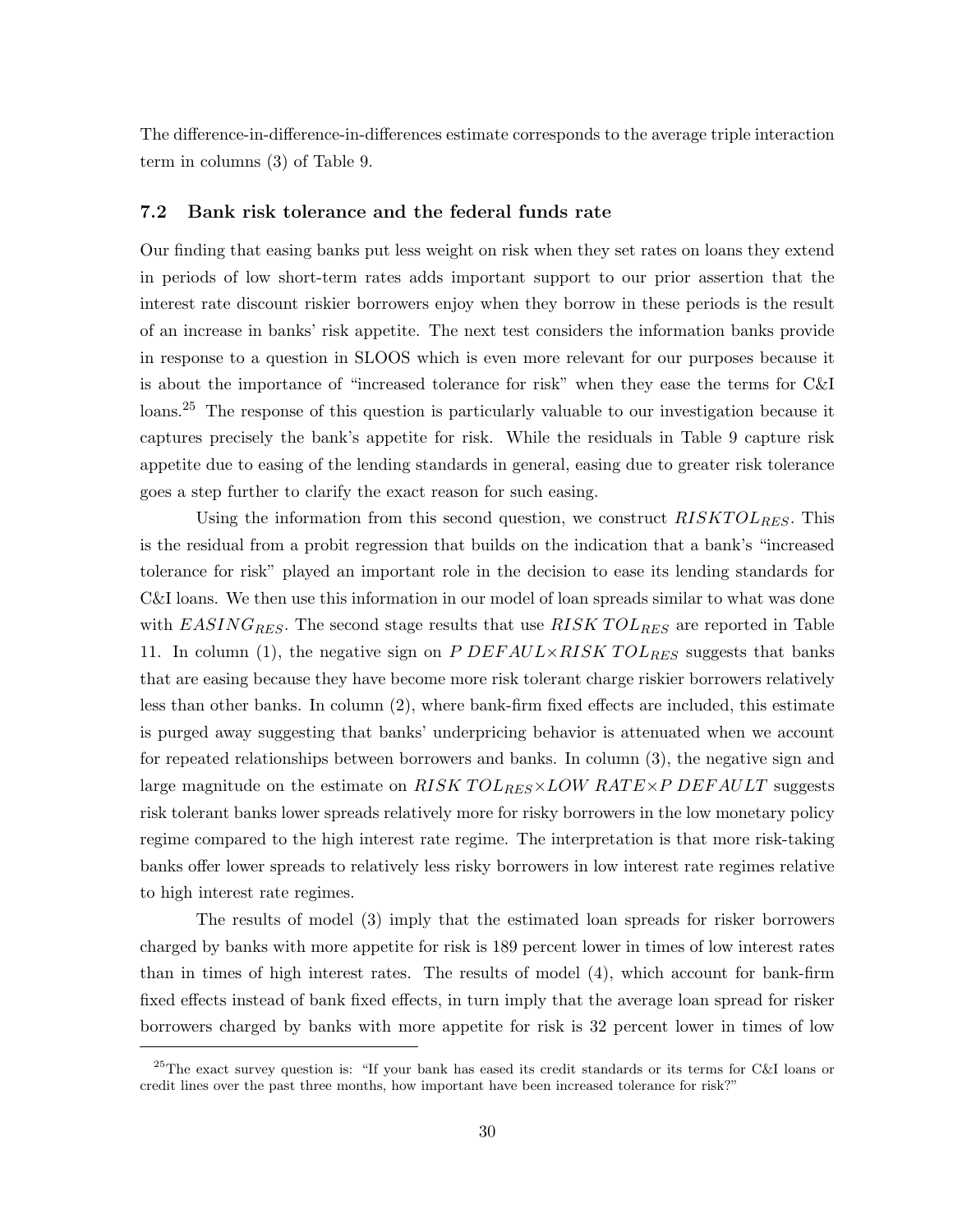The difference-in-difference-in-differences estimate corresponds to the average triple interaction term in columns (3) of Table 9.

### 7.2 Bank risk tolerance and the federal funds rate

Our finding that easing banks put less weight on risk when they set rates on loans they extend in periods of low short-term rates adds important support to our prior assertion that the interest rate discount riskier borrowers enjoy when they borrow in these periods is the result of an increase in banks' risk appetite. The next test considers the information banks provide in response to a question in SLOOS which is even more relevant for our purposes because it is about the importance of "increased tolerance for risk" when they ease the terms for C&I loans.[25] The response of this question is particularly valuable to our investigation because it captures precisely the bank's appetite for risk. While the residuals in Table 9 capture risk appetite due to easing of the lending standards in general, easing due to greater risk tolerance goes a step further to clarify the exact reason for such easing.

Using the information from this second question, we construct $RISKTOL_{RES}$. This is the residual from a probit regression that builds on the indication that a bank's "increased tolerance for risk" played an important role in the decision to ease its lending standards for C&I loans. We then use this information in our model of loan spreads similar to what was done with $EASING_{RES}$. The second stage results that use $RISK\ TOL_{RES}$ are reported in Table 11. In column (1), the negative sign on $P\ DEFAUL \times RISK\ TOL_{RES}$ suggests that banks that are easing because they have become more risk tolerant charge riskier borrowers relatively less than other banks. In column (2), where bank-firm fixed effects are included, this estimate is purged away suggesting that banks' underpricing behavior is attenuated when we account for repeated relationships between borrowers and banks. In column (3), the negative sign and large magnitude on the estimate on $RISK\ TOL_{RES} \times LOW\ RATE \times P\ DEFAULT$ suggests risk tolerant banks lower spreads relatively more for risky borrowers in the low monetary policy regime compared to the high interest rate regime. The interpretation is that more risk-taking banks offer lower spreads to relatively less risky borrowers in low interest rate regimes relative to high interest rate regimes.

The results of model (3) imply that the estimated loan spreads for risker borrowers charged by banks with more appetite for risk is 189 percent lower in times of low interest rates than in times of high interest rates. The results of model (4), which account for bank-firm fixed effects instead of bank fixed effects, in turn imply that the average loan spread for risker borrowers charged by banks with more appetite for risk is 32 percent lower in times of low

[25]The exact survey question is: "If your bank has eased its credit standards or its terms for C&I loans or credit lines over the past three months, how important have been increased tolerance for risk?"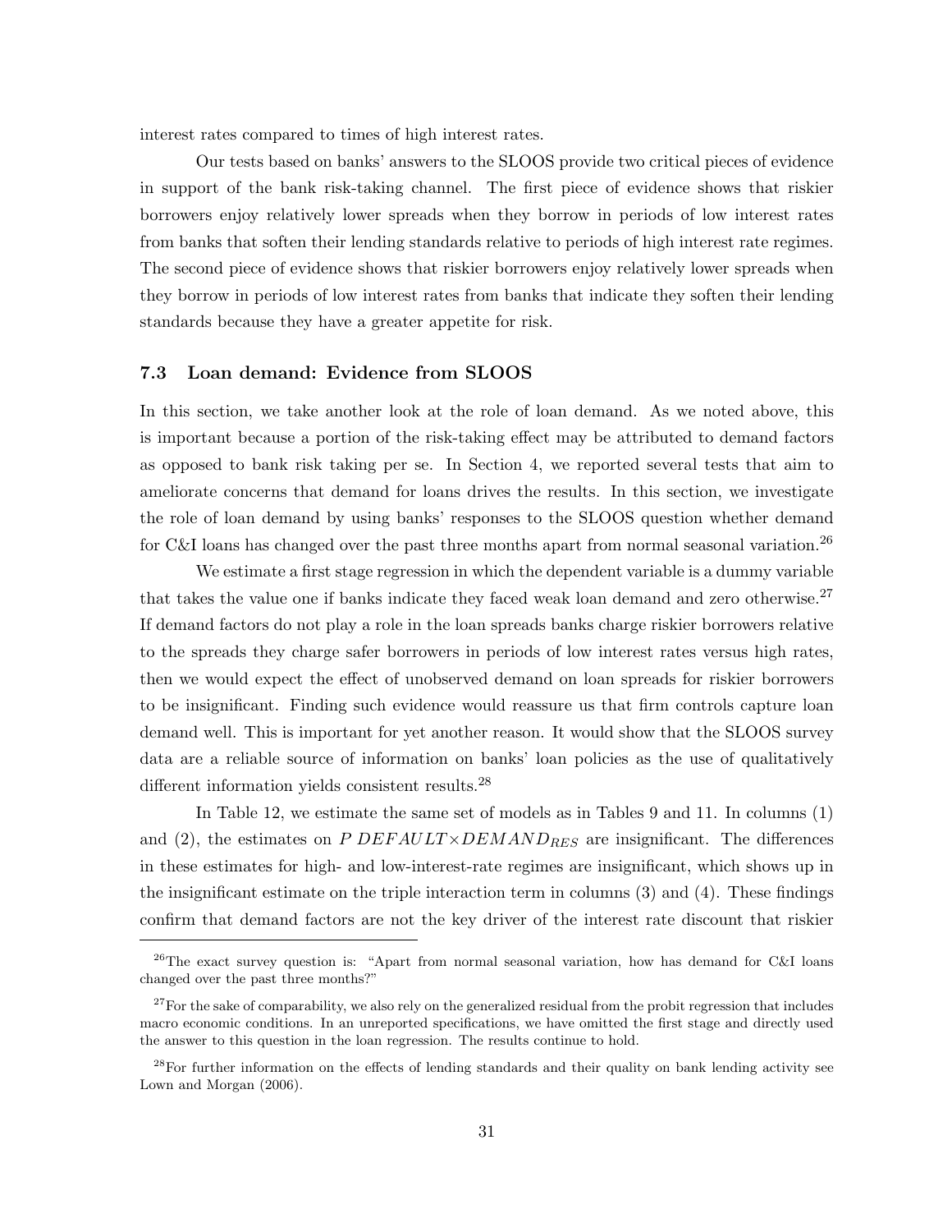interest rates compared to times of high interest rates.

Our tests based on banks' answers to the SLOOS provide two critical pieces of evidence in support of the bank risk-taking channel. The first piece of evidence shows that riskier borrowers enjoy relatively lower spreads when they borrow in periods of low interest rates from banks that soften their lending standards relative to periods of high interest rate regimes. The second piece of evidence shows that riskier borrowers enjoy relatively lower spreads when they borrow in periods of low interest rates from banks that indicate they soften their lending standards because they have a greater appetite for risk.

### 7.3 Loan demand: Evidence from SLOOS

In this section, we take another look at the role of loan demand. As we noted above, this is important because a portion of the risk-taking effect may be attributed to demand factors as opposed to bank risk taking per se. In Section 4, we reported several tests that aim to ameliorate concerns that demand for loans drives the results. In this section, we investigate the role of loan demand by using banks' responses to the SLOOS question whether demand for C&I loans has changed over the past three months apart from normal seasonal variation.[26]

We estimate a first stage regression in which the dependent variable is a dummy variable that takes the value one if banks indicate they faced weak loan demand and zero otherwise.[27] If demand factors do not play a role in the loan spreads banks charge riskier borrowers relative to the spreads they charge safer borrowers in periods of low interest rates versus high rates, then we would expect the effect of unobserved demand on loan spreads for riskier borrowers to be insignificant. Finding such evidence would reassure us that firm controls capture loan demand well. This is important for yet another reason. It would show that the SLOOS survey data are a reliable source of information on banks' loan policies as the use of qualitatively different information yields consistent results.[28]

In Table 12, we estimate the same set of models as in Tables 9 and 11. In columns (1) and (2), the estimates on $P\ DEFAULT \times DEMAND_{RES}$ are insignificant. The differences in these estimates for high- and low-interest-rate regimes are insignificant, which shows up in the insignificant estimate on the triple interaction term in columns (3) and (4). These findings confirm that demand factors are not the key driver of the interest rate discount that riskier

---

[26]The exact survey question is: "Apart from normal seasonal variation, how has demand for C&I loans changed over the past three months?"

[27]For the sake of comparability, we also rely on the generalized residual from the probit regression that includes macro economic conditions. In an unreported specifications, we have omitted the first stage and directly used the answer to this question in the loan regression. The results continue to hold.

[28]For further information on the effects of lending standards and their quality on bank lending activity see Lown and Morgan (2006).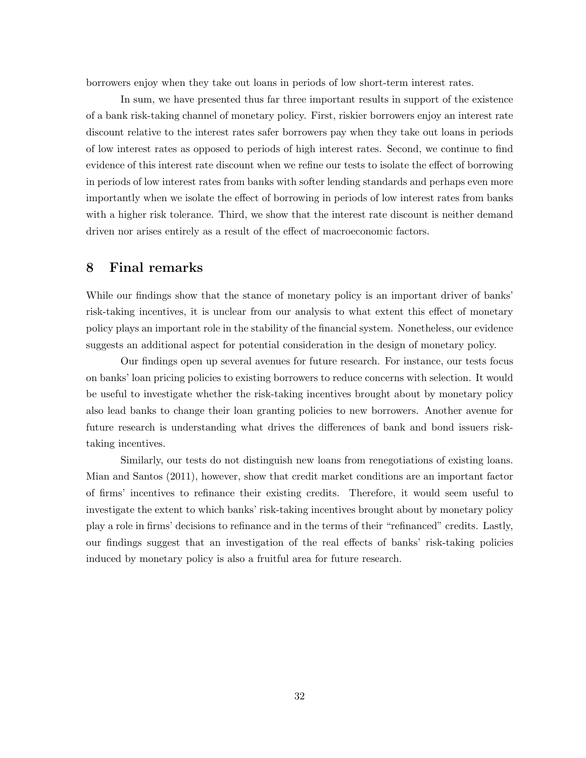borrowers enjoy when they take out loans in periods of low short-term interest rates.

In sum, we have presented thus far three important results in support of the existence of a bank risk-taking channel of monetary policy. First, riskier borrowers enjoy an interest rate discount relative to the interest rates safer borrowers pay when they take out loans in periods of low interest rates as opposed to periods of high interest rates. Second, we continue to find evidence of this interest rate discount when we refine our tests to isolate the effect of borrowing in periods of low interest rates from banks with softer lending standards and perhaps even more importantly when we isolate the effect of borrowing in periods of low interest rates from banks with a higher risk tolerance. Third, we show that the interest rate discount is neither demand driven nor arises entirely as a result of the effect of macroeconomic factors.

# 8 Final remarks

While our findings show that the stance of monetary policy is an important driver of banks' risk-taking incentives, it is unclear from our analysis to what extent this effect of monetary policy plays an important role in the stability of the financial system. Nonetheless, our evidence suggests an additional aspect for potential consideration in the design of monetary policy.

Our findings open up several avenues for future research. For instance, our tests focus on banks' loan pricing policies to existing borrowers to reduce concerns with selection. It would be useful to investigate whether the risk-taking incentives brought about by monetary policy also lead banks to change their loan granting policies to new borrowers. Another avenue for future research is understanding what drives the differences of bank and bond issuers risk-taking incentives.

Similarly, our tests do not distinguish new loans from renegotiations of existing loans. Mian and Santos (2011), however, show that credit market conditions are an important factor of firms' incentives to refinance their existing credits. Therefore, it would seem useful to investigate the extent to which banks' risk-taking incentives brought about by monetary policy play a role in firms' decisions to refinance and in the terms of their "refinanced" credits. Lastly, our findings suggest that an investigation of the real effects of banks' risk-taking policies induced by monetary policy is also a fruitful area for future research.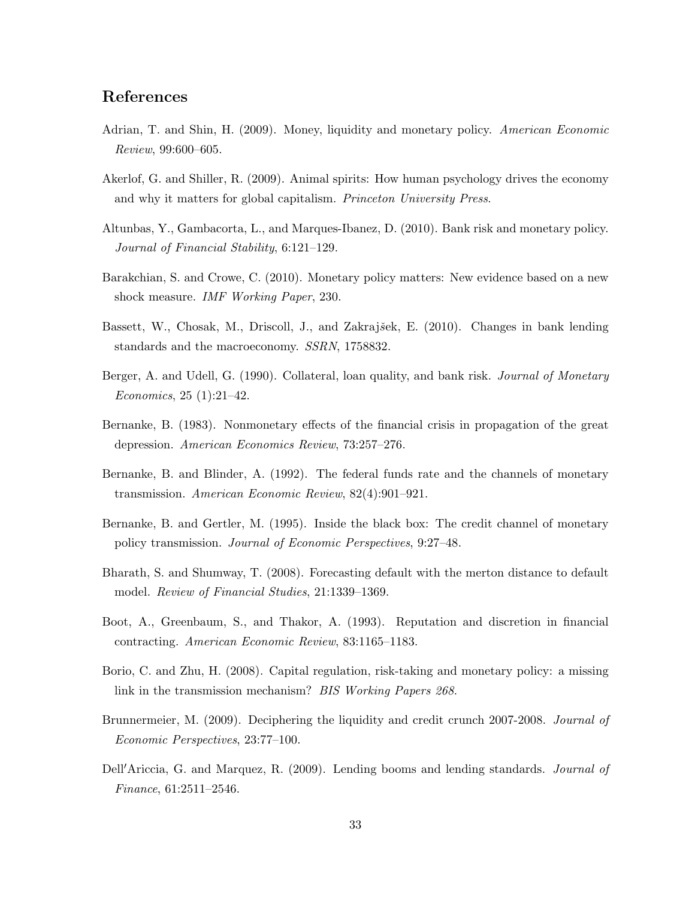## References

Adrian, T. and Shin, H. (2009). Money, liquidity and monetary policy. *American Economic Review*, 99:600–605.

Akerlof, G. and Shiller, R. (2009). Animal spirits: How human psychology drives the economy and why it matters for global capitalism. *Princeton University Press*.

Altunbas, Y., Gambacorta, L., and Marques-Ibanez, D. (2010). Bank risk and monetary policy. *Journal of Financial Stability*, 6:121–129.

Barakchian, S. and Crowe, C. (2010). Monetary policy matters: New evidence based on a new shock measure. *IMF Working Paper*, 230.

Bassett, W., Chosak, M., Driscoll, J., and Zakrajšek, E. (2010). Changes in bank lending standards and the macroeconomy. *SSRN*, 1758832.

Berger, A. and Udell, G. (1990). Collateral, loan quality, and bank risk. *Journal of Monetary Economics*, 25 (1):21–42.

Bernanke, B. (1983). Nonmonetary effects of the financial crisis in propagation of the great depression. *American Economics Review*, 73:257–276.

Bernanke, B. and Blinder, A. (1992). The federal funds rate and the channels of monetary transmission. *American Economic Review*, 82(4):901–921.

Bernanke, B. and Gertler, M. (1995). Inside the black box: The credit channel of monetary policy transmission. *Journal of Economic Perspectives*, 9:27–48.

Bharath, S. and Shumway, T. (2008). Forecasting default with the merton distance to default model. *Review of Financial Studies*, 21:1339–1369.

Boot, A., Greenbaum, S., and Thakor, A. (1993). Reputation and discretion in financial contracting. *American Economic Review*, 83:1165–1183.

Borio, C. and Zhu, H. (2008). Capital regulation, risk-taking and monetary policy: a missing link in the transmission mechanism? *BIS Working Papers 268*.

Brunnermeier, M. (2009). Deciphering the liquidity and credit crunch 2007-2008. *Journal of Economic Perspectives*, 23:77–100.

Dell′Ariccia, G. and Marquez, R. (2009). Lending booms and lending standards. *Journal of Finance*, 61:2511–2546.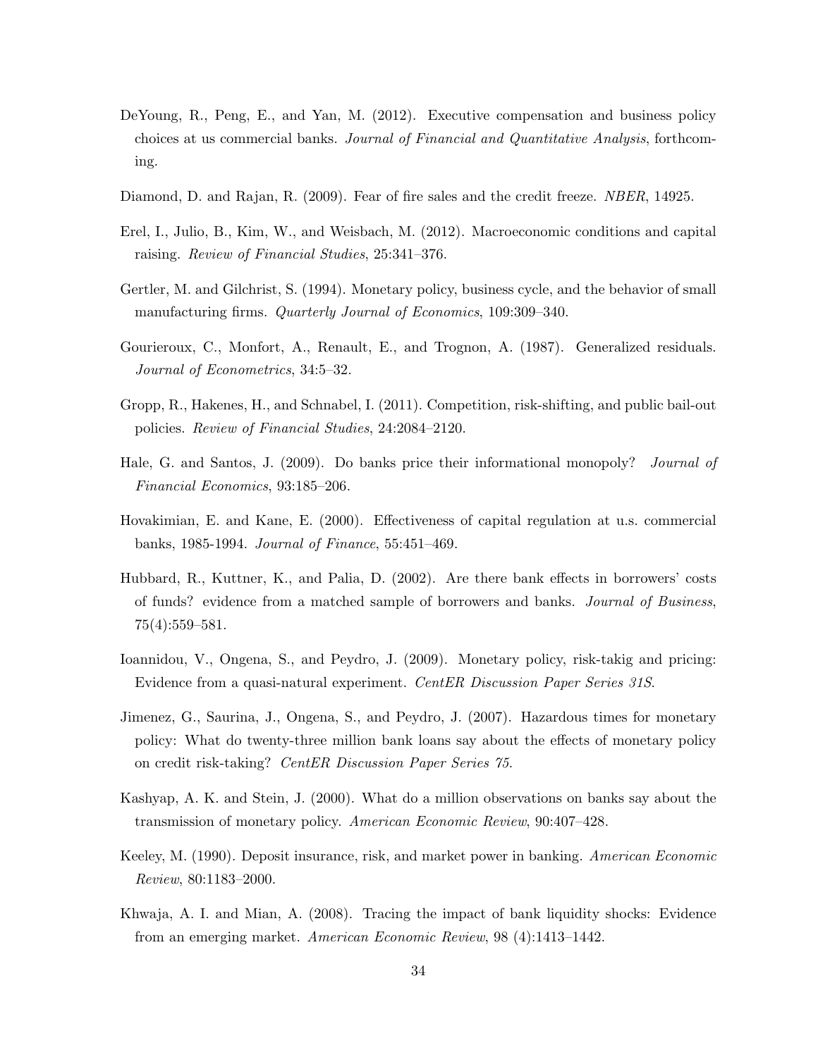DeYoung, R., Peng, E., and Yan, M. (2012). Executive compensation and business policy choices at us commercial banks. *Journal of Financial and Quantitative Analysis*, forthcoming.

Diamond, D. and Rajan, R. (2009). Fear of fire sales and the credit freeze. *NBER*, 14925.

Erel, I., Julio, B., Kim, W., and Weisbach, M. (2012). Macroeconomic conditions and capital raising. *Review of Financial Studies*, 25:341–376.

Gertler, M. and Gilchrist, S. (1994). Monetary policy, business cycle, and the behavior of small manufacturing firms. *Quarterly Journal of Economics*, 109:309–340.

Gourieroux, C., Monfort, A., Renault, E., and Trognon, A. (1987). Generalized residuals. *Journal of Econometrics*, 34:5–32.

Gropp, R., Hakenes, H., and Schnabel, I. (2011). Competition, risk-shifting, and public bail-out policies. *Review of Financial Studies*, 24:2084–2120.

Hale, G. and Santos, J. (2009). Do banks price their informational monopoly? *Journal of Financial Economics*, 93:185–206.

Hovakimian, E. and Kane, E. (2000). Effectiveness of capital regulation at u.s. commercial banks, 1985-1994. *Journal of Finance*, 55:451–469.

Hubbard, R., Kuttner, K., and Palia, D. (2002). Are there bank effects in borrowers' costs of funds? evidence from a matched sample of borrowers and banks. *Journal of Business*, 75(4):559–581.

Ioannidou, V., Ongena, S., and Peydro, J. (2009). Monetary policy, risk-takig and pricing: Evidence from a quasi-natural experiment. *CentER Discussion Paper Series 31S*.

Jimenez, G., Saurina, J., Ongena, S., and Peydro, J. (2007). Hazardous times for monetary policy: What do twenty-three million bank loans say about the effects of monetary policy on credit risk-taking? *CentER Discussion Paper Series 75*.

Kashyap, A. K. and Stein, J. (2000). What do a million observations on banks say about the transmission of monetary policy. *American Economic Review*, 90:407–428.

Keeley, M. (1990). Deposit insurance, risk, and market power in banking. *American Economic Review*, 80:1183–2000.

Khwaja, A. I. and Mian, A. (2008). Tracing the impact of bank liquidity shocks: Evidence from an emerging market. *American Economic Review*, 98 (4):1413–1442.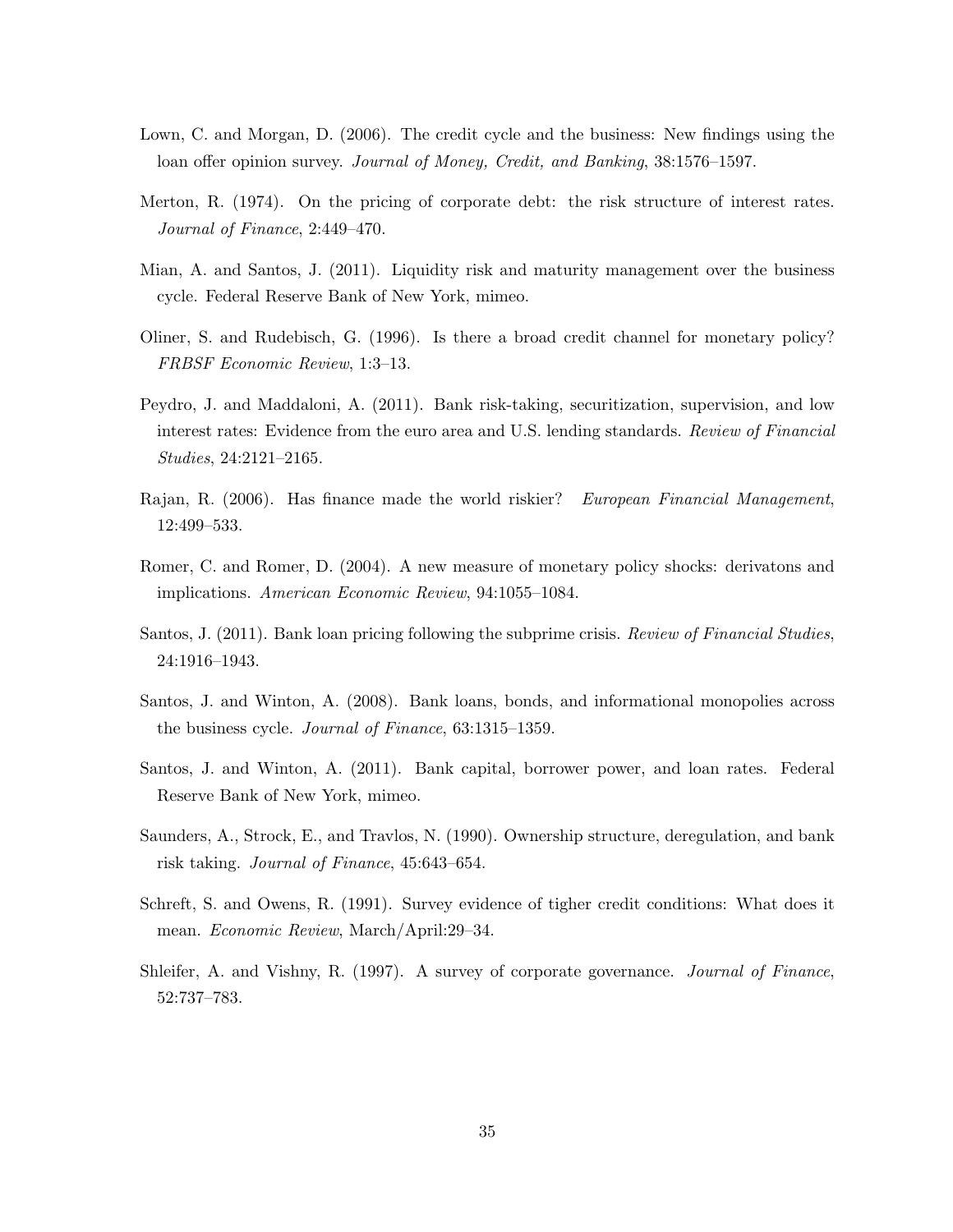Lown, C. and Morgan, D. (2006). The credit cycle and the business: New findings using the loan offer opinion survey. *Journal of Money, Credit, and Banking*, 38:1576–1597.

Merton, R. (1974). On the pricing of corporate debt: the risk structure of interest rates. *Journal of Finance*, 2:449–470.

Mian, A. and Santos, J. (2011). Liquidity risk and maturity management over the business cycle. Federal Reserve Bank of New York, mimeo.

Oliner, S. and Rudebisch, G. (1996). Is there a broad credit channel for monetary policy? *FRBSF Economic Review*, 1:3–13.

Peydro, J. and Maddaloni, A. (2011). Bank risk-taking, securitization, supervision, and low interest rates: Evidence from the euro area and U.S. lending standards. *Review of Financial Studies*, 24:2121–2165.

Rajan, R. (2006). Has finance made the world riskier? *European Financial Management*, 12:499–533.

Romer, C. and Romer, D. (2004). A new measure of monetary policy shocks: derivatons and implications. *American Economic Review*, 94:1055–1084.

Santos, J. (2011). Bank loan pricing following the subprime crisis. *Review of Financial Studies*, 24:1916–1943.

Santos, J. and Winton, A. (2008). Bank loans, bonds, and informational monopolies across the business cycle. *Journal of Finance*, 63:1315–1359.

Santos, J. and Winton, A. (2011). Bank capital, borrower power, and loan rates. Federal Reserve Bank of New York, mimeo.

Saunders, A., Strock, E., and Travlos, N. (1990). Ownership structure, deregulation, and bank risk taking. *Journal of Finance*, 45:643–654.

Schreft, S. and Owens, R. (1991). Survey evidence of tigher credit conditions: What does it mean. *Economic Review*, March/April:29–34.

Shleifer, A. and Vishny, R. (1997). A survey of corporate governance. *Journal of Finance*, 52:737–783.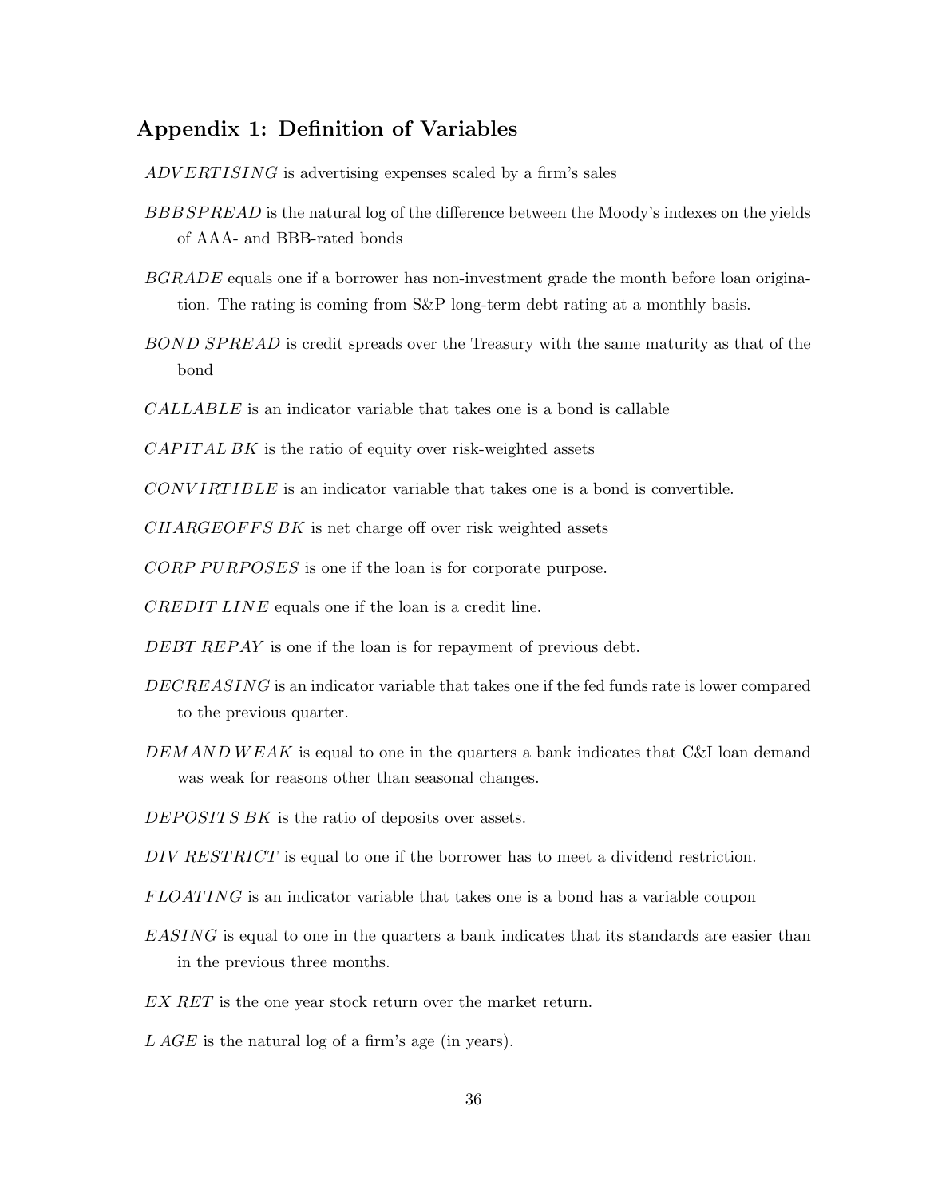## Appendix 1: Definition of Variables

$ADVERTISING$ is advertising expenses scaled by a firm's sales

$BBB\,SPREAD$ is the natural log of the difference between the Moody's indexes on the yields of AAA- and BBB-rated bonds

$BGRADE$ equals one if a borrower has non-investment grade the month before loan origination. The rating is coming from S&P long-term debt rating at a monthly basis.

$BOND\ SPREAD$ is credit spreads over the Treasury with the same maturity as that of the bond

$CALLABLE$ is an indicator variable that takes one is a bond is callable

$CAPITAL\,BK$ is the ratio of equity over risk-weighted assets

$CONVIRTIBLE$ is an indicator variable that takes one is a bond is convertible.

$CHARGEOFFS\,BK$ is net charge off over risk weighted assets

$CORP\ PURPOSES$ is one if the loan is for corporate purpose.

$CREDIT\ LINE$ equals one if the loan is a credit line.

$DEBT\ REPAY$ is one if the loan is for repayment of previous debt.

$DECREASING$ is an indicator variable that takes one if the fed funds rate is lower compared to the previous quarter.

$DEMAND\,WEAK$ is equal to one in the quarters a bank indicates that C&I loan demand was weak for reasons other than seasonal changes.

$DEPOSITS\,BK$ is the ratio of deposits over assets.

$DIV\ RESTRICT$ is equal to one if the borrower has to meet a dividend restriction.

$FLOATING$ is an indicator variable that takes one is a bond has a variable coupon

$EASING$ is equal to one in the quarters a bank indicates that its standards are easier than in the previous three months.

$EX\ RET$ is the one year stock return over the market return.

$L\ AGE$ is the natural log of a firm's age (in years).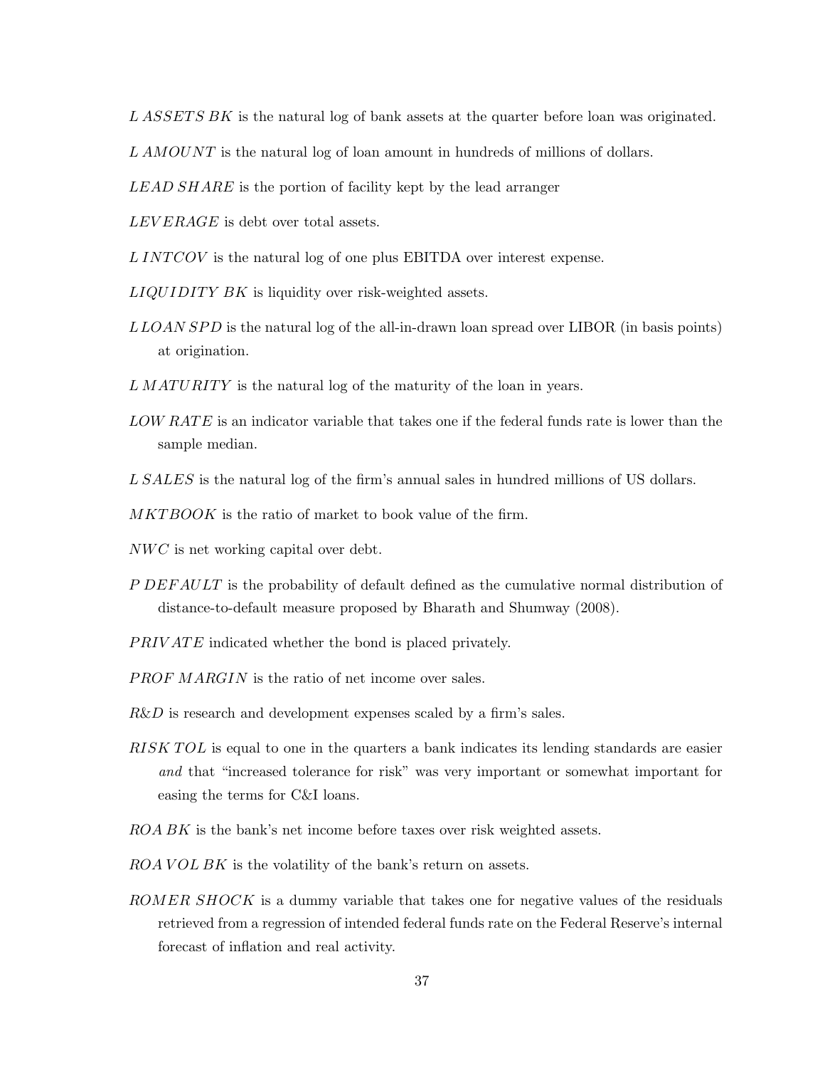$L\,ASSETS\,BK$ is the natural log of bank assets at the quarter before loan was originated.

$L\,AMOUNT$ is the natural log of loan amount in hundreds of millions of dollars.

$LEAD\,SHARE$ is the portion of facility kept by the lead arranger

$LEVERAGE$ is debt over total assets.

$L\,INTCOV$ is the natural log of one plus EBITDA over interest expense.

$LIQUIDITY\,BK$ is liquidity over risk-weighted assets.

$L\,LOAN\,SPD$ is the natural log of the all-in-drawn loan spread over LIBOR (in basis points) at origination.

$L\,MATURITY$ is the natural log of the maturity of the loan in years.

$LOW\,RATE$ is an indicator variable that takes one if the federal funds rate is lower than the sample median.

$L\,SALES$ is the natural log of the firm's annual sales in hundred millions of US dollars.

$MKTBOOK$ is the ratio of market to book value of the firm.

$NWC$ is net working capital over debt.

$P\,DEFAULT$ is the probability of default defined as the cumulative normal distribution of distance-to-default measure proposed by Bharath and Shumway (2008).

$PRIVATE$ indicated whether the bond is placed privately.

$PROF\,MARGIN$ is the ratio of net income over sales.

$R\&D$ is research and development expenses scaled by a firm's sales.

$RISK\,TOL$ is equal to one in the quarters a bank indicates its lending standards are easier *and* that "increased tolerance for risk" was very important or somewhat important for easing the terms for C&I loans.

$ROA\,BK$ is the bank's net income before taxes over risk weighted assets.

$ROA\,VOL\,BK$ is the volatility of the bank's return on assets.

$ROMER\,SHOCK$ is a dummy variable that takes one for negative values of the residuals retrieved from a regression of intended federal funds rate on the Federal Reserve's internal forecast of inflation and real activity.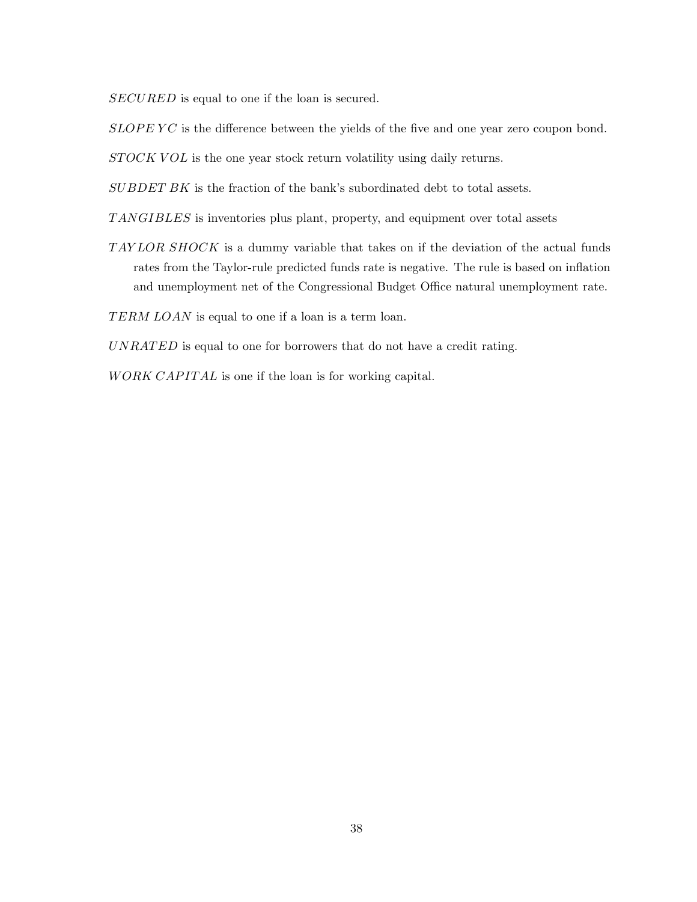$SECURED$ is equal to one if the loan is secured.

$SLOPEYC$ is the difference between the yields of the five and one year zero coupon bond.

$STOCK\ VOL$ is the one year stock return volatility using daily returns.

$SUBDET\ BK$ is the fraction of the bank's subordinated debt to total assets.

$TANGIBLES$ is inventories plus plant, property, and equipment over total assets

$TAYLOR\ SHOCK$ is a dummy variable that takes on if the deviation of the actual funds rates from the Taylor-rule predicted funds rate is negative. The rule is based on inflation and unemployment net of the Congressional Budget Office natural unemployment rate.

$TERM\ LOAN$ is equal to one if a loan is a term loan.

$UNRATED$ is equal to one for borrowers that do not have a credit rating.

$WORK\ CAPITAL$ is one if the loan is for working capital.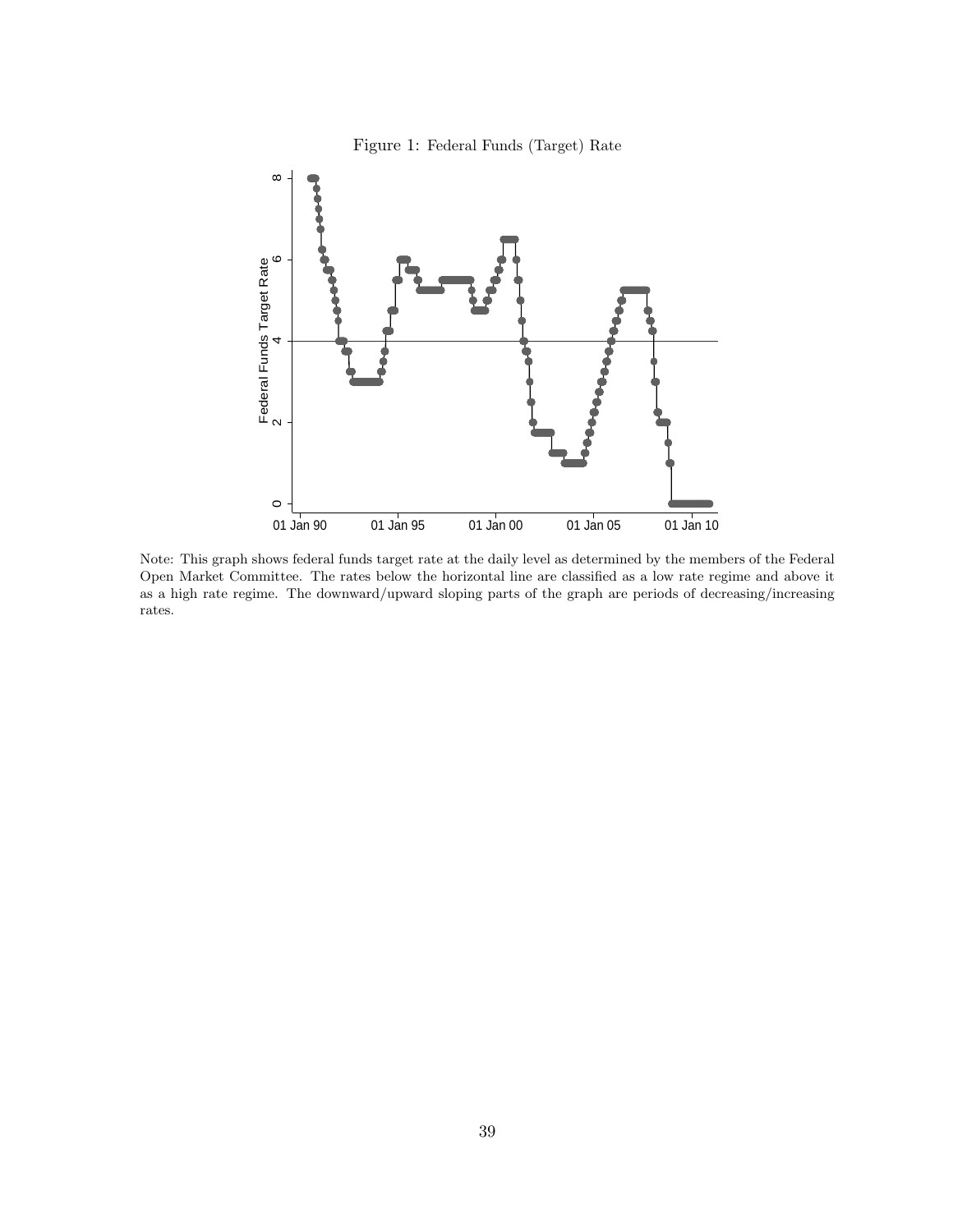Figure 1: Federal Funds (Target) Rate

Note: This graph shows federal funds target rate at the daily level as determined by the members of the Federal Open Market Committee. The rates below the horizontal line are classified as a low rate regime and above it as a high rate regime. The downward/upward sloping parts of the graph are periods of decreasing/increasing rates.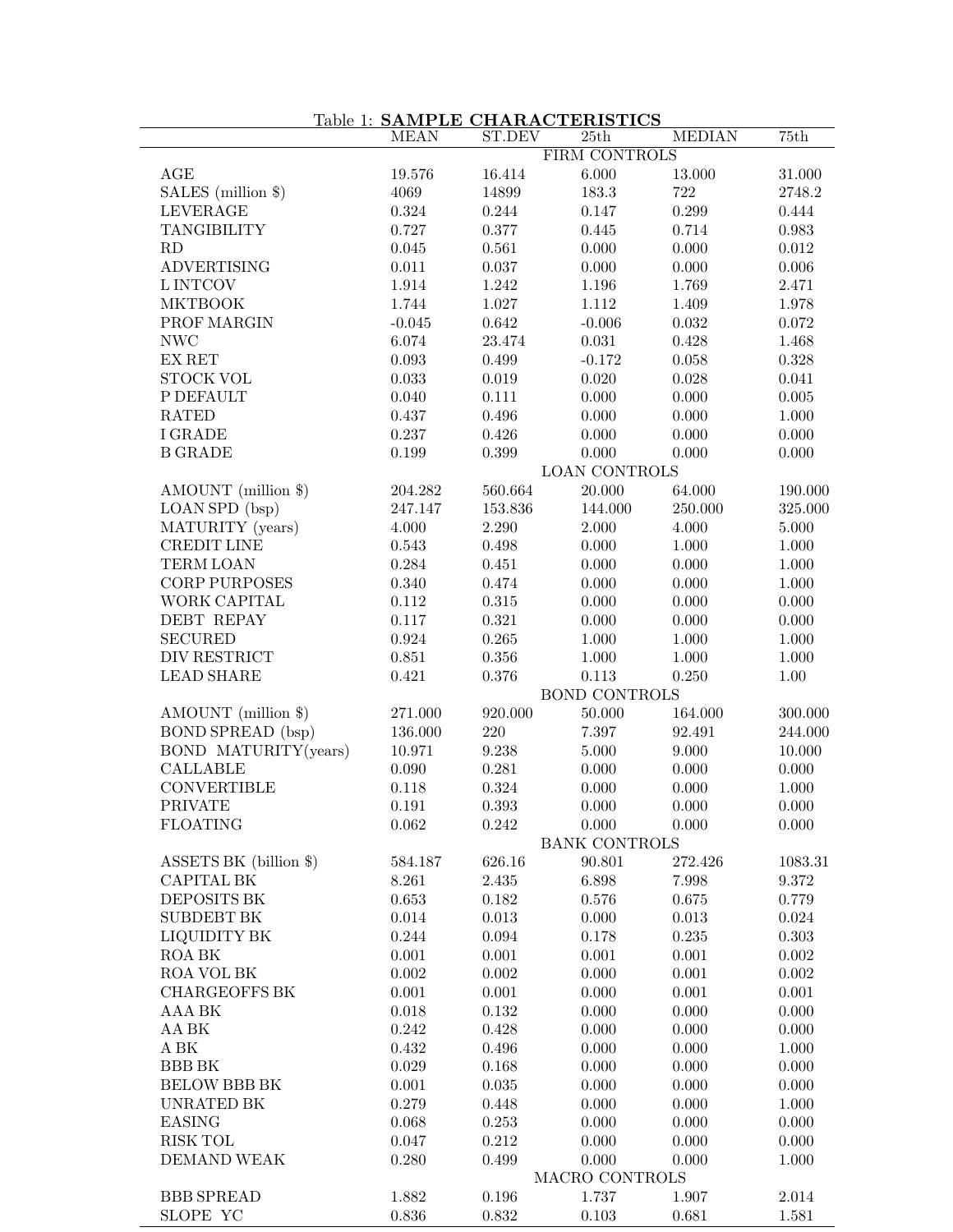Table 1: **SAMPLE CHARACTERISTICS**

| | MEAN | ST.DEV | 25th | MEDIAN | 75th |
|---|---|---|---|---|---|
| | | | FIRM CONTROLS | | |
| AGE | 19.576 | 16.414 | 6.000 | 13.000 | 31.000 |
| SALES (million $) | 4069 | 14899 | 183.3 | 722 | 2748.2 |
| LEVERAGE | 0.324 | 0.244 | 0.147 | 0.299 | 0.444 |
| TANGIBILITY | 0.727 | 0.377 | 0.445 | 0.714 | 0.983 |
| RD | 0.045 | 0.561 | 0.000 | 0.000 | 0.012 |
| ADVERTISING | 0.011 | 0.037 | 0.000 | 0.000 | 0.006 |
| L INTCOV | 1.914 | 1.242 | 1.196 | 1.769 | 2.471 |
| MKTBOOK | 1.744 | 1.027 | 1.112 | 1.409 | 1.978 |
| PROF MARGIN | -0.045 | 0.642 | -0.006 | 0.032 | 0.072 |
| NWC | 6.074 | 23.474 | 0.031 | 0.428 | 1.468 |
| EX RET | 0.093 | 0.499 | -0.172 | 0.058 | 0.328 |
| STOCK VOL | 0.033 | 0.019 | 0.020 | 0.028 | 0.041 |
| P DEFAULT | 0.040 | 0.111 | 0.000 | 0.000 | 0.005 |
| RATED | 0.437 | 0.496 | 0.000 | 0.000 | 1.000 |
| I GRADE | 0.237 | 0.426 | 0.000 | 0.000 | 0.000 |
| B GRADE | 0.199 | 0.399 | 0.000 | 0.000 | 0.000 |
| | | | LOAN CONTROLS | | |
| AMOUNT (million $) | 204.282 | 560.664 | 20.000 | 64.000 | 190.000 |
| LOAN SPD (bsp) | 247.147 | 153.836 | 144.000 | 250.000 | 325.000 |
| MATURITY (years) | 4.000 | 2.290 | 2.000 | 4.000 | 5.000 |
| CREDIT LINE | 0.543 | 0.498 | 0.000 | 1.000 | 1.000 |
| TERM LOAN | 0.284 | 0.451 | 0.000 | 0.000 | 1.000 |
| CORP PURPOSES | 0.340 | 0.474 | 0.000 | 0.000 | 1.000 |
| WORK CAPITAL | 0.112 | 0.315 | 0.000 | 0.000 | 0.000 |
| DEBT REPAY | 0.117 | 0.321 | 0.000 | 0.000 | 0.000 |
| SECURED | 0.924 | 0.265 | 1.000 | 1.000 | 1.000 |
| DIV RESTRICT | 0.851 | 0.356 | 1.000 | 1.000 | 1.000 |
| LEAD SHARE | 0.421 | 0.376 | 0.113 | 0.250 | 1.00 |
| | | | BOND CONTROLS | | |
| AMOUNT (million $) | 271.000 | 920.000 | 50.000 | 164.000 | 300.000 |
| BOND SPREAD (bsp) | 136.000 | 220 | 7.397 | 92.491 | 244.000 |
| BOND MATURITY(years) | 10.971 | 9.238 | 5.000 | 9.000 | 10.000 |
| CALLABLE | 0.090 | 0.281 | 0.000 | 0.000 | 0.000 |
| CONVERTIBLE | 0.118 | 0.324 | 0.000 | 0.000 | 1.000 |
| PRIVATE | 0.191 | 0.393 | 0.000 | 0.000 | 0.000 |
| FLOATING | 0.062 | 0.242 | 0.000 | 0.000 | 0.000 |
| | | | BANK CONTROLS | | |
| ASSETS BK (billion $) | 584.187 | 626.16 | 90.801 | 272.426 | 1083.31 |
| CAPITAL BK | 8.261 | 2.435 | 6.898 | 7.998 | 9.372 |
| DEPOSITS BK | 0.653 | 0.182 | 0.576 | 0.675 | 0.779 |
| SUBDEBT BK | 0.014 | 0.013 | 0.000 | 0.013 | 0.024 |
| LIQUIDITY BK | 0.244 | 0.094 | 0.178 | 0.235 | 0.303 |
| ROA BK | 0.001 | 0.001 | 0.001 | 0.001 | 0.002 |
| ROA VOL BK | 0.002 | 0.002 | 0.000 | 0.001 | 0.002 |
| CHARGEOFFS BK | 0.001 | 0.001 | 0.000 | 0.001 | 0.001 |
| AAA BK | 0.018 | 0.132 | 0.000 | 0.000 | 0.000 |
| AA BK | 0.242 | 0.428 | 0.000 | 0.000 | 0.000 |
| A BK | 0.432 | 0.496 | 0.000 | 0.000 | 1.000 |
| BBB BK | 0.029 | 0.168 | 0.000 | 0.000 | 0.000 |
| BELOW BBB BK | 0.001 | 0.035 | 0.000 | 0.000 | 0.000 |
| UNRATED BK | 0.279 | 0.448 | 0.000 | 0.000 | 1.000 |
| EASING | 0.068 | 0.253 | 0.000 | 0.000 | 0.000 |
| RISK TOL | 0.047 | 0.212 | 0.000 | 0.000 | 0.000 |
| DEMAND WEAK | 0.280 | 0.499 | 0.000 | 0.000 | 1.000 |
| | | | MACRO CONTROLS | | |
| BBB SPREAD | 1.882 | 0.196 | 1.737 | 1.907 | 2.014 |
| SLOPE YC | 0.836 | 0.832 | 0.103 | 0.681 | 1.581 |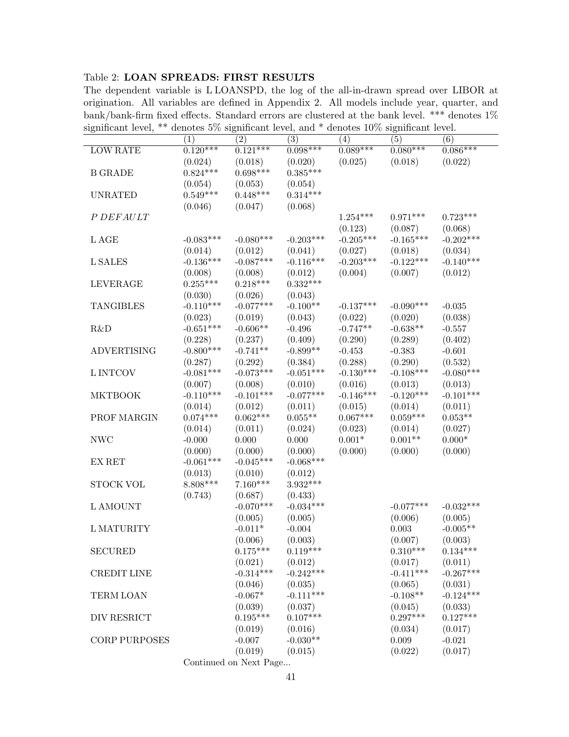Table 2: **LOAN SPREADS: FIRST RESULTS**

The dependent variable is L LOANSPD, the log of the all-in-drawn spread over LIBOR at origination. All variables are defined in Appendix 2. All models include year, quarter, and bank/bank-firm fixed effects. Standard errors are clustered at the bank level. *** denotes 1% significant level, ** denotes 5% significant level, and * denotes 10% significant level.

| | (1) | (2) | (3) | (4) | (5) | (6) |
|---|---|---|---|---|---|---|
| LOW RATE | 0.120*** | 0.121*** | 0.098*** | 0.089*** | 0.080*** | 0.086*** |
| | (0.024) | (0.018) | (0.020) | (0.025) | (0.018) | (0.022) |
| B GRADE | 0.824*** | 0.698*** | 0.385*** | | | |
| | (0.054) | (0.053) | (0.054) | | | |
| UNRATED | 0.549*** | 0.448*** | 0.314*** | | | |
| | (0.046) | (0.047) | (0.068) | | | |
| *P DEFAULT* | | | | 1.254*** | 0.971*** | 0.723*** |
| | | | | (0.123) | (0.087) | (0.068) |
| L AGE | -0.083*** | -0.080*** | -0.203*** | -0.205*** | -0.165*** | -0.202*** |
| | (0.014) | (0.012) | (0.041) | (0.027) | (0.018) | (0.034) |
| L SALES | -0.136*** | -0.087*** | -0.116*** | -0.203*** | -0.122*** | -0.140*** |
| | (0.008) | (0.008) | (0.012) | (0.004) | (0.007) | (0.012) |
| LEVERAGE | 0.255*** | 0.218*** | 0.332*** | | | |
| | (0.030) | (0.026) | (0.043) | | | |
| TANGIBLES | -0.110*** | -0.077*** | -0.100** | -0.137*** | -0.090*** | -0.035 |
| | (0.023) | (0.019) | (0.043) | (0.022) | (0.020) | (0.038) |
| R&D | -0.651*** | -0.606** | -0.496 | -0.747** | -0.638** | -0.557 |
| | (0.228) | (0.237) | (0.409) | (0.290) | (0.289) | (0.402) |
| ADVERTISING | -0.800*** | -0.741** | -0.899** | -0.453 | -0.383 | -0.601 |
| | (0.287) | (0.292) | (0.384) | (0.288) | (0.290) | (0.532) |
| L INTCOV | -0.081*** | -0.073*** | -0.051*** | -0.130*** | -0.108*** | -0.080*** |
| | (0.007) | (0.008) | (0.010) | (0.016) | (0.013) | (0.013) |
| MKTBOOK | -0.110*** | -0.101*** | -0.077*** | -0.146*** | -0.120*** | -0.101*** |
| | (0.014) | (0.012) | (0.011) | (0.015) | (0.014) | (0.011) |
| PROF MARGIN | 0.074*** | 0.062*** | 0.055** | 0.067*** | 0.059*** | 0.053** |
| | (0.014) | (0.011) | (0.024) | (0.023) | (0.014) | (0.027) |
| NWC | -0.000 | 0.000 | 0.000 | 0.001* | 0.001** | 0.000* |
| | (0.000) | (0.000) | (0.000) | (0.000) | (0.000) | (0.000) |
| EX RET | -0.061*** | -0.045*** | -0.068*** | | | |
| | (0.013) | (0.010) | (0.012) | | | |
| STOCK VOL | 8.808*** | 7.160*** | 3.932*** | | | |
| | (0.743) | (0.687) | (0.433) | | | |
| L AMOUNT | | -0.070*** | -0.034*** | | -0.077*** | -0.032*** |
| | | (0.005) | (0.005) | | (0.006) | (0.005) |
| L MATURITY | | -0.011* | -0.004 | | 0.003 | -0.005** |
| | | (0.006) | (0.003) | | (0.007) | (0.003) |
| SECURED | | 0.175*** | 0.119*** | | 0.310*** | 0.134*** |
| | | (0.021) | (0.012) | | (0.017) | (0.011) |
| CREDIT LINE | | -0.314*** | -0.242*** | | -0.411*** | -0.267*** |
| | | (0.046) | (0.035) | | (0.065) | (0.031) |
| TERM LOAN | | -0.067* | -0.111*** | | -0.108** | -0.124*** |
| | | (0.039) | (0.037) | | (0.045) | (0.033) |
| DIV RESRICT | | 0.195*** | 0.107*** | | 0.297*** | 0.127*** |
| | | (0.019) | (0.016) | | (0.034) | (0.017) |
| CORP PURPOSES | | -0.007 | -0.030** | | 0.009 | -0.021 |
| | | (0.019) | (0.015) | | (0.022) | (0.017) |

Continued on Next Page...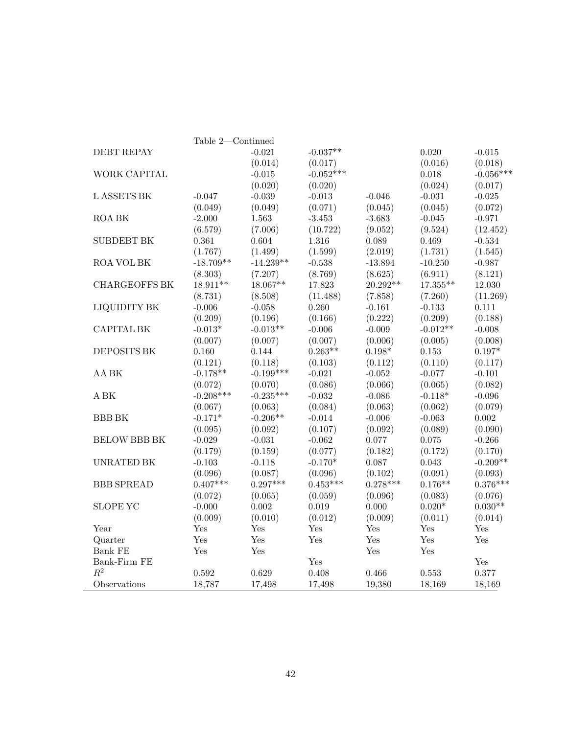Table 2—Continued

| | | | | | | |
|---|---|---|---|---|---|---|
| DEBT REPAY | | -0.021 | -0.037** | | 0.020 | -0.015 |
| | | (0.014) | (0.017) | | (0.016) | (0.018) |
| WORK CAPITAL | | -0.015 | -0.052*** | | 0.018 | -0.056*** |
| | | (0.020) | (0.020) | | (0.024) | (0.017) |
| L ASSETS BK | -0.047 | -0.039 | -0.013 | -0.046 | -0.031 | -0.025 |
| | (0.049) | (0.049) | (0.071) | (0.045) | (0.045) | (0.072) |
| ROA BK | -2.000 | 1.563 | -3.453 | -3.683 | -0.045 | -0.971 |
| | (6.579) | (7.006) | (10.722) | (9.052) | (9.524) | (12.452) |
| SUBDEBT BK | 0.361 | 0.604 | 1.316 | 0.089 | 0.469 | -0.534 |
| | (1.767) | (1.499) | (1.599) | (2.019) | (1.731) | (1.545) |
| ROA VOL BK | -18.709** | -14.239** | -0.538 | -13.894 | -10.250 | -0.987 |
| | (8.303) | (7.207) | (8.769) | (8.625) | (6.911) | (8.121) |
| CHARGEOFFS BK | 18.911** | 18.067** | 17.823 | 20.292** | 17.355** | 12.030 |
| | (8.731) | (8.508) | (11.488) | (7.858) | (7.260) | (11.269) |
| LIQUIDITY BK | -0.006 | -0.058 | 0.260 | -0.161 | -0.133 | 0.111 |
| | (0.209) | (0.196) | (0.166) | (0.222) | (0.209) | (0.188) |
| CAPITAL BK | -0.013* | -0.013** | -0.006 | -0.009 | -0.012** | -0.008 |
| | (0.007) | (0.007) | (0.007) | (0.006) | (0.005) | (0.008) |
| DEPOSITS BK | 0.160 | 0.144 | 0.263** | 0.198* | 0.153 | 0.197* |
| | (0.121) | (0.118) | (0.103) | (0.112) | (0.110) | (0.117) |
| AA BK | -0.178** | -0.199*** | -0.021 | -0.052 | -0.077 | -0.101 |
| | (0.072) | (0.070) | (0.086) | (0.066) | (0.065) | (0.082) |
| A BK | -0.208*** | -0.235*** | -0.032 | -0.086 | -0.118* | -0.096 |
| | (0.067) | (0.063) | (0.084) | (0.063) | (0.062) | (0.079) |
| BBB BK | -0.171* | -0.206** | -0.014 | -0.006 | -0.063 | 0.002 |
| | (0.095) | (0.092) | (0.107) | (0.092) | (0.089) | (0.090) |
| BELOW BBB BK | -0.029 | -0.031 | -0.062 | 0.077 | 0.075 | -0.266 |
| | (0.179) | (0.159) | (0.077) | (0.182) | (0.172) | (0.170) |
| UNRATED BK | -0.103 | -0.118 | -0.170* | 0.087 | 0.043 | -0.209** |
| | (0.096) | (0.087) | (0.096) | (0.102) | (0.091) | (0.093) |
| BBB SPREAD | 0.407*** | 0.297*** | 0.453*** | 0.278*** | 0.176** | 0.376*** |
| | (0.072) | (0.065) | (0.059) | (0.096) | (0.083) | (0.076) |
| SLOPE YC | -0.000 | 0.002 | 0.019 | 0.000 | 0.020* | 0.030** |
| | (0.009) | (0.010) | (0.012) | (0.009) | (0.011) | (0.014) |
| Year | Yes | Yes | Yes | Yes | Yes | Yes |
| Quarter | Yes | Yes | Yes | Yes | Yes | Yes |
| Bank FE | Yes | Yes | | Yes | Yes | |
| Bank-Firm FE | | | Yes | | | Yes |
| $R^2$ | 0.592 | 0.629 | 0.408 | 0.466 | 0.553 | 0.377 |
| Observations | 18,787 | 17,498 | 17,498 | 19,380 | 18,169 | 18,169 |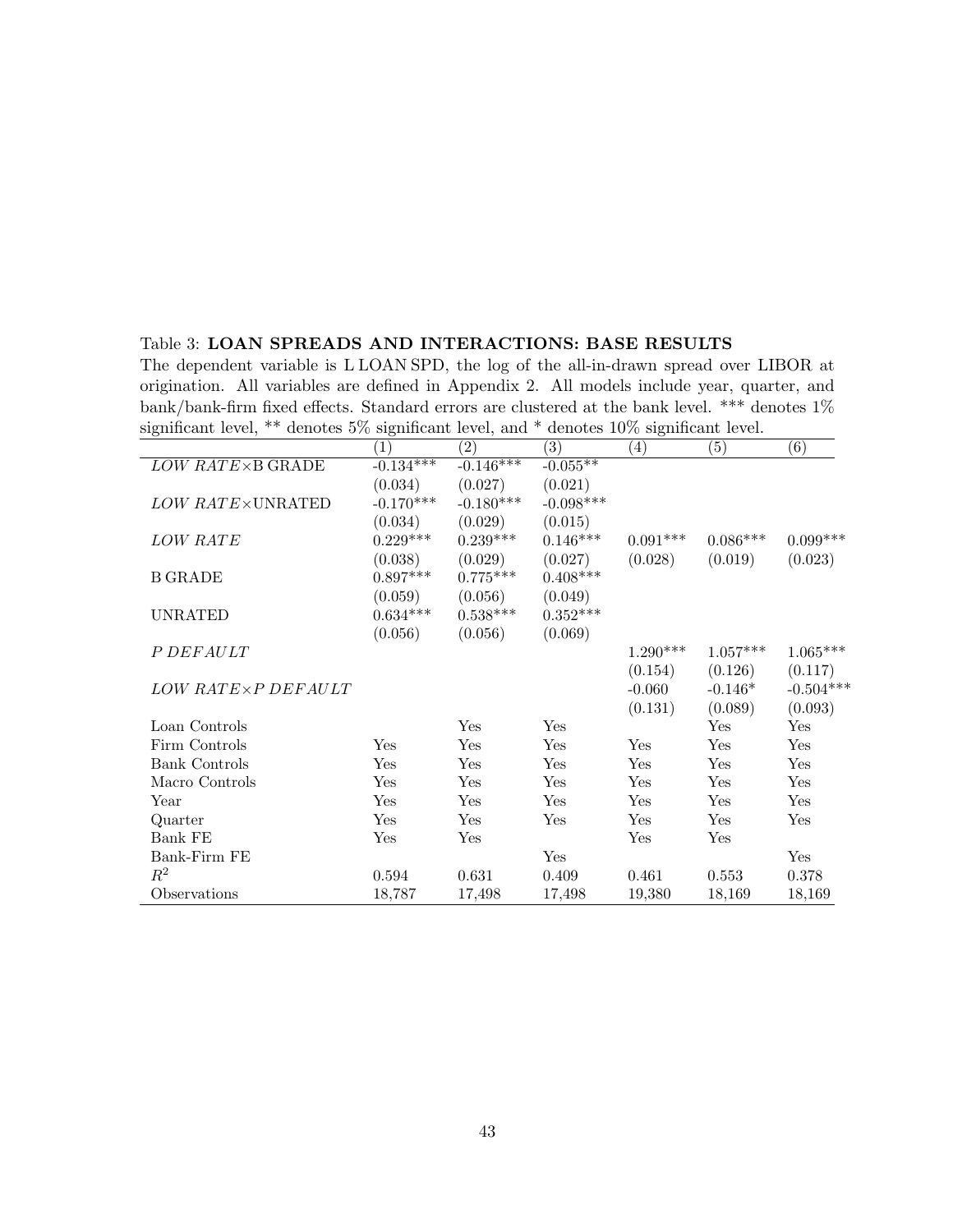Table 3: **LOAN SPREADS AND INTERACTIONS: BASE RESULTS**

The dependent variable is L LOAN SPD, the log of the all-in-drawn spread over LIBOR at origination. All variables are defined in Appendix 2. All models include year, quarter, and bank/bank-firm fixed effects. Standard errors are clustered at the bank level. *** denotes 1% significant level, ** denotes 5% significant level, and * denotes 10% significant level.

| | (1) | (2) | (3) | (4) | (5) | (6) |
|---|---|---|---|---|---|---|
| *LOW RATE*×B GRADE | -0.134*** | -0.146*** | -0.055** | | | |
| | (0.034) | (0.027) | (0.021) | | | |
| *LOW RATE*×UNRATED | -0.170*** | -0.180*** | -0.098*** | | | |
| | (0.034) | (0.029) | (0.015) | | | |
| *LOW RATE* | 0.229*** | 0.239*** | 0.146*** | 0.091*** | 0.086*** | 0.099*** |
| | (0.038) | (0.029) | (0.027) | (0.028) | (0.019) | (0.023) |
| B GRADE | 0.897*** | 0.775*** | 0.408*** | | | |
| | (0.059) | (0.056) | (0.049) | | | |
| UNRATED | 0.634*** | 0.538*** | 0.352*** | | | |
| | (0.056) | (0.056) | (0.069) | | | |
| *P DEFAULT* | | | | 1.290*** | 1.057*** | 1.065*** |
| | | | | (0.154) | (0.126) | (0.117) |
| *LOW RATE*×*P DEFAULT* | | | | -0.060 | -0.146* | -0.504*** |
| | | | | (0.131) | (0.089) | (0.093) |
| Loan Controls | | Yes | Yes | | Yes | Yes |
| Firm Controls | Yes | Yes | Yes | Yes | Yes | Yes |
| Bank Controls | Yes | Yes | Yes | Yes | Yes | Yes |
| Macro Controls | Yes | Yes | Yes | Yes | Yes | Yes |
| Year | Yes | Yes | Yes | Yes | Yes | Yes |
| Quarter | Yes | Yes | Yes | Yes | Yes | Yes |
| Bank FE | Yes | Yes | | Yes | Yes | |
| Bank-Firm FE | | | Yes | | | Yes |
| $R^2$ | 0.594 | 0.631 | 0.409 | 0.461 | 0.553 | 0.378 |
| Observations | 18,787 | 17,498 | 17,498 | 19,380 | 18,169 | 18,169 |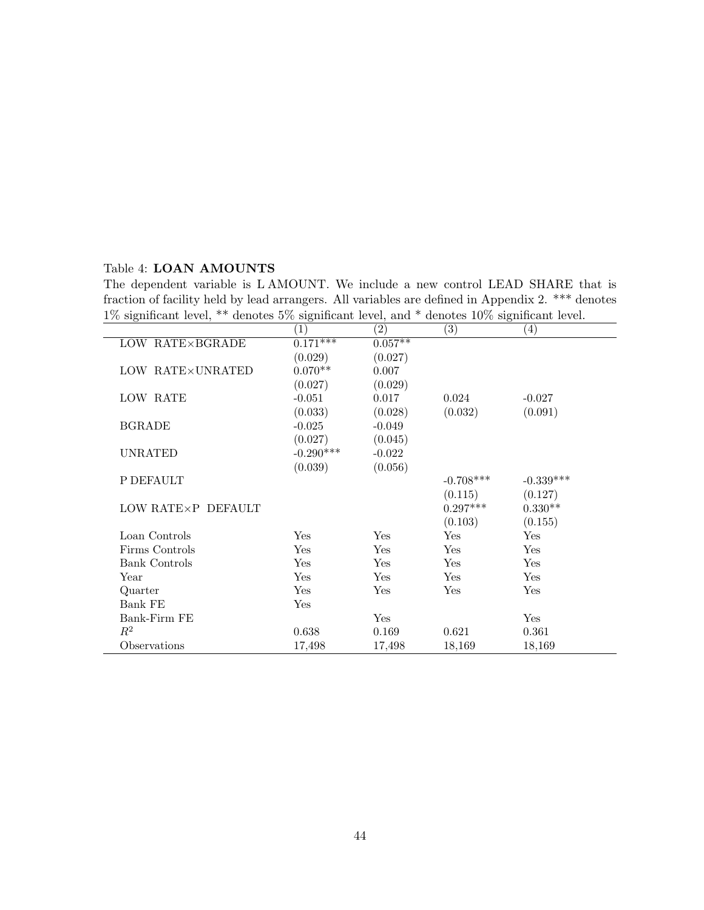Table 4: **LOAN AMOUNTS**

The dependent variable is L AMOUNT. We include a new control LEAD SHARE that is fraction of facility held by lead arrangers. All variables are defined in Appendix 2. *** denotes 1% significant level, ** denotes 5% significant level, and * denotes 10% significant level.

| | (1) | (2) | (3) | (4) |
|---|---|---|---|---|
| LOW RATE×BGRADE | 0.171*** | 0.057** | | |
| | (0.029) | (0.027) | | |
| LOW RATE×UNRATED | 0.070** | 0.007 | | |
| | (0.027) | (0.029) | | |
| LOW RATE | -0.051 | 0.017 | 0.024 | -0.027 |
| | (0.033) | (0.028) | (0.032) | (0.091) |
| BGRADE | -0.025 | -0.049 | | |
| | (0.027) | (0.045) | | |
| UNRATED | -0.290*** | -0.022 | | |
| | (0.039) | (0.056) | | |
| P DEFAULT | | | -0.708*** | -0.339*** |
| | | | (0.115) | (0.127) |
| LOW RATE×P DEFAULT | | | 0.297*** | 0.330** |
| | | | (0.103) | (0.155) |
| Loan Controls | Yes | Yes | Yes | Yes |
| Firms Controls | Yes | Yes | Yes | Yes |
| Bank Controls | Yes | Yes | Yes | Yes |
| Year | Yes | Yes | Yes | Yes |
| Quarter | Yes | Yes | Yes | Yes |
| Bank FE | Yes | | | |
| Bank-Firm FE | | Yes | | Yes |
| $R^2$ | 0.638 | 0.169 | 0.621 | 0.361 |
| Observations | 17,498 | 17,498 | 18,169 | 18,169 |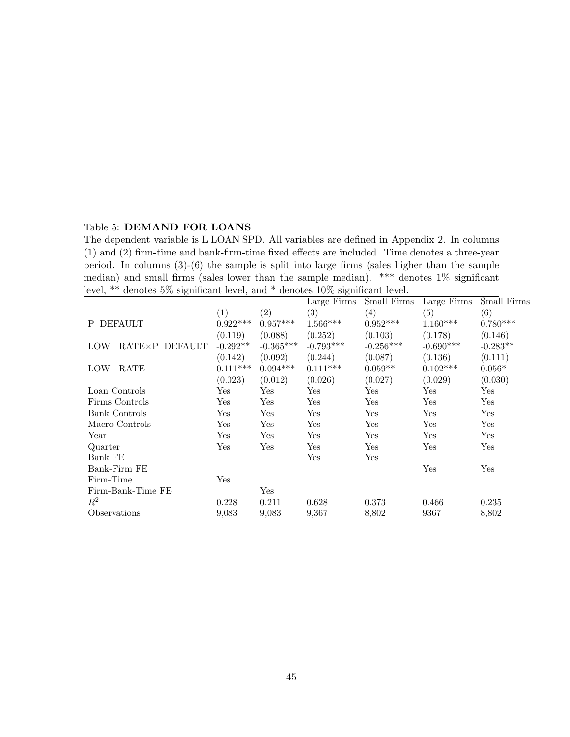Table 5: **DEMAND FOR LOANS**

The dependent variable is L LOAN SPD. All variables are defined in Appendix 2. In columns (1) and (2) firm-time and bank-firm-time fixed effects are included. Time denotes a three-year period. In columns (3)-(6) the sample is split into large firms (sales higher than the sample median) and small firms (sales lower than the sample median). *** denotes 1% significant level, ** denotes 5% significant level, and * denotes 10% significant level.

| | | | Large Firms | Small Firms | Large Firms | Small Firms |
|---|---|---|---|---|---|---|
| | (1) | (2) | (3) | (4) | (5) | (6) |
| P DEFAULT | 0.922*** | 0.957*** | 1.566*** | 0.952*** | 1.160*** | 0.780*** |
| | (0.119) | (0.088) | (0.252) | (0.103) | (0.178) | (0.146) |
| LOW RATE×P DEFAULT | -0.292** | -0.365*** | -0.793*** | -0.256*** | -0.690*** | -0.283** |
| | (0.142) | (0.092) | (0.244) | (0.087) | (0.136) | (0.111) |
| LOW RATE | 0.111*** | 0.094*** | 0.111*** | 0.059** | 0.102*** | 0.056* |
| | (0.023) | (0.012) | (0.026) | (0.027) | (0.029) | (0.030) |
| Loan Controls | Yes | Yes | Yes | Yes | Yes | Yes |
| Firms Controls | Yes | Yes | Yes | Yes | Yes | Yes |
| Bank Controls | Yes | Yes | Yes | Yes | Yes | Yes |
| Macro Controls | Yes | Yes | Yes | Yes | Yes | Yes |
| Year | Yes | Yes | Yes | Yes | Yes | Yes |
| Quarter | Yes | Yes | Yes | Yes | Yes | Yes |
| Bank FE | | | Yes | Yes | | |
| Bank-Firm FE | | | | | Yes | Yes |
| Firm-Time | Yes | | | | | |
| Firm-Bank-Time FE | | Yes | | | | |
| $R^2$ | 0.228 | 0.211 | 0.628 | 0.373 | 0.466 | 0.235 |
| Observations | 9,083 | 9,083 | 9,367 | 8,802 | 9367 | 8,802 |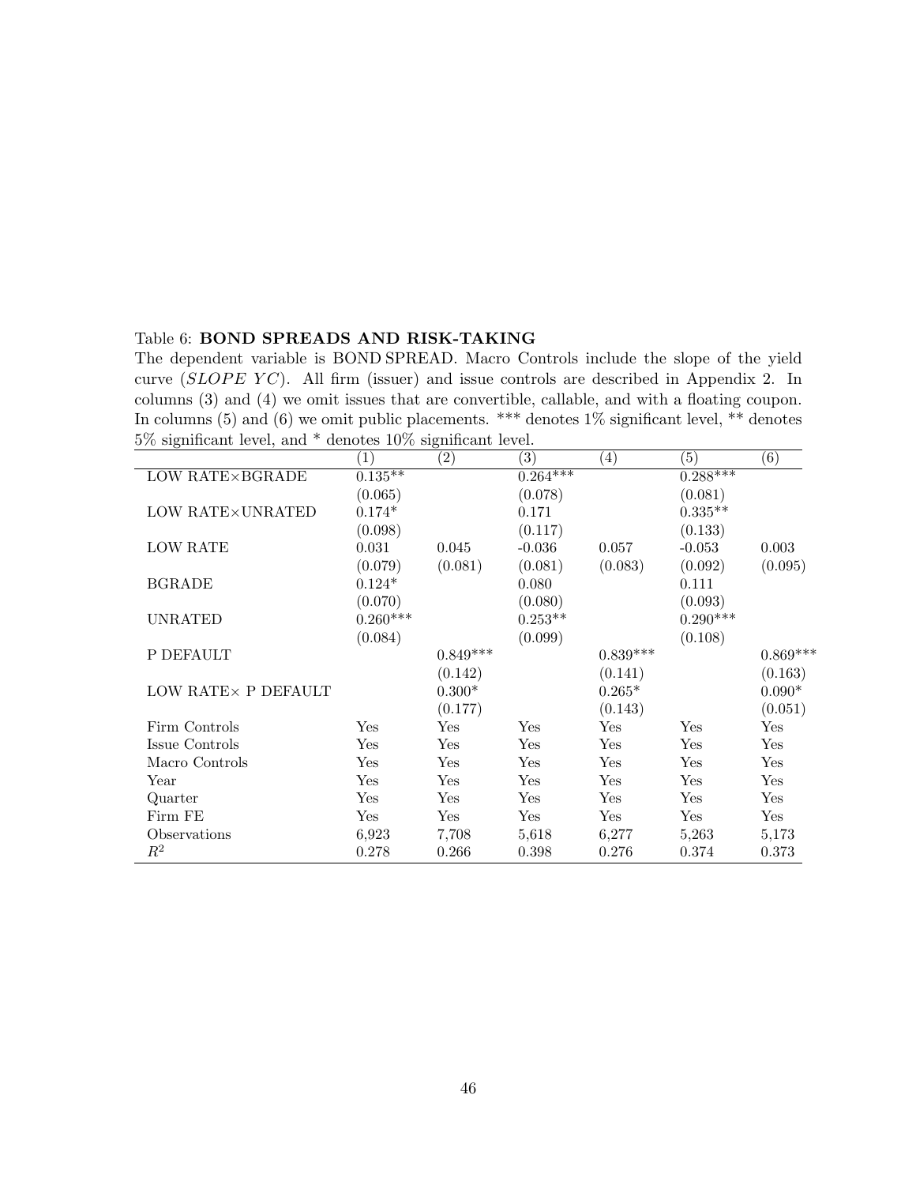Table 6: **BOND SPREADS AND RISK-TAKING**

The dependent variable is BOND SPREAD. Macro Controls include the slope of the yield curve (*SLOPE YC*). All firm (issuer) and issue controls are described in Appendix 2. In columns (3) and (4) we omit issues that are convertible, callable, and with a floating coupon. In columns (5) and (6) we omit public placements. *** denotes 1% significant level, ** denotes 5% significant level, and * denotes 10% significant level.

| | (1) | (2) | (3) | (4) | (5) | (6) |
|---|---|---|---|---|---|---|
| LOW RATE×BGRADE | 0.135** | | 0.264*** | | 0.288*** | |
| | (0.065) | | (0.078) | | (0.081) | |
| LOW RATE×UNRATED | 0.174* | | 0.171 | | 0.335** | |
| | (0.098) | | (0.117) | | (0.133) | |
| LOW RATE | 0.031 | 0.045 | -0.036 | 0.057 | -0.053 | 0.003 |
| | (0.079) | (0.081) | (0.081) | (0.083) | (0.092) | (0.095) |
| BGRADE | 0.124* | | 0.080 | | 0.111 | |
| | (0.070) | | (0.080) | | (0.093) | |
| UNRATED | 0.260*** | | 0.253** | | 0.290*** | |
| | (0.084) | | (0.099) | | (0.108) | |
| P DEFAULT | | 0.849*** | | 0.839*** | | 0.869*** |
| | | (0.142) | | (0.141) | | (0.163) |
| LOW RATE× P DEFAULT | | 0.300* | | 0.265* | | 0.090* |
| | | (0.177) | | (0.143) | | (0.051) |
| Firm Controls | Yes | Yes | Yes | Yes | Yes | Yes |
| Issue Controls | Yes | Yes | Yes | Yes | Yes | Yes |
| Macro Controls | Yes | Yes | Yes | Yes | Yes | Yes |
| Year | Yes | Yes | Yes | Yes | Yes | Yes |
| Quarter | Yes | Yes | Yes | Yes | Yes | Yes |
| Firm FE | Yes | Yes | Yes | Yes | Yes | Yes |
| Observations | 6,923 | 7,708 | 5,618 | 6,277 | 5,263 | 5,173 |
| $R^2$ | 0.278 | 0.266 | 0.398 | 0.276 | 0.374 | 0.373 |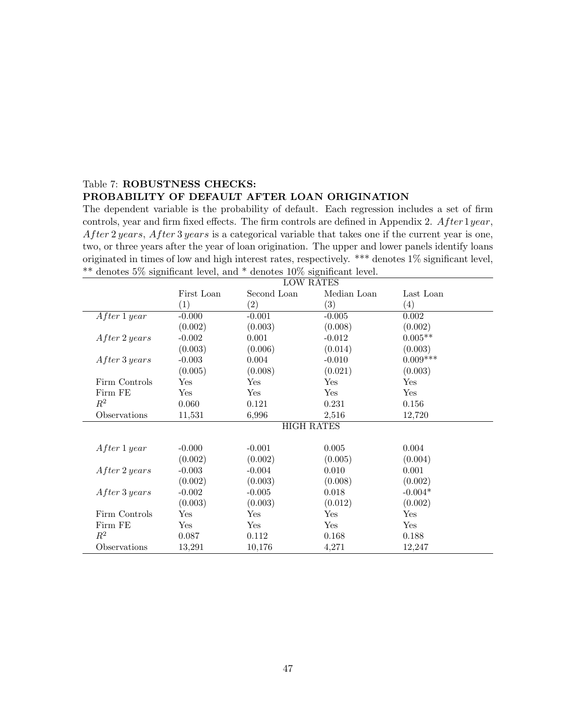Table 7: **ROBUSTNESS CHECKS: PROBABILITY OF DEFAULT AFTER LOAN ORIGINATION**

The dependent variable is the probability of default. Each regression includes a set of firm controls, year and firm fixed effects. The firm controls are defined in Appendix 2. $After\,1\,year$, $After\,2\,years$, $After\,3\,years$ is a categorical variable that takes one if the current year is one, two, or three years after the year of loan origination. The upper and lower panels identify loans originated in times of low and high interest rates, respectively. *** denotes 1% significant level, ** denotes 5% significant level, and * denotes 10% significant level.

| | LOW RATES | | | |
|---|---|---|---|---|
| | First Loan | Second Loan | Median Loan | Last Loan |
| | (1) | (2) | (3) | (4) |
| $After\ 1\ year$ | -0.000 | -0.001 | -0.005 | 0.002 |
| | (0.002) | (0.003) | (0.008) | (0.002) |
| $After\ 2\ years$ | -0.002 | 0.001 | -0.012 | 0.005** |
| | (0.003) | (0.006) | (0.014) | (0.003) |
| $After\ 3\ years$ | -0.003 | 0.004 | -0.010 | 0.009*** |
| | (0.005) | (0.008) | (0.021) | (0.003) |
| Firm Controls | Yes | Yes | Yes | Yes |
| Firm FE | Yes | Yes | Yes | Yes |
| $R^2$ | 0.060 | 0.121 | 0.231 | 0.156 |
| Observations | 11,531 | 6,996 | 2,516 | 12,720 |
| | HIGH RATES | | | |
| $After\ 1\ year$ | -0.000 | -0.001 | 0.005 | 0.004 |
| | (0.002) | (0.002) | (0.005) | (0.004) |
| $After\ 2\ years$ | -0.003 | -0.004 | 0.010 | 0.001 |
| | (0.002) | (0.003) | (0.008) | (0.002) |
| $After\ 3\ years$ | -0.002 | -0.005 | 0.018 | -0.004* |
| | (0.003) | (0.003) | (0.012) | (0.002) |
| Firm Controls | Yes | Yes | Yes | Yes |
| Firm FE | Yes | Yes | Yes | Yes |
| $R^2$ | 0.087 | 0.112 | 0.168 | 0.188 |
| Observations | 13,291 | 10,176 | 4,271 | 12,247 |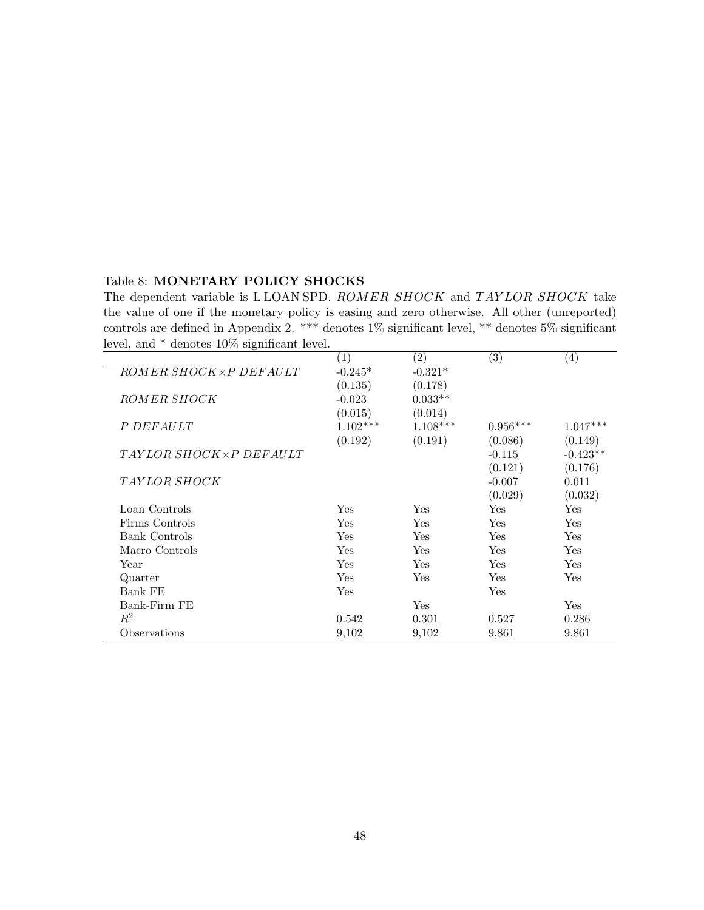Table 8: **MONETARY POLICY SHOCKS**

The dependent variable is L LOAN SPD. *ROMER SHOCK* and *TAYLOR SHOCK* take the value of one if the monetary policy is easing and zero otherwise. All other (unreported) controls are defined in Appendix 2. *** denotes 1% significant level, ** denotes 5% significant level, and * denotes 10% significant level.

| | (1) | (2) | (3) | (4) |
|---|---|---|---|---|
| *ROMER SHOCK*×*P DEFAULT* | -0.245* | -0.321* | | |
| | (0.135) | (0.178) | | |
| *ROMER SHOCK* | -0.023 | 0.033** | | |
| | (0.015) | (0.014) | | |
| *P DEFAULT* | 1.102*** | 1.108*** | 0.956*** | 1.047*** |
| | (0.192) | (0.191) | (0.086) | (0.149) |
| *TAYLOR SHOCK*×*P DEFAULT* | | | -0.115 | -0.423** |
| | | | (0.121) | (0.176) |
| *TAYLOR SHOCK* | | | -0.007 | 0.011 |
| | | | (0.029) | (0.032) |
| Loan Controls | Yes | Yes | Yes | Yes |
| Firms Controls | Yes | Yes | Yes | Yes |
| Bank Controls | Yes | Yes | Yes | Yes |
| Macro Controls | Yes | Yes | Yes | Yes |
| Year | Yes | Yes | Yes | Yes |
| Quarter | Yes | Yes | Yes | Yes |
| Bank FE | Yes | | Yes | |
| Bank-Firm FE | | Yes | | Yes |
| $R^2$ | 0.542 | 0.301 | 0.527 | 0.286 |
| Observations | 9,102 | 9,102 | 9,861 | 9,861 |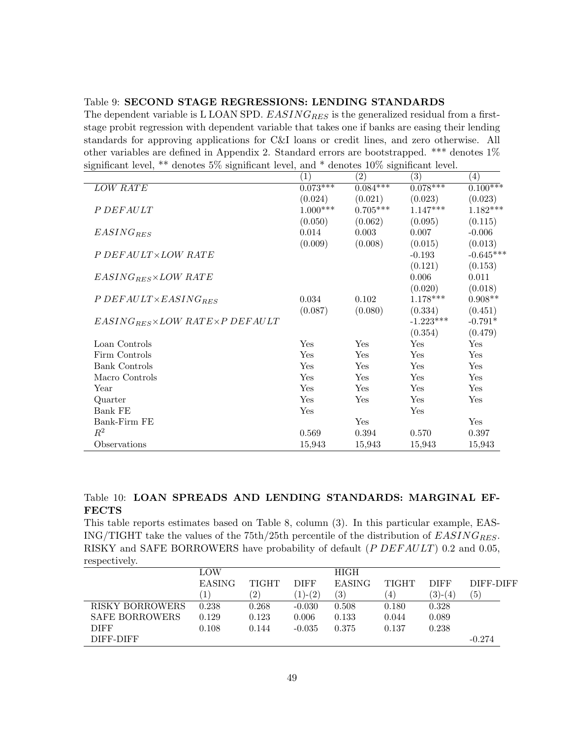Table 9: **SECOND STAGE REGRESSIONS: LENDING STANDARDS**

The dependent variable is L LOAN SPD. $EASING_{RES}$ is the generalized residual from a first-stage probit regression with dependent variable that takes one if banks are easing their lending standards for approving applications for C&I loans or credit lines, and zero otherwise. All other variables are defined in Appendix 2. Standard errors are bootstrapped. *** denotes 1% significant level, ** denotes 5% significant level, and * denotes 10% significant level.

| | (1) | (2) | (3) | (4) |
|---|---|---|---|---|
| $LOW\ RATE$ | 0.073*** | 0.084*** | 0.078*** | 0.100*** |
| | (0.024) | (0.021) | (0.023) | (0.023) |
| $P\ DEFAULT$ | 1.000*** | 0.705*** | 1.147*** | 1.182*** |
| | (0.050) | (0.062) | (0.095) | (0.115) |
| $EASING_{RES}$ | 0.014 | 0.003 | 0.007 | -0.006 |
| | (0.009) | (0.008) | (0.015) | (0.013) |
| $P\ DEFAULT \times LOW\ RATE$ | | | -0.193 | -0.645*** |
| | | | (0.121) | (0.153) |
| $EASING_{RES} \times LOW\ RATE$ | | | 0.006 | 0.011 |
| | | | (0.020) | (0.018) |
| $P\ DEFAULT \times EASING_{RES}$ | 0.034 | 0.102 | 1.178*** | 0.908** |
| | (0.087) | (0.080) | (0.334) | (0.451) |
| $EASING_{RES} \times LOW\ RATE \times P\ DEFAULT$ | | | -1.223*** | -0.791* |
| | | | (0.354) | (0.479) |
| Loan Controls | Yes | Yes | Yes | Yes |
| Firm Controls | Yes | Yes | Yes | Yes |
| Bank Controls | Yes | Yes | Yes | Yes |
| Macro Controls | Yes | Yes | Yes | Yes |
| Year | Yes | Yes | Yes | Yes |
| Quarter | Yes | Yes | Yes | Yes |
| Bank FE | Yes | | Yes | |
| Bank-Firm FE | | Yes | | Yes |
| $R^2$ | 0.569 | 0.394 | 0.570 | 0.397 |
| Observations | 15,943 | 15,943 | 15,943 | 15,943 |

Table 10: **LOAN SPREADS AND LENDING STANDARDS: MARGINAL EFFECTS**

This table reports estimates based on Table 8, column (3). In this particular example, EASING/TIGHT take the values of the 75th/25th percentile of the distribution of $EASING_{RES}$. RISKY and SAFE BORROWERS have probability of default ($P\ DEFAULT$) 0.2 and 0.05, respectively.

| | LOW EASING (1) | TIGHT (2) | DIFF (1)-(2) | HIGH EASING (3) | TIGHT (4) | DIFF (3)-(4) | DIFF-DIFF (5) |
|---|---|---|---|---|---|---|---|
| RISKY BORROWERS | 0.238 | 0.268 | -0.030 | 0.508 | 0.180 | 0.328 | |
| SAFE BORROWERS | 0.129 | 0.123 | 0.006 | 0.133 | 0.044 | 0.089 | |
| DIFF | 0.108 | 0.144 | -0.035 | 0.375 | 0.137 | 0.238 | |
| DIFF-DIFF | | | | | | | -0.274 |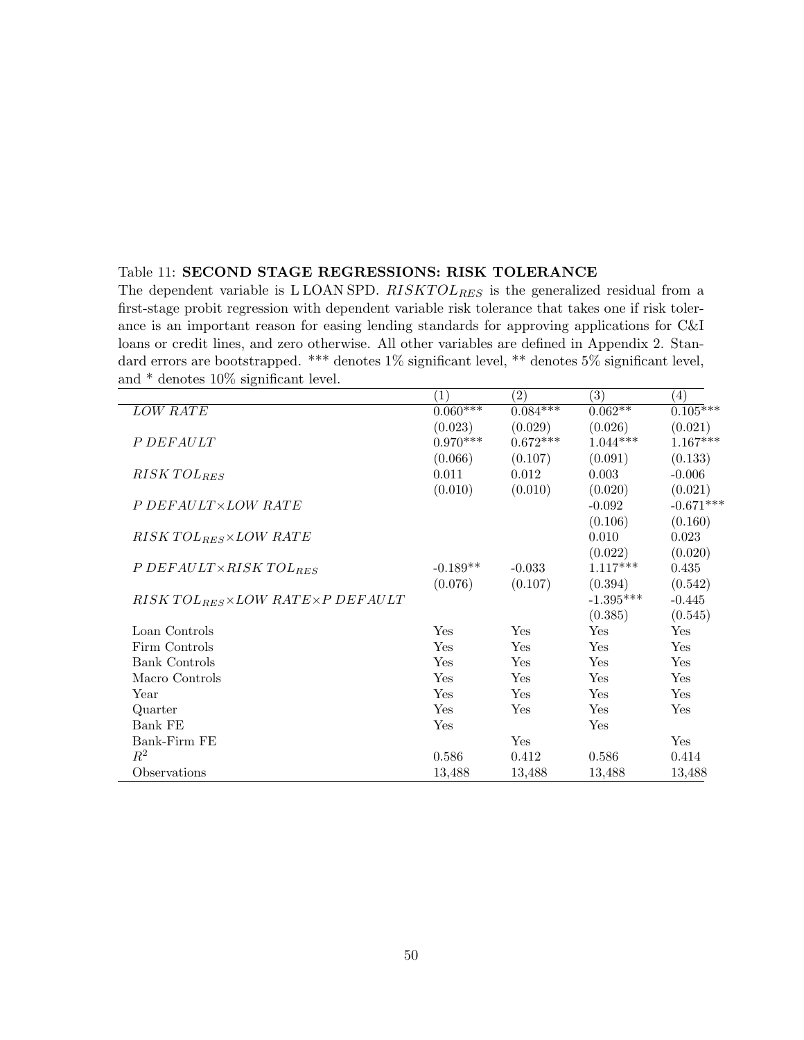Table 11: **SECOND STAGE REGRESSIONS: RISK TOLERANCE**

The dependent variable is L LOAN SPD. $RISKTOL_{RES}$ is the generalized residual from a first-stage probit regression with dependent variable risk tolerance that takes one if risk tolerance is an important reason for easing lending standards for approving applications for C&I loans or credit lines, and zero otherwise. All other variables are defined in Appendix 2. Standard errors are bootstrapped. *** denotes 1% significant level, ** denotes 5% significant level, and * denotes 10% significant level.

| | (1) | (2) | (3) | (4) |
|---|---|---|---|---|
| $LOW\ RATE$ | 0.060*** | 0.084*** | 0.062** | 0.105*** |
| | (0.023) | (0.029) | (0.026) | (0.021) |
| $P\ DEFAULT$ | 0.970*** | 0.672*** | 1.044*** | 1.167*** |
| | (0.066) | (0.107) | (0.091) | (0.133) |
| $RISK\ TOL_{RES}$ | 0.011 | 0.012 | 0.003 | -0.006 |
| | (0.010) | (0.010) | (0.020) | (0.021) |
| $P\ DEFAULT \times LOW\ RATE$ | | | -0.092 | -0.671*** |
| | | | (0.106) | (0.160) |
| $RISK\ TOL_{RES} \times LOW\ RATE$ | | | 0.010 | 0.023 |
| | | | (0.022) | (0.020) |
| $P\ DEFAULT \times RISK\ TOL_{RES}$ | -0.189** | -0.033 | 1.117*** | 0.435 |
| | (0.076) | (0.107) | (0.394) | (0.542) |
| $RISK\ TOL_{RES} \times LOW\ RATE \times P\ DEFAULT$ | | | -1.395*** | -0.445 |
| | | | (0.385) | (0.545) |
| Loan Controls | Yes | Yes | Yes | Yes |
| Firm Controls | Yes | Yes | Yes | Yes |
| Bank Controls | Yes | Yes | Yes | Yes |
| Macro Controls | Yes | Yes | Yes | Yes |
| Year | Yes | Yes | Yes | Yes |
| Quarter | Yes | Yes | Yes | Yes |
| Bank FE | Yes | | Yes | |
| Bank-Firm FE | | Yes | | Yes |
| $R^2$ | 0.586 | 0.412 | 0.586 | 0.414 |
| Observations | 13,488 | 13,488 | 13,488 | 13,488 |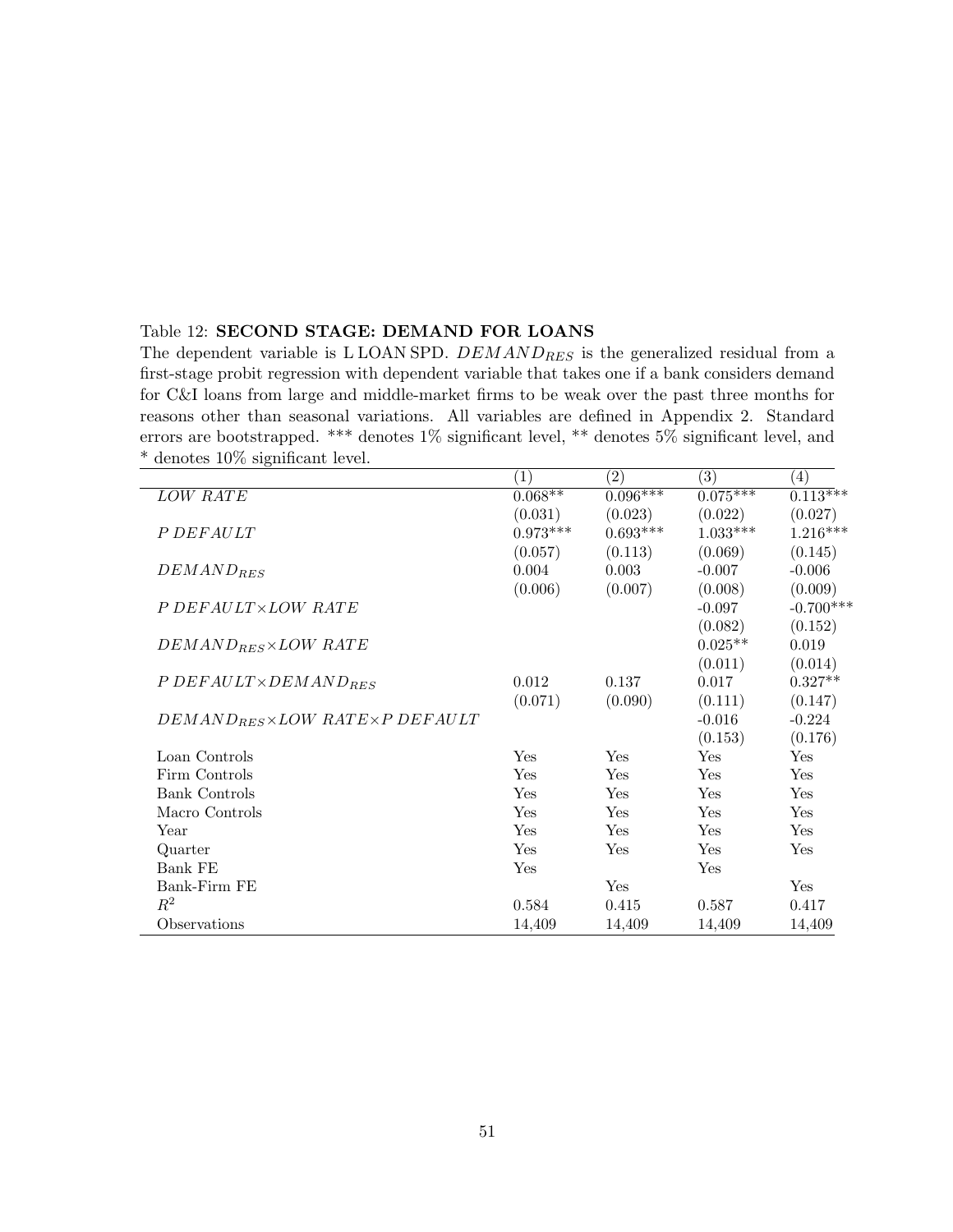Table 12: **SECOND STAGE: DEMAND FOR LOANS**

The dependent variable is L LOAN SPD. $DEMAND_{RES}$ is the generalized residual from a first-stage probit regression with dependent variable that takes one if a bank considers demand for C&I loans from large and middle-market firms to be weak over the past three months for reasons other than seasonal variations. All variables are defined in Appendix 2. Standard errors are bootstrapped. *** denotes 1% significant level, ** denotes 5% significant level, and * denotes 10% significant level.

| | (1) | (2) | (3) | (4) |
|---|---|---|---|---|
| *LOW RATE* | 0.068** | 0.096*** | 0.075*** | 0.113*** |
| | (0.031) | (0.023) | (0.022) | (0.027) |
| *P DEFAULT* | 0.973*** | 0.693*** | 1.033*** | 1.216*** |
| | (0.057) | (0.113) | (0.069) | (0.145) |
| $DEMAND_{RES}$ | 0.004 | 0.003 | -0.007 | -0.006 |
| | (0.006) | (0.007) | (0.008) | (0.009) |
| *P DEFAULT*×*LOW RATE* | | | -0.097 | -0.700*** |
| | | | (0.082) | (0.152) |
| $DEMAND_{RES}$×*LOW RATE* | | | 0.025** | 0.019 |
| | | | (0.011) | (0.014) |
| *P DEFAULT*×$DEMAND_{RES}$ | 0.012 | 0.137 | 0.017 | 0.327** |
| | (0.071) | (0.090) | (0.111) | (0.147) |
| $DEMAND_{RES}$×*LOW RATE*×*P DEFAULT* | | | -0.016 | -0.224 |
| | | | (0.153) | (0.176) |
| Loan Controls | Yes | Yes | Yes | Yes |
| Firm Controls | Yes | Yes | Yes | Yes |
| Bank Controls | Yes | Yes | Yes | Yes |
| Macro Controls | Yes | Yes | Yes | Yes |
| Year | Yes | Yes | Yes | Yes |
| Quarter | Yes | Yes | Yes | Yes |
| Bank FE | Yes | | Yes | |
| Bank-Firm FE | | Yes | | Yes |
| $R^2$ | 0.584 | 0.415 | 0.587 | 0.417 |
| Observations | 14,409 | 14,409 | 14,409 | 14,409 |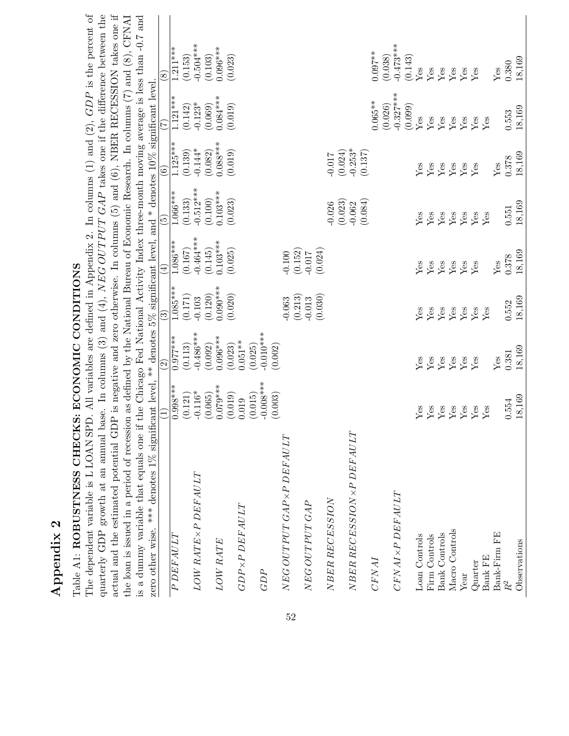# Appendix 2

Table A1: **ROBUSTNESS CHECKS: ECONOMIC CONDITIONS**

The dependent variable is L LOAN SPD. All variables are defined in Appendix 2. In columns (1) and (2), *GDP* is the percent of quarterly GDP growth at an annual base. In columns (3) and (4), *NEG OUTPUT GAP* takes one if the difference between the actual and the estimated potential GDP is negative and zero otherwise. In columns (5) and (6), NBER RECESSION takes one if the loan is issued in a period of recession as defined by the National Bureau of Economic Research. In columns (7) and (8), CFNAI is a dummy variable that equals one if the Chicago Fed National Activity Index three-month moving average is less than -0.7 and zero other wise. *** denotes 1% significant level, ** denotes 5% significant level, and * denotes 10% significant level.

| | (1) | (2) | (3) | (4) | (5) | (6) | (7) | (8) |
|---|---|---|---|---|---|---|---|---|
| *P DEFAULT* | 0.998*** | 0.977*** | 1.085*** | 1.086*** | 1.066*** | 1.125*** | 1.121*** | 1.211*** |
| | (0.121) | (0.113) | (0.171) | (0.167) | (0.133) | (0.139) | (0.142) | (0.153) |
| *LOW RATE*×*P DEFAULT* | -0.116* | -0.486*** | -0.103 | -0.464*** | -0.512*** | -0.144* | -0.123* | -0.504*** |
| | (0.065) | (0.092) | (0.120) | (0.145) | (0.100) | (0.082) | (0.069) | (0.103) |
| *LOW RATE* | 0.079*** | 0.096*** | 0.090*** | 0.103*** | 0.103*** | 0.088*** | 0.084*** | 0.096*** |
| | (0.019) | (0.023) | (0.020) | (0.025) | (0.023) | (0.019) | (0.019) | (0.023) |
| *GDP*×*P DEFAULT* | 0.019 | 0.051** | | | | | | |
| | (0.015) | (0.025) | | | | | | |
| *GDP* | -0.008*** | -0.010*** | | | | | | |
| | (0.003) | (0.002) | | | | | | |
| *NEG OUTPUT GAP*×*P DEFAULT* | | | -0.063 | -0.100 | | | | |
| | | | (0.213) | (0.152) | | | | |
| *NEG OUTPUT GAP* | | | -0.013 | -0.017 | | | | |
| | | | (0.030) | (0.024) | | | | |
| *NBER RECESSION* | | | | | -0.026 | -0.017 | | |
| | | | | | (0.023) | (0.024) | | |
| *NBER RECESSION*×*P DEFAULT* | | | | | -0.062 | -0.253* | | |
| | | | | | (0.084) | (0.137) | | |
| *CFNAI* | | | | | | | 0.065** | 0.097** |
| | | | | | | | (0.026) | (0.038) |
| *CFNAI*×*P DEFAULT* | | | | | | | -0.327*** | -0.473*** |
| | | | | | | | (0.099) | (0.143) |
| Loan Controls | Yes | Yes | Yes | Yes | Yes | Yes | Yes | Yes |
| Firm Controls | Yes | Yes | Yes | Yes | Yes | Yes | Yes | Yes |
| Bank Controls | Yes | Yes | Yes | Yes | Yes | Yes | Yes | Yes |
| Macro Controls | Yes | Yes | Yes | Yes | Yes | Yes | Yes | Yes |
| Year | Yes | Yes | Yes | Yes | Yes | Yes | Yes | Yes |
| Quarter | Yes | Yes | Yes | Yes | Yes | Yes | Yes | Yes |
| Bank FE | Yes | | Yes | | Yes | | Yes | |
| Bank-Firm FE | | Yes | | Yes | | Yes | | Yes |
| $R^2$ | 0.554 | 0.381 | 0.552 | 0.378 | 0.551 | 0.378 | 0.553 | 0.380 |
| Observations | 18,169 | 18,169 | 18,169 | 18,169 | 18,169 | 18,169 | 18,169 | 18,169 |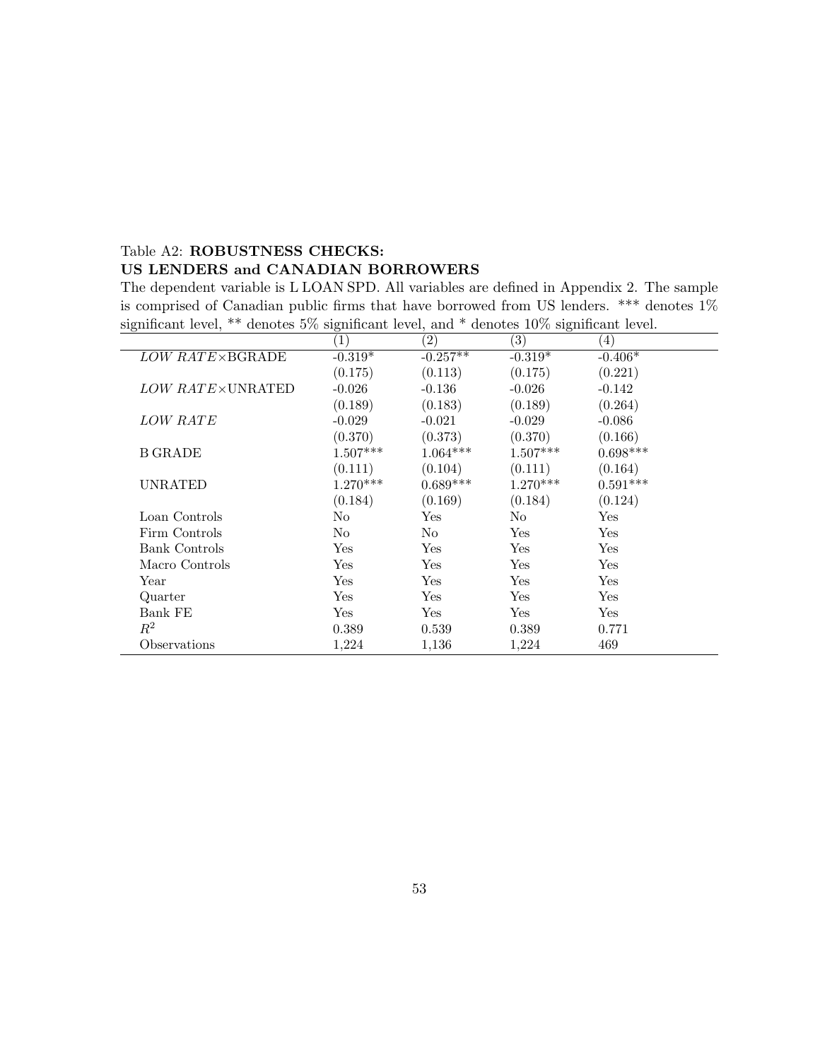Table A2: **ROBUSTNESS CHECKS: US LENDERS and CANADIAN BORROWERS**

The dependent variable is L LOAN SPD. All variables are defined in Appendix 2. The sample is comprised of Canadian public firms that have borrowed from US lenders. *** denotes 1% significant level, ** denotes 5% significant level, and * denotes 10% significant level.

| | (1) | (2) | (3) | (4) |
|---|---|---|---|---|
| *LOW RATE*×BGRADE | -0.319* | -0.257** | -0.319* | -0.406* |
| | (0.175) | (0.113) | (0.175) | (0.221) |
| *LOW RATE*×UNRATED | -0.026 | -0.136 | -0.026 | -0.142 |
| | (0.189) | (0.183) | (0.189) | (0.264) |
| *LOW RATE* | -0.029 | -0.021 | -0.029 | -0.086 |
| | (0.370) | (0.373) | (0.370) | (0.166) |
| B GRADE | 1.507*** | 1.064*** | 1.507*** | 0.698*** |
| | (0.111) | (0.104) | (0.111) | (0.164) |
| UNRATED | 1.270*** | 0.689*** | 1.270*** | 0.591*** |
| | (0.184) | (0.169) | (0.184) | (0.124) |
| Loan Controls | No | Yes | No | Yes |
| Firm Controls | No | No | Yes | Yes |
| Bank Controls | Yes | Yes | Yes | Yes |
| Macro Controls | Yes | Yes | Yes | Yes |
| Year | Yes | Yes | Yes | Yes |
| Quarter | Yes | Yes | Yes | Yes |
| Bank FE | Yes | Yes | Yes | Yes |
| $R^2$ | 0.389 | 0.539 | 0.389 | 0.771 |
| Observations | 1,224 | 1,136 | 1,224 | 469 |